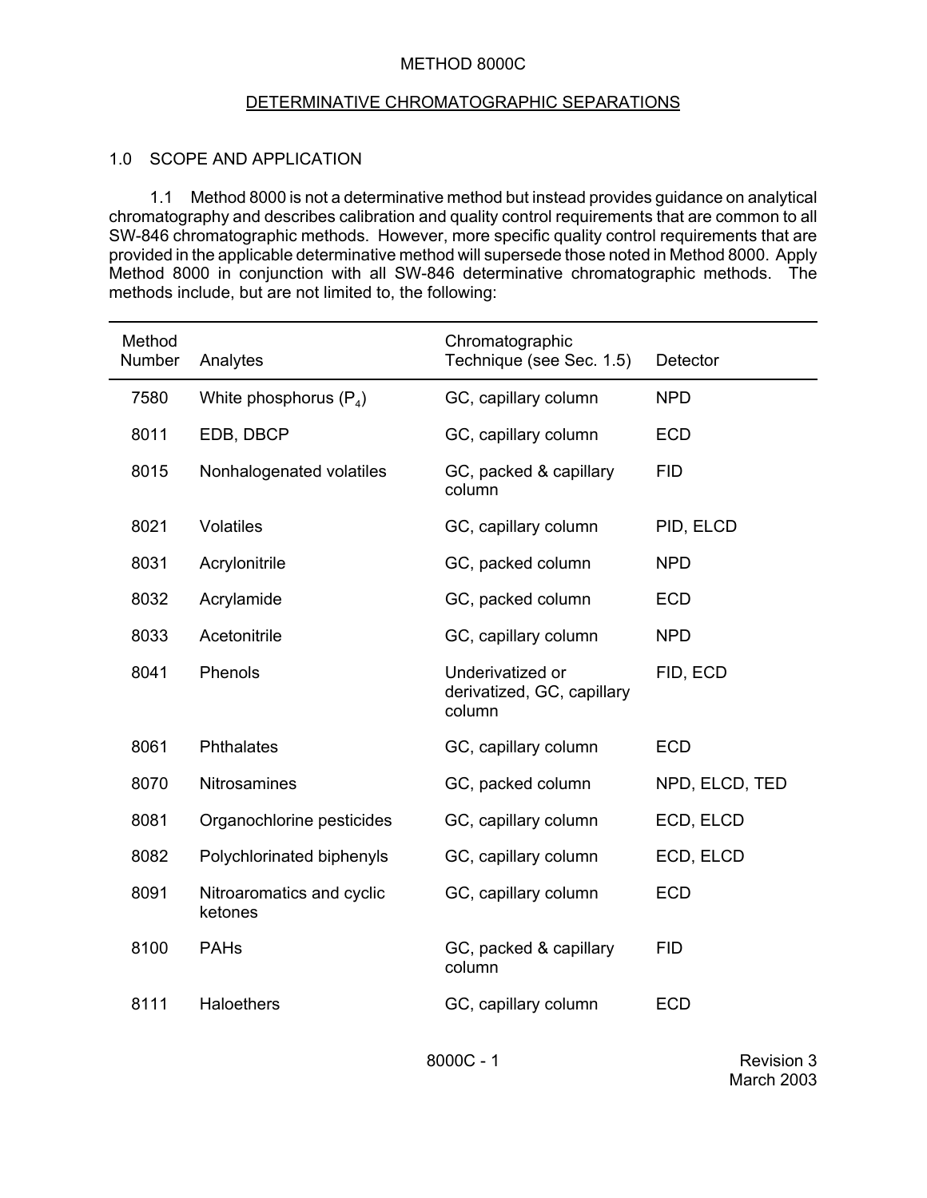# METHOD 8000C

## DETERMINATIVE CHROMATOGRAPHIC SEPARATIONS

### 1.0 SCOPE AND APPLICATION

1.1 Method 8000 is not a determinative method but instead provides guidance on analytical chromatography and describes calibration and quality control requirements that are common to all SW-846 chromatographic methods. However, more specific quality control requirements that are provided in the applicable determinative method will supersede those noted in Method 8000. Apply Method 8000 in conjunction with all SW-846 determinative chromatographic methods. The methods include, but are not limited to, the following:

| Method Number | Analytes | Chromatographic Technique (see Sec. 1.5) | Detector |
|---|---|---|---|
| 7580 | White phosphorus ($P_4$) | GC, capillary column | NPD |
| 8011 | EDB, DBCP | GC, capillary column | ECD |
| 8015 | Nonhalogenated volatiles | GC, packed & capillary column | FID |
| 8021 | Volatiles | GC, capillary column | PID, ELCD |
| 8031 | Acrylonitrile | GC, packed column | NPD |
| 8032 | Acrylamide | GC, packed column | ECD |
| 8033 | Acetonitrile | GC, capillary column | NPD |
| 8041 | Phenols | Underivatized or derivatized, GC, capillary column | FID, ECD |
| 8061 | Phthalates | GC, capillary column | ECD |
| 8070 | Nitrosamines | GC, packed column | NPD, ELCD, TED |
| 8081 | Organochlorine pesticides | GC, capillary column | ECD, ELCD |
| 8082 | Polychlorinated biphenyls | GC, capillary column | ECD, ELCD |
| 8091 | Nitroaromatics and cyclic ketones | GC, capillary column | ECD |
| 8100 | PAHs | GC, packed & capillary column | FID |
| 8111 | Haloethers | GC, capillary column | ECD |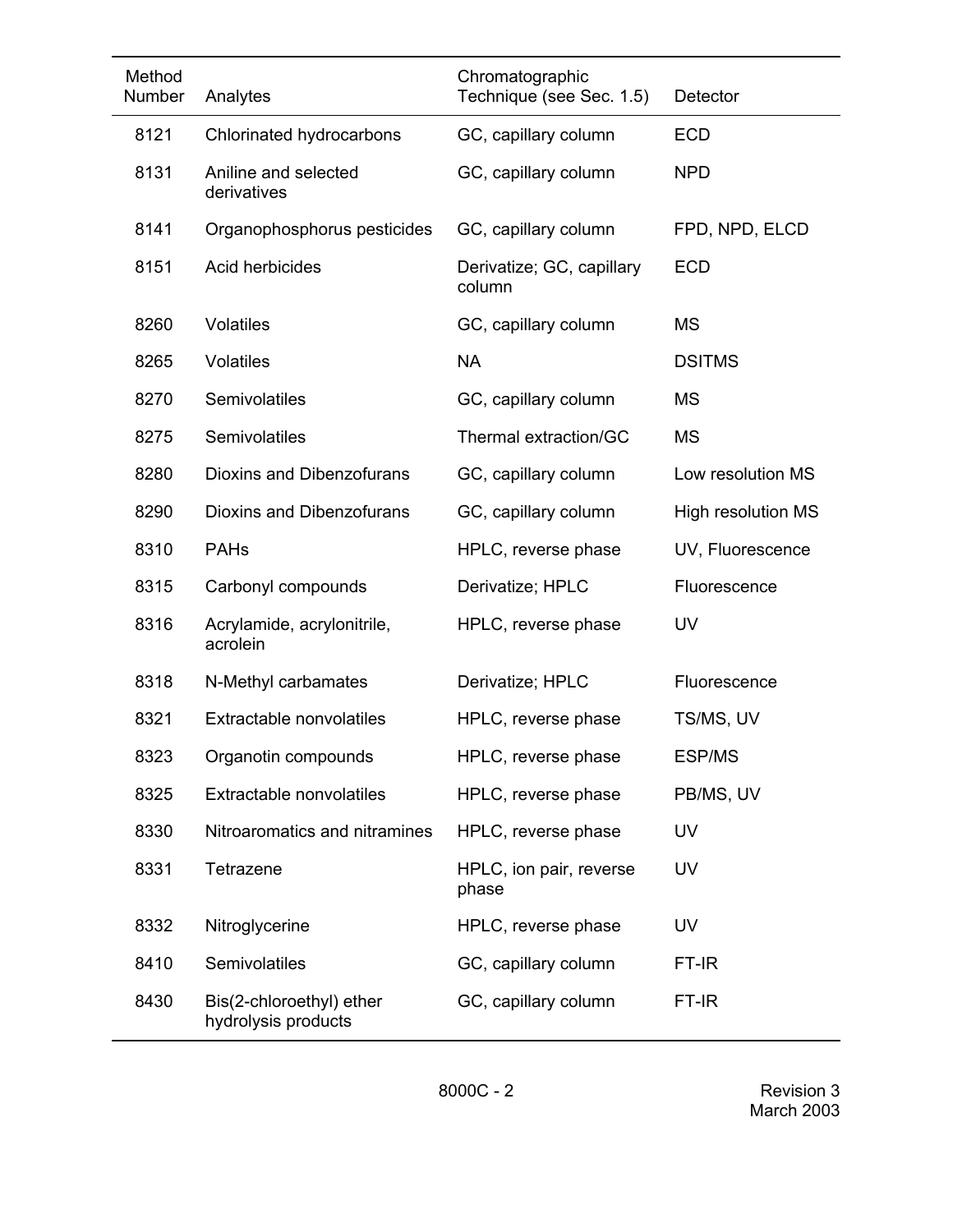| Method Number | Analytes | Chromatographic Technique (see Sec. 1.5) | Detector |
|---|---|---|---|
| 8121 | Chlorinated hydrocarbons | GC, capillary column | ECD |
| 8131 | Aniline and selected derivatives | GC, capillary column | NPD |
| 8141 | Organophosphorus pesticides | GC, capillary column | FPD, NPD, ELCD |
| 8151 | Acid herbicides | Derivatize; GC, capillary column | ECD |
| 8260 | Volatiles | GC, capillary column | MS |
| 8265 | Volatiles | NA | DSITMS |
| 8270 | Semivolatiles | GC, capillary column | MS |
| 8275 | Semivolatiles | Thermal extraction/GC | MS |
| 8280 | Dioxins and Dibenzofurans | GC, capillary column | Low resolution MS |
| 8290 | Dioxins and Dibenzofurans | GC, capillary column | High resolution MS |
| 8310 | PAHs | HPLC, reverse phase | UV, Fluorescence |
| 8315 | Carbonyl compounds | Derivatize; HPLC | Fluorescence |
| 8316 | Acrylamide, acrylonitrile, acrolein | HPLC, reverse phase | UV |
| 8318 | N-Methyl carbamates | Derivatize; HPLC | Fluorescence |
| 8321 | Extractable nonvolatiles | HPLC, reverse phase | TS/MS, UV |
| 8323 | Organotin compounds | HPLC, reverse phase | ESP/MS |
| 8325 | Extractable nonvolatiles | HPLC, reverse phase | PB/MS, UV |
| 8330 | Nitroaromatics and nitramines | HPLC, reverse phase | UV |
| 8331 | Tetrazene | HPLC, ion pair, reverse phase | UV |
| 8332 | Nitroglycerine | HPLC, reverse phase | UV |
| 8410 | Semivolatiles | GC, capillary column | FT-IR |
| 8430 | Bis(2-chloroethyl) ether hydrolysis products | GC, capillary column | FT-IR |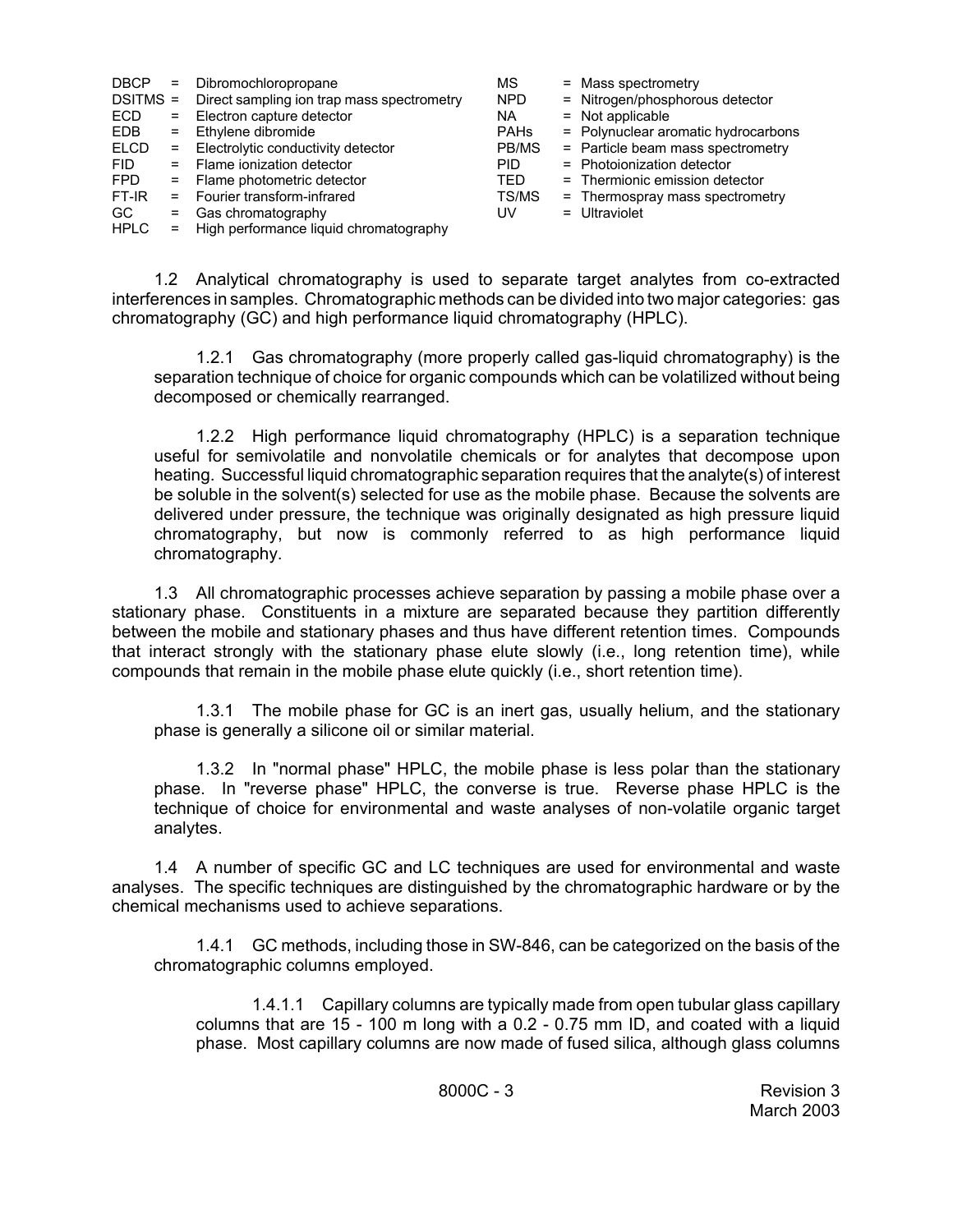DBCP = Dibromochloropropane
DSITMS = Direct sampling ion trap mass spectrometry
ECD = Electron capture detector
EDB = Ethylene dibromide
ELCD = Electrolytic conductivity detector
FID = Flame ionization detector
FPD = Flame photometric detector
FT-IR = Fourier transform-infrared
GC = Gas chromatography
HPLC = High performance liquid chromatography
MS = Mass spectrometry
NPD = Nitrogen/phosphorous detector
NA = Not applicable
PAHs = Polynuclear aromatic hydrocarbons
PB/MS = Particle beam mass spectrometry
PID = Photoionization detector
TED = Thermionic emission detector
TS/MS = Thermospray mass spectrometry
UV = Ultraviolet

1.2 Analytical chromatography is used to separate target analytes from co-extracted interferences in samples. Chromatographic methods can be divided into two major categories: gas chromatography (GC) and high performance liquid chromatography (HPLC).

1.2.1 Gas chromatography (more properly called gas-liquid chromatography) is the separation technique of choice for organic compounds which can be volatilized without being decomposed or chemically rearranged.

1.2.2 High performance liquid chromatography (HPLC) is a separation technique useful for semivolatile and nonvolatile chemicals or for analytes that decompose upon heating. Successful liquid chromatographic separation requires that the analyte(s) of interest be soluble in the solvent(s) selected for use as the mobile phase. Because the solvents are delivered under pressure, the technique was originally designated as high pressure liquid chromatography, but now is commonly referred to as high performance liquid chromatography.

1.3 All chromatographic processes achieve separation by passing a mobile phase over a stationary phase. Constituents in a mixture are separated because they partition differently between the mobile and stationary phases and thus have different retention times. Compounds that interact strongly with the stationary phase elute slowly (i.e., long retention time), while compounds that remain in the mobile phase elute quickly (i.e., short retention time).

1.3.1 The mobile phase for GC is an inert gas, usually helium, and the stationary phase is generally a silicone oil or similar material.

1.3.2 In "normal phase" HPLC, the mobile phase is less polar than the stationary phase. In "reverse phase" HPLC, the converse is true. Reverse phase HPLC is the technique of choice for environmental and waste analyses of non-volatile organic target analytes.

1.4 A number of specific GC and LC techniques are used for environmental and waste analyses. The specific techniques are distinguished by the chromatographic hardware or by the chemical mechanisms used to achieve separations.

1.4.1 GC methods, including those in SW-846, can be categorized on the basis of the chromatographic columns employed.

1.4.1.1 Capillary columns are typically made from open tubular glass capillary columns that are 15 - 100 m long with a 0.2 - 0.75 mm ID, and coated with a liquid phase. Most capillary columns are now made of fused silica, although glass columns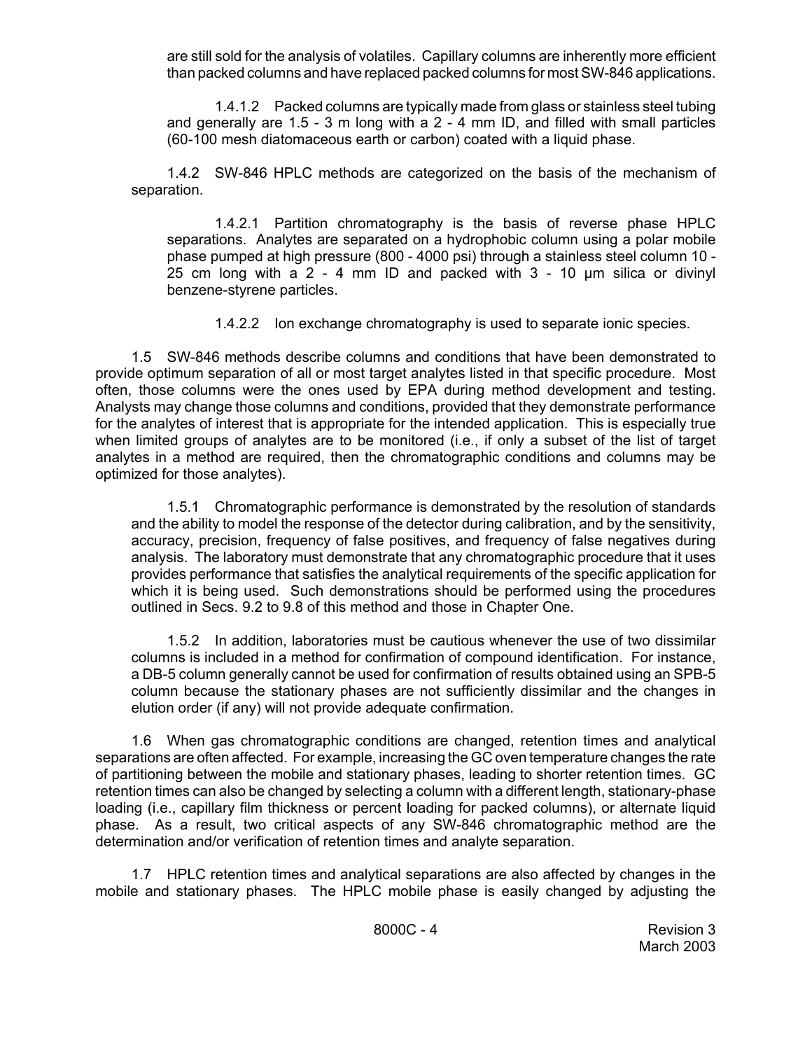are still sold for the analysis of volatiles. Capillary columns are inherently more efficient than packed columns and have replaced packed columns for most SW-846 applications.

1.4.1.2 Packed columns are typically made from glass or stainless steel tubing and generally are 1.5 - 3 m long with a 2 - 4 mm ID, and filled with small particles (60-100 mesh diatomaceous earth or carbon) coated with a liquid phase.

1.4.2 SW-846 HPLC methods are categorized on the basis of the mechanism of separation.

1.4.2.1 Partition chromatography is the basis of reverse phase HPLC separations. Analytes are separated on a hydrophobic column using a polar mobile phase pumped at high pressure (800 - 4000 psi) through a stainless steel column 10 - 25 cm long with a 2 - 4 mm ID and packed with 3 - 10 µm silica or divinyl benzene-styrene particles.

1.4.2.2 Ion exchange chromatography is used to separate ionic species.

1.5 SW-846 methods describe columns and conditions that have been demonstrated to provide optimum separation of all or most target analytes listed in that specific procedure. Most often, those columns were the ones used by EPA during method development and testing. Analysts may change those columns and conditions, provided that they demonstrate performance for the analytes of interest that is appropriate for the intended application. This is especially true when limited groups of analytes are to be monitored (i.e., if only a subset of the list of target analytes in a method are required, then the chromatographic conditions and columns may be optimized for those analytes).

1.5.1 Chromatographic performance is demonstrated by the resolution of standards and the ability to model the response of the detector during calibration, and by the sensitivity, accuracy, precision, frequency of false positives, and frequency of false negatives during analysis. The laboratory must demonstrate that any chromatographic procedure that it uses provides performance that satisfies the analytical requirements of the specific application for which it is being used. Such demonstrations should be performed using the procedures outlined in Secs. 9.2 to 9.8 of this method and those in Chapter One.

1.5.2 In addition, laboratories must be cautious whenever the use of two dissimilar columns is included in a method for confirmation of compound identification. For instance, a DB-5 column generally cannot be used for confirmation of results obtained using an SPB-5 column because the stationary phases are not sufficiently dissimilar and the changes in elution order (if any) will not provide adequate confirmation.

1.6 When gas chromatographic conditions are changed, retention times and analytical separations are often affected. For example, increasing the GC oven temperature changes the rate of partitioning between the mobile and stationary phases, leading to shorter retention times. GC retention times can also be changed by selecting a column with a different length, stationary-phase loading (i.e., capillary film thickness or percent loading for packed columns), or alternate liquid phase. As a result, two critical aspects of any SW-846 chromatographic method are the determination and/or verification of retention times and analyte separation.

1.7 HPLC retention times and analytical separations are also affected by changes in the mobile and stationary phases. The HPLC mobile phase is easily changed by adjusting the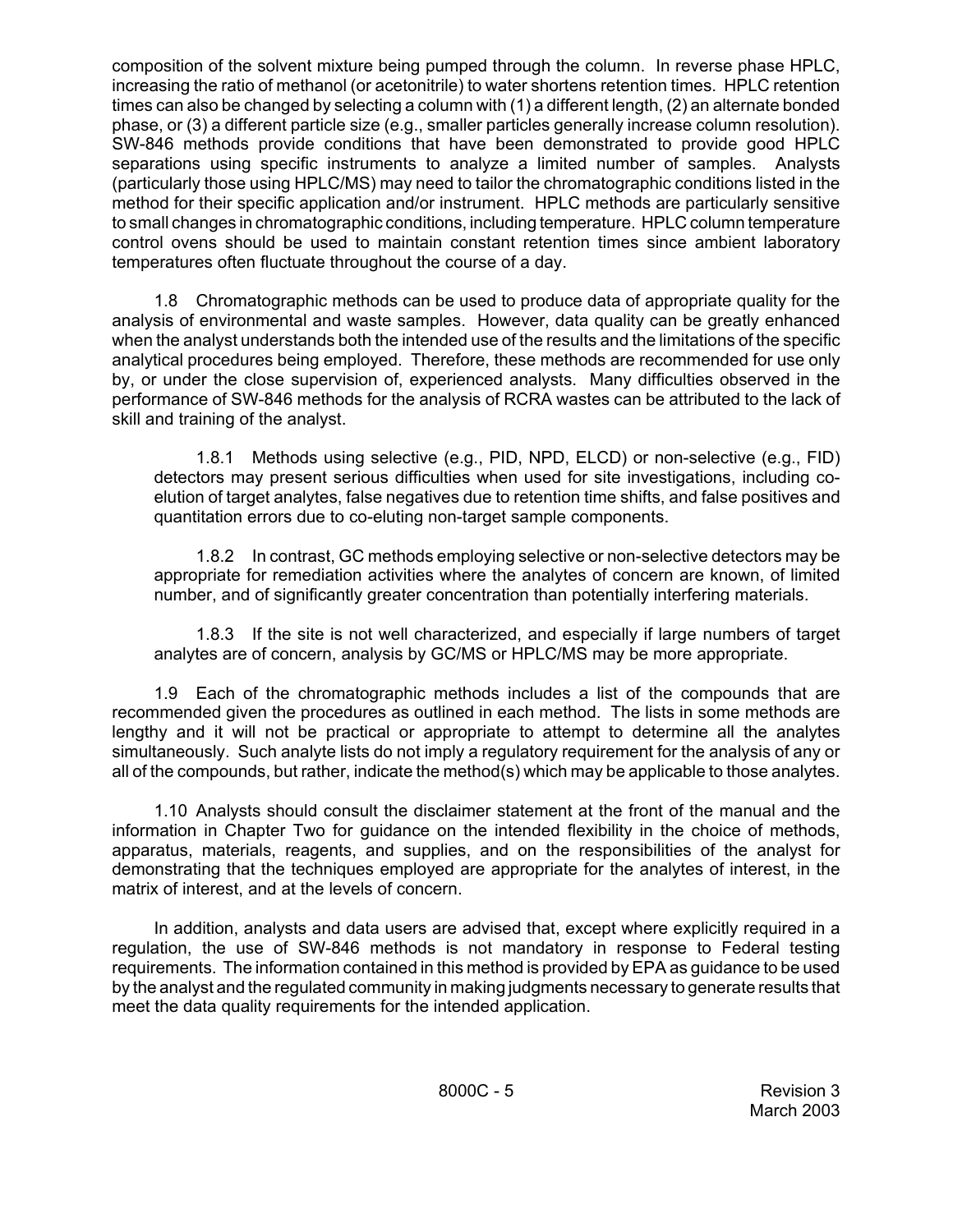composition of the solvent mixture being pumped through the column. In reverse phase HPLC, increasing the ratio of methanol (or acetonitrile) to water shortens retention times. HPLC retention times can also be changed by selecting a column with (1) a different length, (2) an alternate bonded phase, or (3) a different particle size (e.g., smaller particles generally increase column resolution). SW-846 methods provide conditions that have been demonstrated to provide good HPLC separations using specific instruments to analyze a limited number of samples. Analysts (particularly those using HPLC/MS) may need to tailor the chromatographic conditions listed in the method for their specific application and/or instrument. HPLC methods are particularly sensitive to small changes in chromatographic conditions, including temperature. HPLC column temperature control ovens should be used to maintain constant retention times since ambient laboratory temperatures often fluctuate throughout the course of a day.

1.8 Chromatographic methods can be used to produce data of appropriate quality for the analysis of environmental and waste samples. However, data quality can be greatly enhanced when the analyst understands both the intended use of the results and the limitations of the specific analytical procedures being employed. Therefore, these methods are recommended for use only by, or under the close supervision of, experienced analysts. Many difficulties observed in the performance of SW-846 methods for the analysis of RCRA wastes can be attributed to the lack of skill and training of the analyst.

1.8.1 Methods using selective (e.g., PID, NPD, ELCD) or non-selective (e.g., FID) detectors may present serious difficulties when used for site investigations, including co-elution of target analytes, false negatives due to retention time shifts, and false positives and quantitation errors due to co-eluting non-target sample components.

1.8.2 In contrast, GC methods employing selective or non-selective detectors may be appropriate for remediation activities where the analytes of concern are known, of limited number, and of significantly greater concentration than potentially interfering materials.

1.8.3 If the site is not well characterized, and especially if large numbers of target analytes are of concern, analysis by GC/MS or HPLC/MS may be more appropriate.

1.9 Each of the chromatographic methods includes a list of the compounds that are recommended given the procedures as outlined in each method. The lists in some methods are lengthy and it will not be practical or appropriate to attempt to determine all the analytes simultaneously. Such analyte lists do not imply a regulatory requirement for the analysis of any or all of the compounds, but rather, indicate the method(s) which may be applicable to those analytes.

1.10 Analysts should consult the disclaimer statement at the front of the manual and the information in Chapter Two for guidance on the intended flexibility in the choice of methods, apparatus, materials, reagents, and supplies, and on the responsibilities of the analyst for demonstrating that the techniques employed are appropriate for the analytes of interest, in the matrix of interest, and at the levels of concern.

In addition, analysts and data users are advised that, except where explicitly required in a regulation, the use of SW-846 methods is not mandatory in response to Federal testing requirements. The information contained in this method is provided by EPA as guidance to be used by the analyst and the regulated community in making judgments necessary to generate results that meet the data quality requirements for the intended application.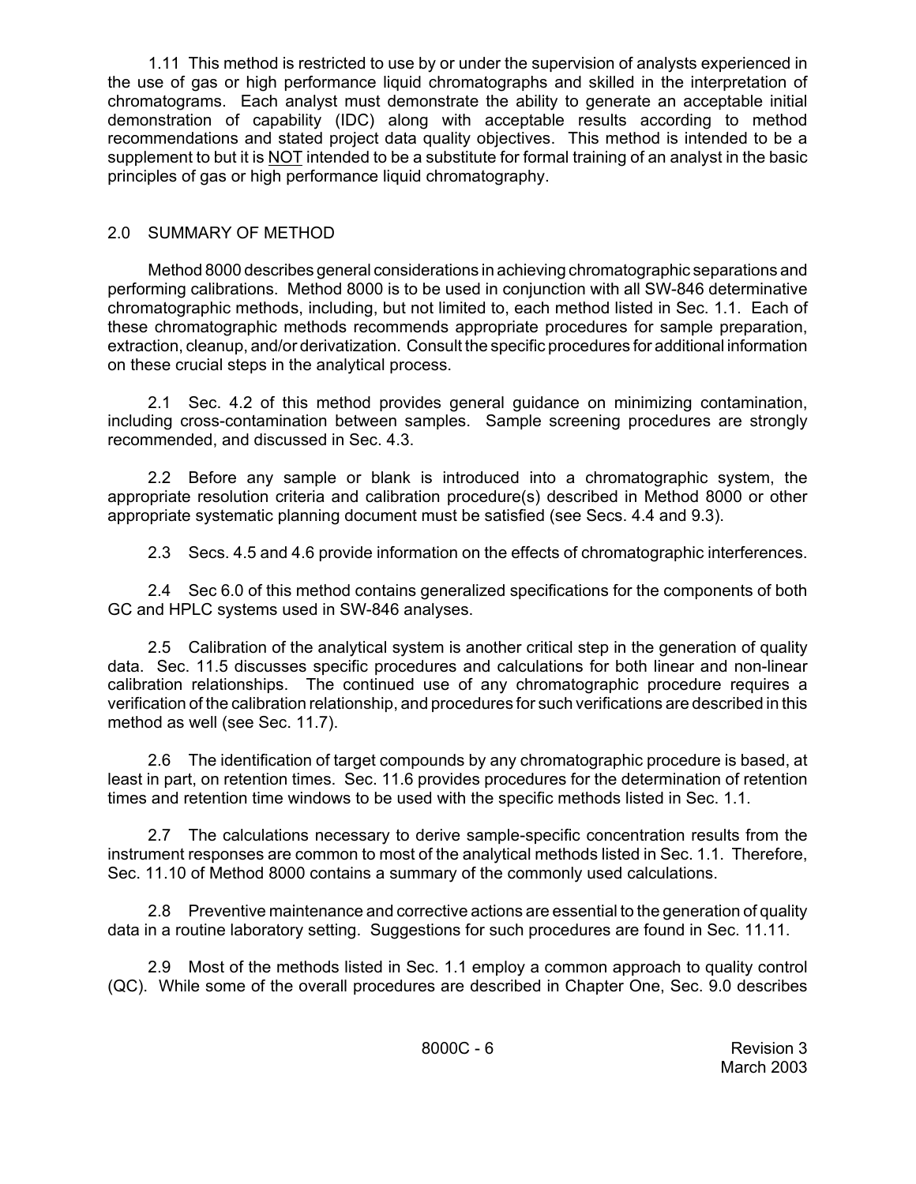1.11 This method is restricted to use by or under the supervision of analysts experienced in the use of gas or high performance liquid chromatographs and skilled in the interpretation of chromatograms. Each analyst must demonstrate the ability to generate an acceptable initial demonstration of capability (IDC) along with acceptable results according to method recommendations and stated project data quality objectives. This method is intended to be a supplement to but it is NOT intended to be a substitute for formal training of an analyst in the basic principles of gas or high performance liquid chromatography.

## 2.0 SUMMARY OF METHOD

Method 8000 describes general considerations in achieving chromatographic separations and performing calibrations. Method 8000 is to be used in conjunction with all SW-846 determinative chromatographic methods, including, but not limited to, each method listed in Sec. 1.1. Each of these chromatographic methods recommends appropriate procedures for sample preparation, extraction, cleanup, and/or derivatization. Consult the specific procedures for additional information on these crucial steps in the analytical process.

2.1 Sec. 4.2 of this method provides general guidance on minimizing contamination, including cross-contamination between samples. Sample screening procedures are strongly recommended, and discussed in Sec. 4.3.

2.2 Before any sample or blank is introduced into a chromatographic system, the appropriate resolution criteria and calibration procedure(s) described in Method 8000 or other appropriate systematic planning document must be satisfied (see Secs. 4.4 and 9.3).

2.3 Secs. 4.5 and 4.6 provide information on the effects of chromatographic interferences.

2.4 Sec 6.0 of this method contains generalized specifications for the components of both GC and HPLC systems used in SW-846 analyses.

2.5 Calibration of the analytical system is another critical step in the generation of quality data. Sec. 11.5 discusses specific procedures and calculations for both linear and non-linear calibration relationships. The continued use of any chromatographic procedure requires a verification of the calibration relationship, and procedures for such verifications are described in this method as well (see Sec. 11.7).

2.6 The identification of target compounds by any chromatographic procedure is based, at least in part, on retention times. Sec. 11.6 provides procedures for the determination of retention times and retention time windows to be used with the specific methods listed in Sec. 1.1.

2.7 The calculations necessary to derive sample-specific concentration results from the instrument responses are common to most of the analytical methods listed in Sec. 1.1. Therefore, Sec. 11.10 of Method 8000 contains a summary of the commonly used calculations.

2.8 Preventive maintenance and corrective actions are essential to the generation of quality data in a routine laboratory setting. Suggestions for such procedures are found in Sec. 11.11.

2.9 Most of the methods listed in Sec. 1.1 employ a common approach to quality control (QC). While some of the overall procedures are described in Chapter One, Sec. 9.0 describes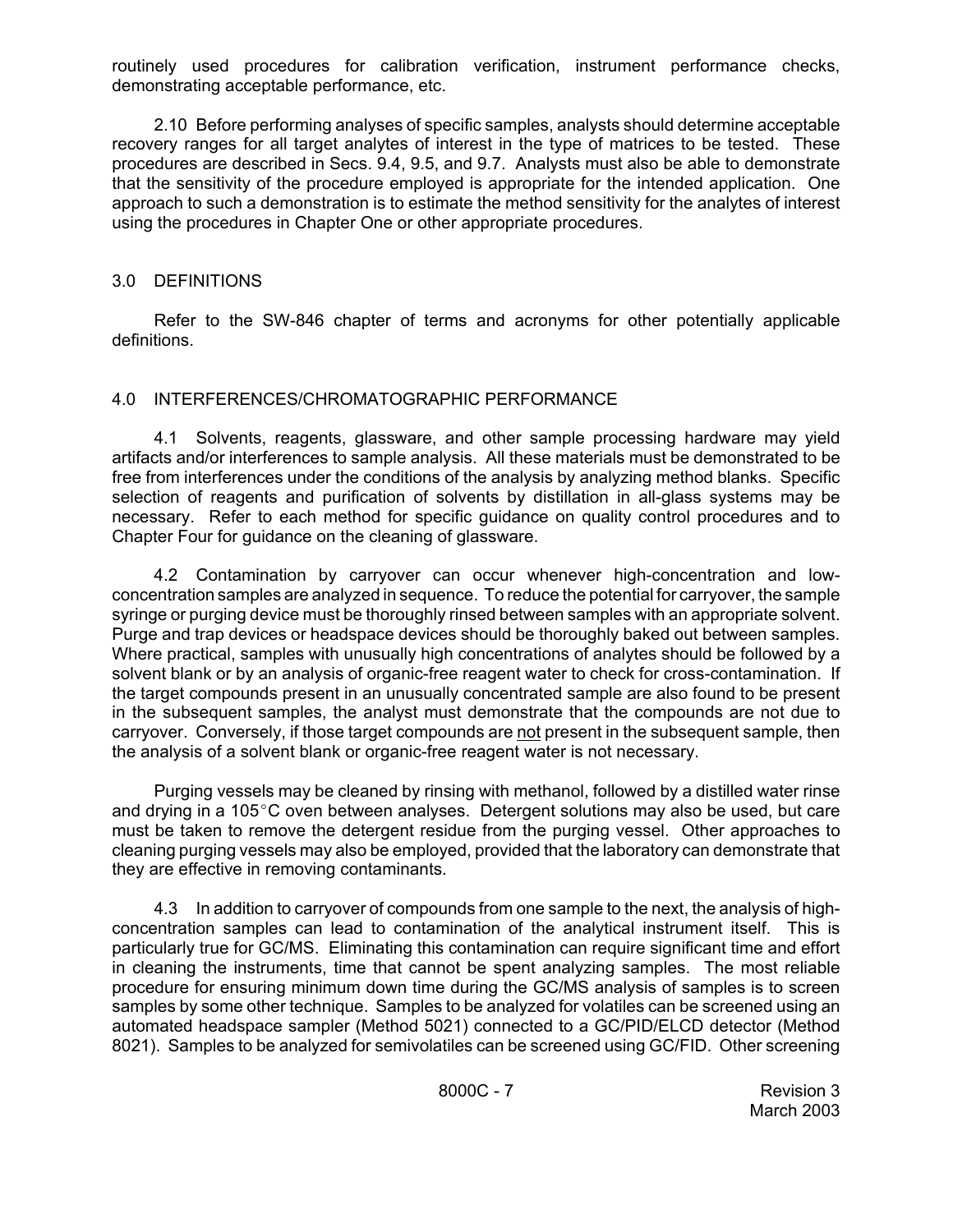routinely used procedures for calibration verification, instrument performance checks, demonstrating acceptable performance, etc.

2.10 Before performing analyses of specific samples, analysts should determine acceptable recovery ranges for all target analytes of interest in the type of matrices to be tested. These procedures are described in Secs. 9.4, 9.5, and 9.7. Analysts must also be able to demonstrate that the sensitivity of the procedure employed is appropriate for the intended application. One approach to such a demonstration is to estimate the method sensitivity for the analytes of interest using the procedures in Chapter One or other appropriate procedures.

## 3.0 DEFINITIONS

Refer to the SW-846 chapter of terms and acronyms for other potentially applicable definitions.

## 4.0 INTERFERENCES/CHROMATOGRAPHIC PERFORMANCE

4.1 Solvents, reagents, glassware, and other sample processing hardware may yield artifacts and/or interferences to sample analysis. All these materials must be demonstrated to be free from interferences under the conditions of the analysis by analyzing method blanks. Specific selection of reagents and purification of solvents by distillation in all-glass systems may be necessary. Refer to each method for specific guidance on quality control procedures and to Chapter Four for guidance on the cleaning of glassware.

4.2 Contamination by carryover can occur whenever high-concentration and low-concentration samples are analyzed in sequence. To reduce the potential for carryover, the sample syringe or purging device must be thoroughly rinsed between samples with an appropriate solvent. Purge and trap devices or headspace devices should be thoroughly baked out between samples. Where practical, samples with unusually high concentrations of analytes should be followed by a solvent blank or by an analysis of organic-free reagent water to check for cross-contamination. If the target compounds present in an unusually concentrated sample are also found to be present in the subsequent samples, the analyst must demonstrate that the compounds are not due to carryover. Conversely, if those target compounds are not present in the subsequent sample, then the analysis of a solvent blank or organic-free reagent water is not necessary.

Purging vessels may be cleaned by rinsing with methanol, followed by a distilled water rinse and drying in a 105°C oven between analyses. Detergent solutions may also be used, but care must be taken to remove the detergent residue from the purging vessel. Other approaches to cleaning purging vessels may also be employed, provided that the laboratory can demonstrate that they are effective in removing contaminants.

4.3 In addition to carryover of compounds from one sample to the next, the analysis of high-concentration samples can lead to contamination of the analytical instrument itself. This is particularly true for GC/MS. Eliminating this contamination can require significant time and effort in cleaning the instruments, time that cannot be spent analyzing samples. The most reliable procedure for ensuring minimum down time during the GC/MS analysis of samples is to screen samples by some other technique. Samples to be analyzed for volatiles can be screened using an automated headspace sampler (Method 5021) connected to a GC/PID/ELCD detector (Method 8021). Samples to be analyzed for semivolatiles can be screened using GC/FID. Other screening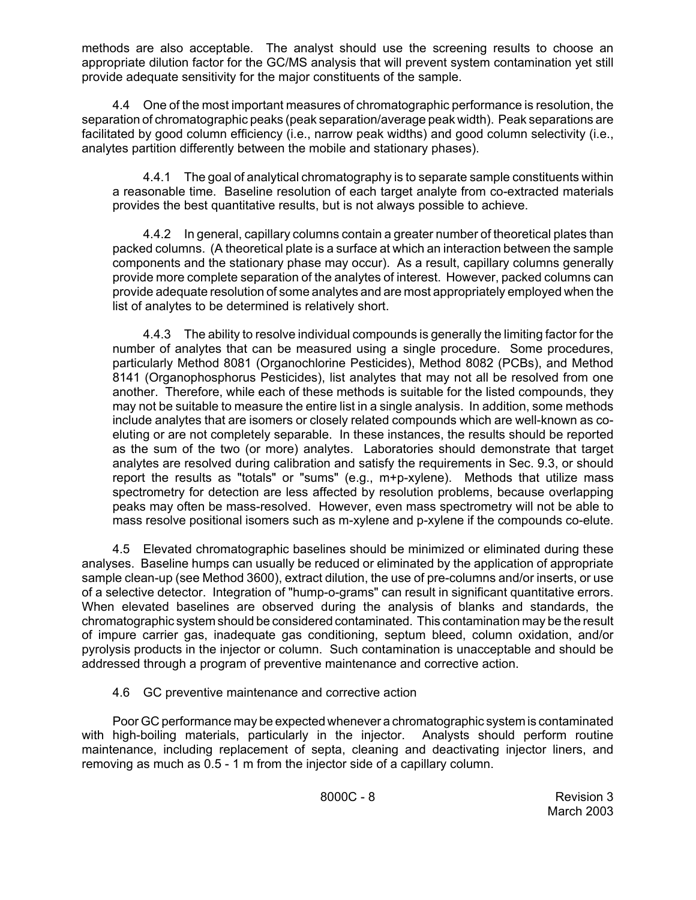methods are also acceptable. The analyst should use the screening results to choose an appropriate dilution factor for the GC/MS analysis that will prevent system contamination yet still provide adequate sensitivity for the major constituents of the sample.

4.4 One of the most important measures of chromatographic performance is resolution, the separation of chromatographic peaks (peak separation/average peak width). Peak separations are facilitated by good column efficiency (i.e., narrow peak widths) and good column selectivity (i.e., analytes partition differently between the mobile and stationary phases).

4.4.1 The goal of analytical chromatography is to separate sample constituents within a reasonable time. Baseline resolution of each target analyte from co-extracted materials provides the best quantitative results, but is not always possible to achieve.

4.4.2 In general, capillary columns contain a greater number of theoretical plates than packed columns. (A theoretical plate is a surface at which an interaction between the sample components and the stationary phase may occur). As a result, capillary columns generally provide more complete separation of the analytes of interest. However, packed columns can provide adequate resolution of some analytes and are most appropriately employed when the list of analytes to be determined is relatively short.

4.4.3 The ability to resolve individual compounds is generally the limiting factor for the number of analytes that can be measured using a single procedure. Some procedures, particularly Method 8081 (Organochlorine Pesticides), Method 8082 (PCBs), and Method 8141 (Organophosphorus Pesticides), list analytes that may not all be resolved from one another. Therefore, while each of these methods is suitable for the listed compounds, they may not be suitable to measure the entire list in a single analysis. In addition, some methods include analytes that are isomers or closely related compounds which are well-known as co-eluting or are not completely separable. In these instances, the results should be reported as the sum of the two (or more) analytes. Laboratories should demonstrate that target analytes are resolved during calibration and satisfy the requirements in Sec. 9.3, or should report the results as "totals" or "sums" (e.g., m+p-xylene). Methods that utilize mass spectrometry for detection are less affected by resolution problems, because overlapping peaks may often be mass-resolved. However, even mass spectrometry will not be able to mass resolve positional isomers such as m-xylene and p-xylene if the compounds co-elute.

4.5 Elevated chromatographic baselines should be minimized or eliminated during these analyses. Baseline humps can usually be reduced or eliminated by the application of appropriate sample clean-up (see Method 3600), extract dilution, the use of pre-columns and/or inserts, or use of a selective detector. Integration of "hump-o-grams" can result in significant quantitative errors. When elevated baselines are observed during the analysis of blanks and standards, the chromatographic system should be considered contaminated. This contamination may be the result of impure carrier gas, inadequate gas conditioning, septum bleed, column oxidation, and/or pyrolysis products in the injector or column. Such contamination is unacceptable and should be addressed through a program of preventive maintenance and corrective action.

4.6 GC preventive maintenance and corrective action

Poor GC performance may be expected whenever a chromatographic system is contaminated with high-boiling materials, particularly in the injector. Analysts should perform routine maintenance, including replacement of septa, cleaning and deactivating injector liners, and removing as much as 0.5 - 1 m from the injector side of a capillary column.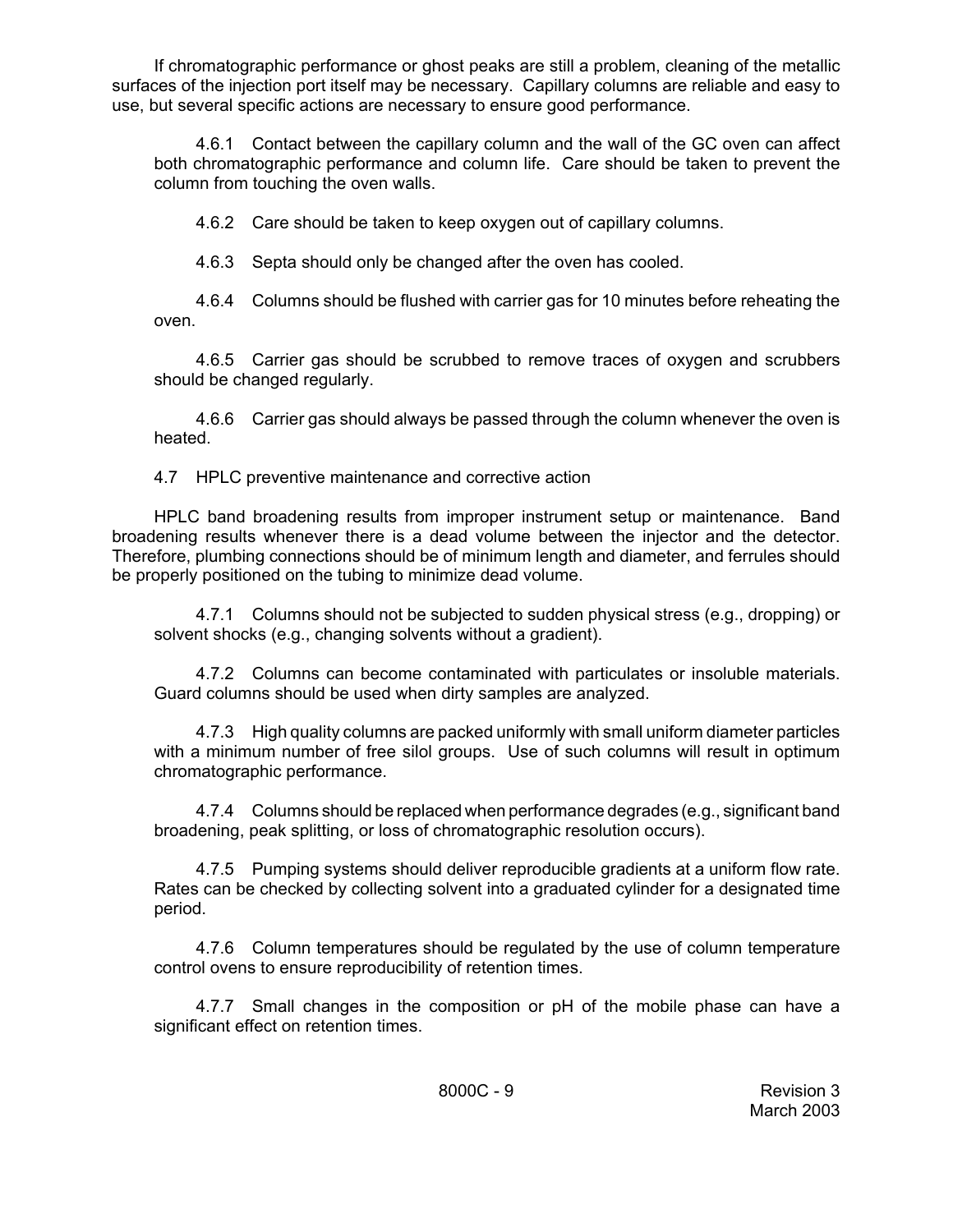If chromatographic performance or ghost peaks are still a problem, cleaning of the metallic surfaces of the injection port itself may be necessary. Capillary columns are reliable and easy to use, but several specific actions are necessary to ensure good performance.

4.6.1 Contact between the capillary column and the wall of the GC oven can affect both chromatographic performance and column life. Care should be taken to prevent the column from touching the oven walls.

4.6.2 Care should be taken to keep oxygen out of capillary columns.

4.6.3 Septa should only be changed after the oven has cooled.

4.6.4 Columns should be flushed with carrier gas for 10 minutes before reheating the oven.

4.6.5 Carrier gas should be scrubbed to remove traces of oxygen and scrubbers should be changed regularly.

4.6.6 Carrier gas should always be passed through the column whenever the oven is heated.

4.7 HPLC preventive maintenance and corrective action

HPLC band broadening results from improper instrument setup or maintenance. Band broadening results whenever there is a dead volume between the injector and the detector. Therefore, plumbing connections should be of minimum length and diameter, and ferrules should be properly positioned on the tubing to minimize dead volume.

4.7.1 Columns should not be subjected to sudden physical stress (e.g., dropping) or solvent shocks (e.g., changing solvents without a gradient).

4.7.2 Columns can become contaminated with particulates or insoluble materials. Guard columns should be used when dirty samples are analyzed.

4.7.3 High quality columns are packed uniformly with small uniform diameter particles with a minimum number of free silol groups. Use of such columns will result in optimum chromatographic performance.

4.7.4 Columns should be replaced when performance degrades (e.g., significant band broadening, peak splitting, or loss of chromatographic resolution occurs).

4.7.5 Pumping systems should deliver reproducible gradients at a uniform flow rate. Rates can be checked by collecting solvent into a graduated cylinder for a designated time period.

4.7.6 Column temperatures should be regulated by the use of column temperature control ovens to ensure reproducibility of retention times.

4.7.7 Small changes in the composition or pH of the mobile phase can have a significant effect on retention times.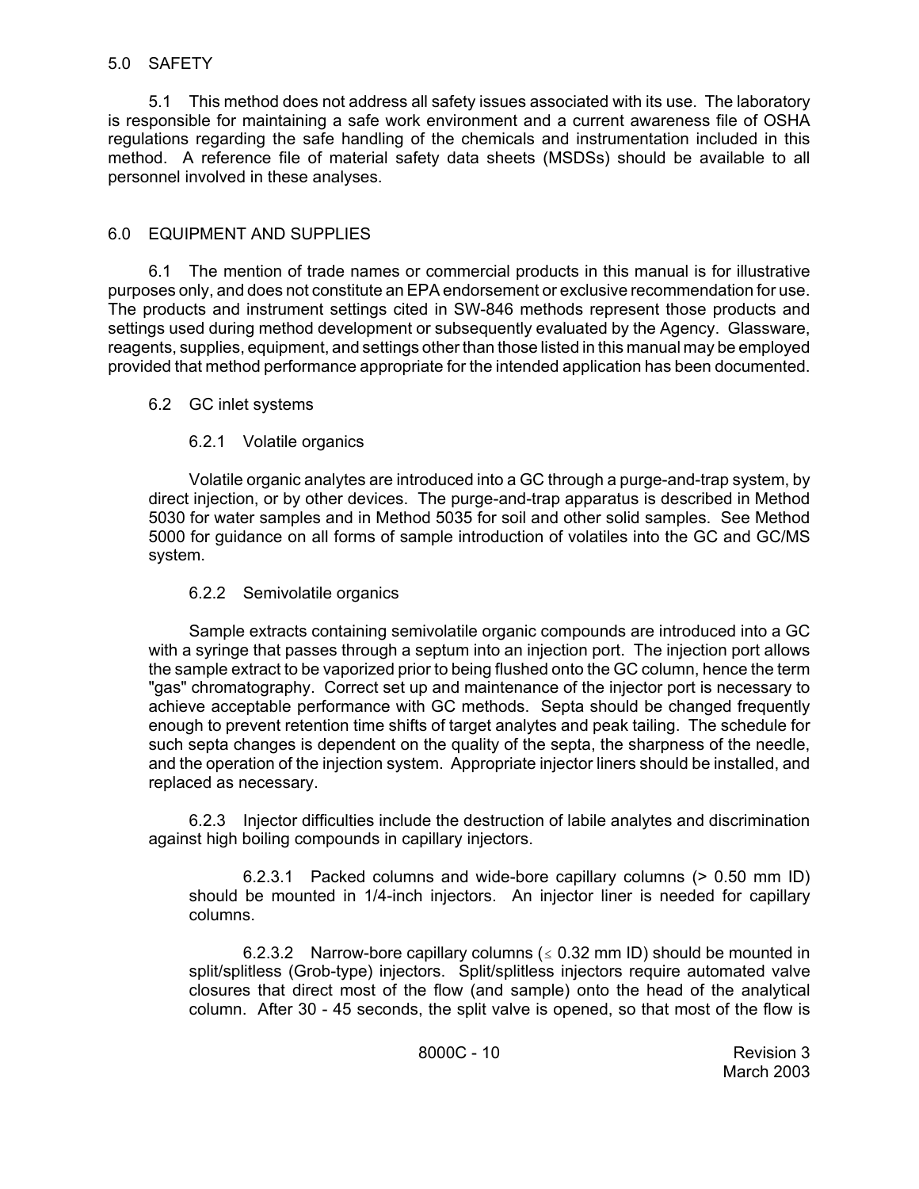## 5.0 SAFETY

5.1 This method does not address all safety issues associated with its use. The laboratory is responsible for maintaining a safe work environment and a current awareness file of OSHA regulations regarding the safe handling of the chemicals and instrumentation included in this method. A reference file of material safety data sheets (MSDSs) should be available to all personnel involved in these analyses.

## 6.0 EQUIPMENT AND SUPPLIES

6.1 The mention of trade names or commercial products in this manual is for illustrative purposes only, and does not constitute an EPA endorsement or exclusive recommendation for use. The products and instrument settings cited in SW-846 methods represent those products and settings used during method development or subsequently evaluated by the Agency. Glassware, reagents, supplies, equipment, and settings other than those listed in this manual may be employed provided that method performance appropriate for the intended application has been documented.

6.2 GC inlet systems

6.2.1 Volatile organics

Volatile organic analytes are introduced into a GC through a purge-and-trap system, by direct injection, or by other devices. The purge-and-trap apparatus is described in Method 5030 for water samples and in Method 5035 for soil and other solid samples. See Method 5000 for guidance on all forms of sample introduction of volatiles into the GC and GC/MS system.

6.2.2 Semivolatile organics

Sample extracts containing semivolatile organic compounds are introduced into a GC with a syringe that passes through a septum into an injection port. The injection port allows the sample extract to be vaporized prior to being flushed onto the GC column, hence the term "gas" chromatography. Correct set up and maintenance of the injector port is necessary to achieve acceptable performance with GC methods. Septa should be changed frequently enough to prevent retention time shifts of target analytes and peak tailing. The schedule for such septa changes is dependent on the quality of the septa, the sharpness of the needle, and the operation of the injection system. Appropriate injector liners should be installed, and replaced as necessary.

6.2.3 Injector difficulties include the destruction of labile analytes and discrimination against high boiling compounds in capillary injectors.

6.2.3.1 Packed columns and wide-bore capillary columns (> 0.50 mm ID) should be mounted in 1/4-inch injectors. An injector liner is needed for capillary columns.

6.2.3.2 Narrow-bore capillary columns ($\leq$ 0.32 mm ID) should be mounted in split/splitless (Grob-type) injectors. Split/splitless injectors require automated valve closures that direct most of the flow (and sample) onto the head of the analytical column. After 30 - 45 seconds, the split valve is opened, so that most of the flow is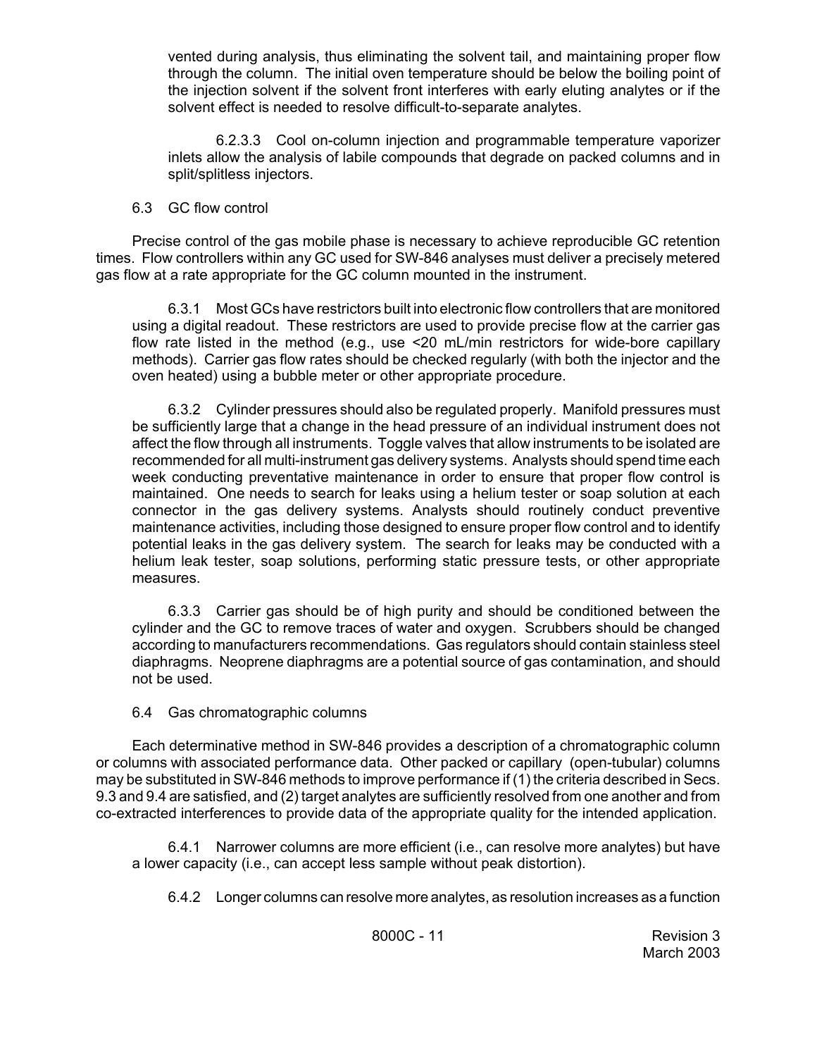vented during analysis, thus eliminating the solvent tail, and maintaining proper flow through the column. The initial oven temperature should be below the boiling point of the injection solvent if the solvent front interferes with early eluting analytes or if the solvent effect is needed to resolve difficult-to-separate analytes.

6.2.3.3 Cool on-column injection and programmable temperature vaporizer inlets allow the analysis of labile compounds that degrade on packed columns and in split/splitless injectors.

6.3 GC flow control

Precise control of the gas mobile phase is necessary to achieve reproducible GC retention times. Flow controllers within any GC used for SW-846 analyses must deliver a precisely metered gas flow at a rate appropriate for the GC column mounted in the instrument.

6.3.1 Most GCs have restrictors built into electronic flow controllers that are monitored using a digital readout. These restrictors are used to provide precise flow at the carrier gas flow rate listed in the method (e.g., use <20 mL/min restrictors for wide-bore capillary methods). Carrier gas flow rates should be checked regularly (with both the injector and the oven heated) using a bubble meter or other appropriate procedure.

6.3.2 Cylinder pressures should also be regulated properly. Manifold pressures must be sufficiently large that a change in the head pressure of an individual instrument does not affect the flow through all instruments. Toggle valves that allow instruments to be isolated are recommended for all multi-instrument gas delivery systems. Analysts should spend time each week conducting preventative maintenance in order to ensure that proper flow control is maintained. One needs to search for leaks using a helium tester or soap solution at each connector in the gas delivery systems. Analysts should routinely conduct preventive maintenance activities, including those designed to ensure proper flow control and to identify potential leaks in the gas delivery system. The search for leaks may be conducted with a helium leak tester, soap solutions, performing static pressure tests, or other appropriate measures.

6.3.3 Carrier gas should be of high purity and should be conditioned between the cylinder and the GC to remove traces of water and oxygen. Scrubbers should be changed according to manufacturers recommendations. Gas regulators should contain stainless steel diaphragms. Neoprene diaphragms are a potential source of gas contamination, and should not be used.

6.4 Gas chromatographic columns

Each determinative method in SW-846 provides a description of a chromatographic column or columns with associated performance data. Other packed or capillary (open-tubular) columns may be substituted in SW-846 methods to improve performance if (1) the criteria described in Secs. 9.3 and 9.4 are satisfied, and (2) target analytes are sufficiently resolved from one another and from co-extracted interferences to provide data of the appropriate quality for the intended application.

6.4.1 Narrower columns are more efficient (i.e., can resolve more analytes) but have a lower capacity (i.e., can accept less sample without peak distortion).

6.4.2 Longer columns can resolve more analytes, as resolution increases as a function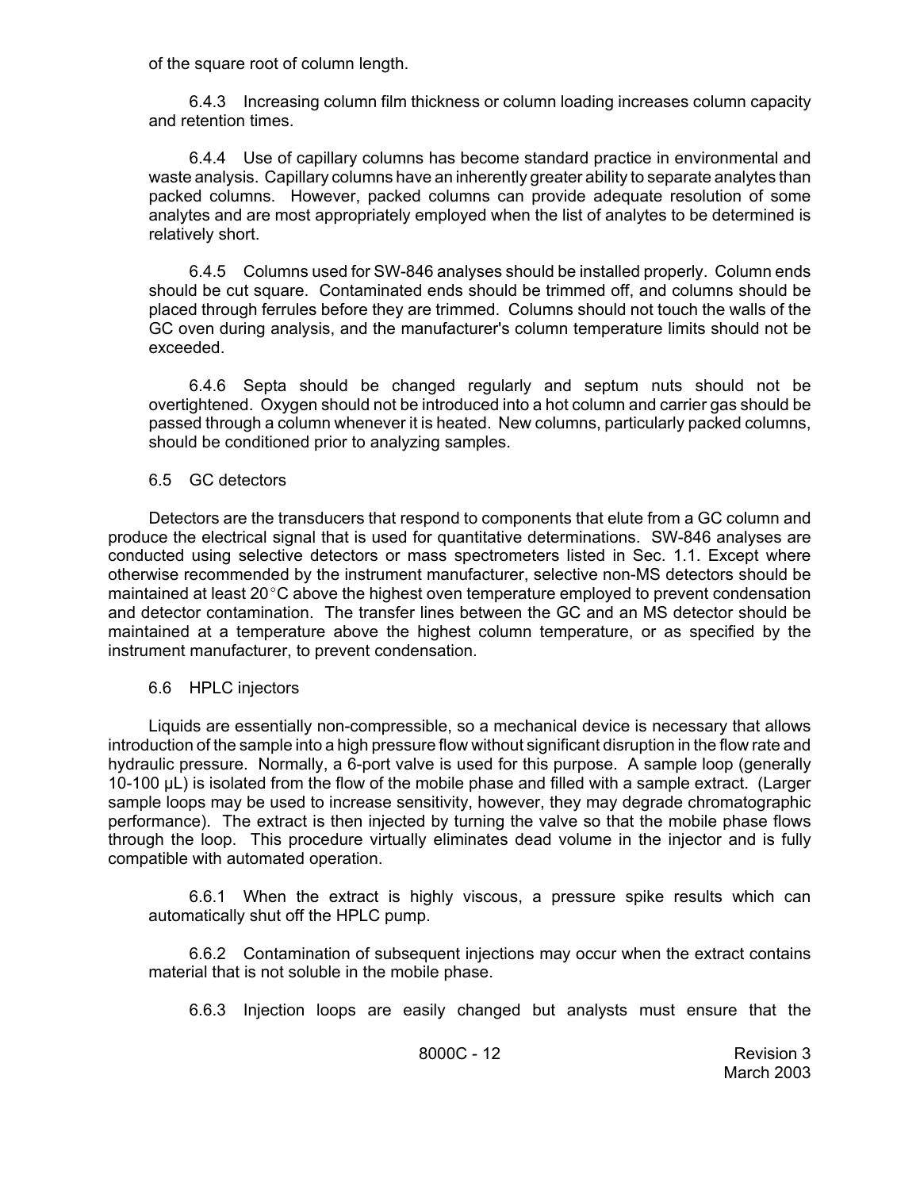of the square root of column length.

6.4.3 Increasing column film thickness or column loading increases column capacity and retention times.

6.4.4 Use of capillary columns has become standard practice in environmental and waste analysis. Capillary columns have an inherently greater ability to separate analytes than packed columns. However, packed columns can provide adequate resolution of some analytes and are most appropriately employed when the list of analytes to be determined is relatively short.

6.4.5 Columns used for SW-846 analyses should be installed properly. Column ends should be cut square. Contaminated ends should be trimmed off, and columns should be placed through ferrules before they are trimmed. Columns should not touch the walls of the GC oven during analysis, and the manufacturer's column temperature limits should not be exceeded.

6.4.6 Septa should be changed regularly and septum nuts should not be overtightened. Oxygen should not be introduced into a hot column and carrier gas should be passed through a column whenever it is heated. New columns, particularly packed columns, should be conditioned prior to analyzing samples.

6.5 GC detectors

Detectors are the transducers that respond to components that elute from a GC column and produce the electrical signal that is used for quantitative determinations. SW-846 analyses are conducted using selective detectors or mass spectrometers listed in Sec. 1.1. Except where otherwise recommended by the instrument manufacturer, selective non-MS detectors should be maintained at least 20°C above the highest oven temperature employed to prevent condensation and detector contamination. The transfer lines between the GC and an MS detector should be maintained at a temperature above the highest column temperature, or as specified by the instrument manufacturer, to prevent condensation.

6.6 HPLC injectors

Liquids are essentially non-compressible, so a mechanical device is necessary that allows introduction of the sample into a high pressure flow without significant disruption in the flow rate and hydraulic pressure. Normally, a 6-port valve is used for this purpose. A sample loop (generally 10-100 µL) is isolated from the flow of the mobile phase and filled with a sample extract. (Larger sample loops may be used to increase sensitivity, however, they may degrade chromatographic performance). The extract is then injected by turning the valve so that the mobile phase flows through the loop. This procedure virtually eliminates dead volume in the injector and is fully compatible with automated operation.

6.6.1 When the extract is highly viscous, a pressure spike results which can automatically shut off the HPLC pump.

6.6.2 Contamination of subsequent injections may occur when the extract contains material that is not soluble in the mobile phase.

6.6.3 Injection loops are easily changed but analysts must ensure that the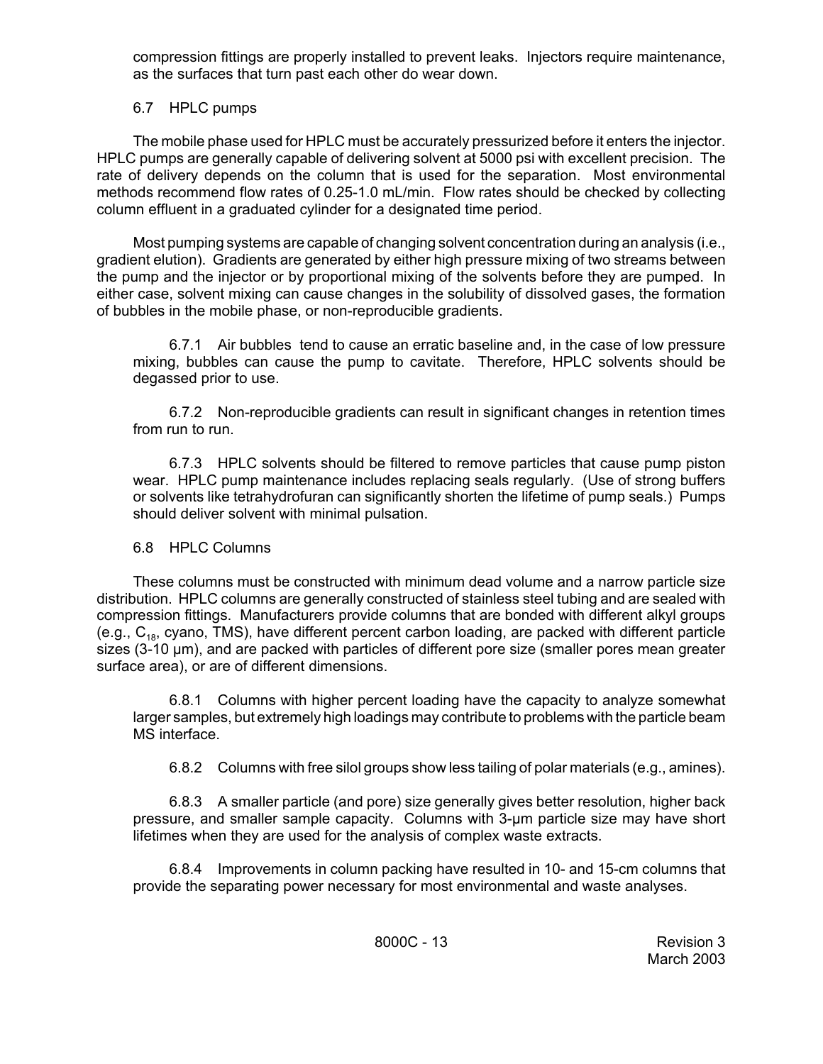compression fittings are properly installed to prevent leaks. Injectors require maintenance, as the surfaces that turn past each other do wear down.

## 6.7 HPLC pumps

The mobile phase used for HPLC must be accurately pressurized before it enters the injector. HPLC pumps are generally capable of delivering solvent at 5000 psi with excellent precision. The rate of delivery depends on the column that is used for the separation. Most environmental methods recommend flow rates of 0.25-1.0 mL/min. Flow rates should be checked by collecting column effluent in a graduated cylinder for a designated time period.

Most pumping systems are capable of changing solvent concentration during an analysis (i.e., gradient elution). Gradients are generated by either high pressure mixing of two streams between the pump and the injector or by proportional mixing of the solvents before they are pumped. In either case, solvent mixing can cause changes in the solubility of dissolved gases, the formation of bubbles in the mobile phase, or non-reproducible gradients.

6.7.1 Air bubbles tend to cause an erratic baseline and, in the case of low pressure mixing, bubbles can cause the pump to cavitate. Therefore, HPLC solvents should be degassed prior to use.

6.7.2 Non-reproducible gradients can result in significant changes in retention times from run to run.

6.7.3 HPLC solvents should be filtered to remove particles that cause pump piston wear. HPLC pump maintenance includes replacing seals regularly. (Use of strong buffers or solvents like tetrahydrofuran can significantly shorten the lifetime of pump seals.) Pumps should deliver solvent with minimal pulsation.

## 6.8 HPLC Columns

These columns must be constructed with minimum dead volume and a narrow particle size distribution. HPLC columns are generally constructed of stainless steel tubing and are sealed with compression fittings. Manufacturers provide columns that are bonded with different alkyl groups (e.g., $C_{18}$, cyano, TMS), have different percent carbon loading, are packed with different particle sizes (3-10 µm), and are packed with particles of different pore size (smaller pores mean greater surface area), or are of different dimensions.

6.8.1 Columns with higher percent loading have the capacity to analyze somewhat larger samples, but extremely high loadings may contribute to problems with the particle beam MS interface.

6.8.2 Columns with free silol groups show less tailing of polar materials (e.g., amines).

6.8.3 A smaller particle (and pore) size generally gives better resolution, higher back pressure, and smaller sample capacity. Columns with 3-µm particle size may have short lifetimes when they are used for the analysis of complex waste extracts.

6.8.4 Improvements in column packing have resulted in 10- and 15-cm columns that provide the separating power necessary for most environmental and waste analyses.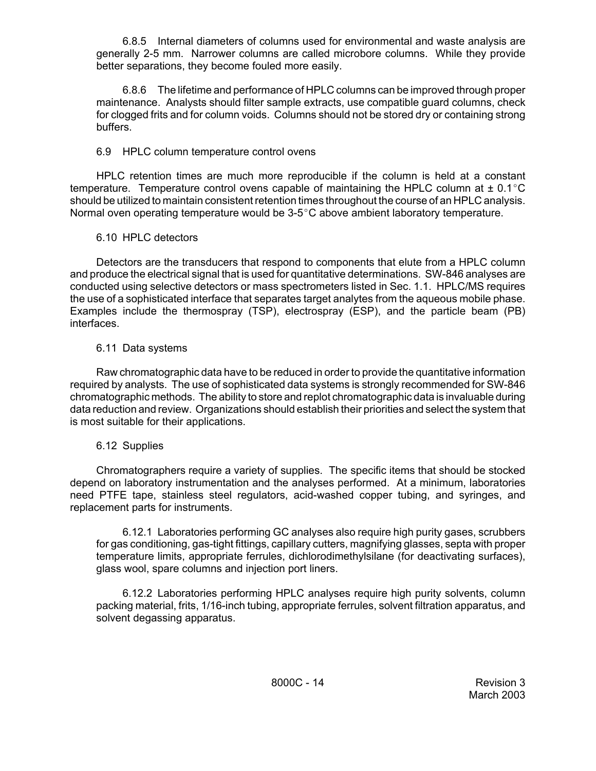6.8.5 Internal diameters of columns used for environmental and waste analysis are generally 2-5 mm. Narrower columns are called microbore columns. While they provide better separations, they become fouled more easily.

6.8.6 The lifetime and performance of HPLC columns can be improved through proper maintenance. Analysts should filter sample extracts, use compatible guard columns, check for clogged frits and for column voids. Columns should not be stored dry or containing strong buffers.

6.9 HPLC column temperature control ovens

HPLC retention times are much more reproducible if the column is held at a constant temperature. Temperature control ovens capable of maintaining the HPLC column at ± 0.1°C should be utilized to maintain consistent retention times throughout the course of an HPLC analysis. Normal oven operating temperature would be 3-5°C above ambient laboratory temperature.

6.10 HPLC detectors

Detectors are the transducers that respond to components that elute from a HPLC column and produce the electrical signal that is used for quantitative determinations. SW-846 analyses are conducted using selective detectors or mass spectrometers listed in Sec. 1.1. HPLC/MS requires the use of a sophisticated interface that separates target analytes from the aqueous mobile phase. Examples include the thermospray (TSP), electrospray (ESP), and the particle beam (PB) interfaces.

6.11 Data systems

Raw chromatographic data have to be reduced in order to provide the quantitative information required by analysts. The use of sophisticated data systems is strongly recommended for SW-846 chromatographic methods. The ability to store and replot chromatographic data is invaluable during data reduction and review. Organizations should establish their priorities and select the system that is most suitable for their applications.

6.12 Supplies

Chromatographers require a variety of supplies. The specific items that should be stocked depend on laboratory instrumentation and the analyses performed. At a minimum, laboratories need PTFE tape, stainless steel regulators, acid-washed copper tubing, and syringes, and replacement parts for instruments.

6.12.1 Laboratories performing GC analyses also require high purity gases, scrubbers for gas conditioning, gas-tight fittings, capillary cutters, magnifying glasses, septa with proper temperature limits, appropriate ferrules, dichlorodimethylsilane (for deactivating surfaces), glass wool, spare columns and injection port liners.

6.12.2 Laboratories performing HPLC analyses require high purity solvents, column packing material, frits, 1/16-inch tubing, appropriate ferrules, solvent filtration apparatus, and solvent degassing apparatus.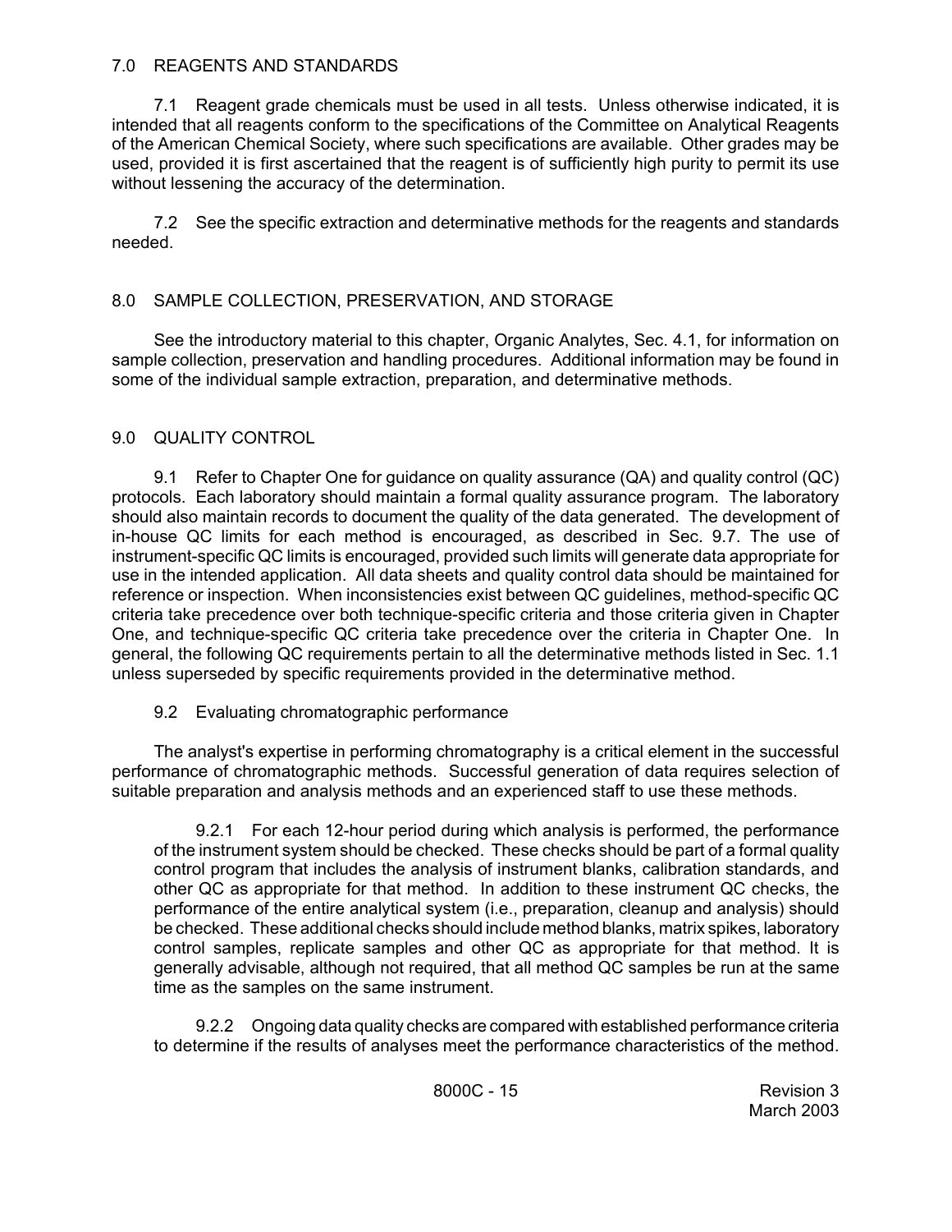## 7.0 REAGENTS AND STANDARDS

7.1 Reagent grade chemicals must be used in all tests. Unless otherwise indicated, it is intended that all reagents conform to the specifications of the Committee on Analytical Reagents of the American Chemical Society, where such specifications are available. Other grades may be used, provided it is first ascertained that the reagent is of sufficiently high purity to permit its use without lessening the accuracy of the determination.

7.2 See the specific extraction and determinative methods for the reagents and standards needed.

## 8.0 SAMPLE COLLECTION, PRESERVATION, AND STORAGE

See the introductory material to this chapter, Organic Analytes, Sec. 4.1, for information on sample collection, preservation and handling procedures. Additional information may be found in some of the individual sample extraction, preparation, and determinative methods.

## 9.0 QUALITY CONTROL

9.1 Refer to Chapter One for guidance on quality assurance (QA) and quality control (QC) protocols. Each laboratory should maintain a formal quality assurance program. The laboratory should also maintain records to document the quality of the data generated. The development of in-house QC limits for each method is encouraged, as described in Sec. 9.7. The use of instrument-specific QC limits is encouraged, provided such limits will generate data appropriate for use in the intended application. All data sheets and quality control data should be maintained for reference or inspection. When inconsistencies exist between QC guidelines, method-specific QC criteria take precedence over both technique-specific criteria and those criteria given in Chapter One, and technique-specific QC criteria take precedence over the criteria in Chapter One. In general, the following QC requirements pertain to all the determinative methods listed in Sec. 1.1 unless superseded by specific requirements provided in the determinative method.

9.2 Evaluating chromatographic performance

The analyst's expertise in performing chromatography is a critical element in the successful performance of chromatographic methods. Successful generation of data requires selection of suitable preparation and analysis methods and an experienced staff to use these methods.

9.2.1 For each 12-hour period during which analysis is performed, the performance of the instrument system should be checked. These checks should be part of a formal quality control program that includes the analysis of instrument blanks, calibration standards, and other QC as appropriate for that method. In addition to these instrument QC checks, the performance of the entire analytical system (i.e., preparation, cleanup and analysis) should be checked. These additional checks should include method blanks, matrix spikes, laboratory control samples, replicate samples and other QC as appropriate for that method. It is generally advisable, although not required, that all method QC samples be run at the same time as the samples on the same instrument.

9.2.2 Ongoing data quality checks are compared with established performance criteria to determine if the results of analyses meet the performance characteristics of the method.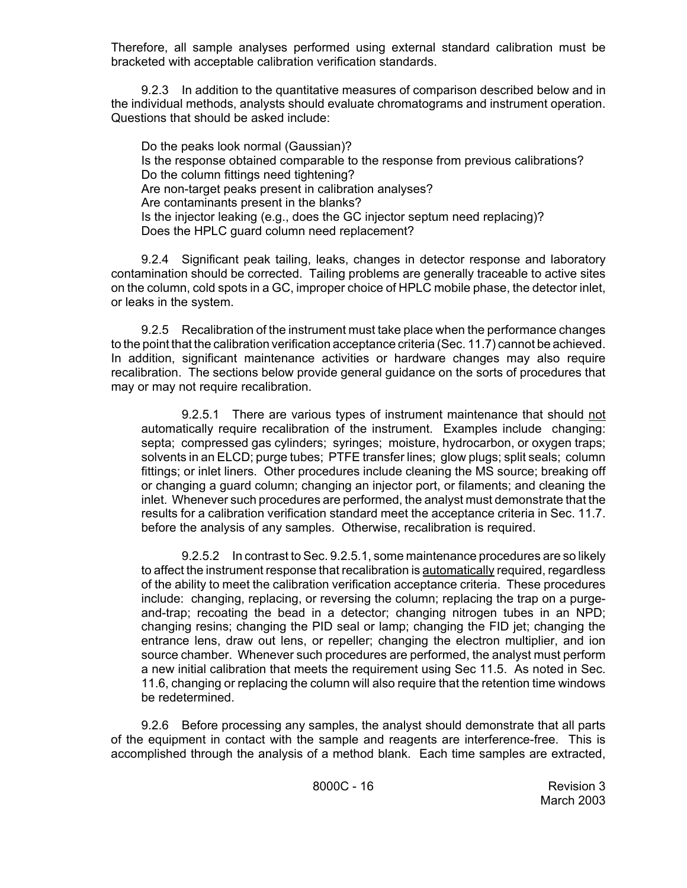Therefore, all sample analyses performed using external standard calibration must be bracketed with acceptable calibration verification standards.

9.2.3 In addition to the quantitative measures of comparison described below and in the individual methods, analysts should evaluate chromatograms and instrument operation. Questions that should be asked include:

Do the peaks look normal (Gaussian)?
Is the response obtained comparable to the response from previous calibrations?
Do the column fittings need tightening?
Are non-target peaks present in calibration analyses?
Are contaminants present in the blanks?
Is the injector leaking (e.g., does the GC injector septum need replacing)?
Does the HPLC guard column need replacement?

9.2.4 Significant peak tailing, leaks, changes in detector response and laboratory contamination should be corrected. Tailing problems are generally traceable to active sites on the column, cold spots in a GC, improper choice of HPLC mobile phase, the detector inlet, or leaks in the system.

9.2.5 Recalibration of the instrument must take place when the performance changes to the point that the calibration verification acceptance criteria (Sec. 11.7) cannot be achieved. In addition, significant maintenance activities or hardware changes may also require recalibration. The sections below provide general guidance on the sorts of procedures that may or may not require recalibration.

9.2.5.1 There are various types of instrument maintenance that should not automatically require recalibration of the instrument. Examples include changing: septa; compressed gas cylinders; syringes; moisture, hydrocarbon, or oxygen traps; solvents in an ELCD; purge tubes; PTFE transfer lines; glow plugs; split seals; column fittings; or inlet liners. Other procedures include cleaning the MS source; breaking off or changing a guard column; changing an injector port, or filaments; and cleaning the inlet. Whenever such procedures are performed, the analyst must demonstrate that the results for a calibration verification standard meet the acceptance criteria in Sec. 11.7. before the analysis of any samples. Otherwise, recalibration is required.

9.2.5.2 In contrast to Sec. 9.2.5.1, some maintenance procedures are so likely to affect the instrument response that recalibration is automatically required, regardless of the ability to meet the calibration verification acceptance criteria. These procedures include: changing, replacing, or reversing the column; replacing the trap on a purge-and-trap; recoating the bead in a detector; changing nitrogen tubes in an NPD; changing resins; changing the PID seal or lamp; changing the FID jet; changing the entrance lens, draw out lens, or repeller; changing the electron multiplier, and ion source chamber. Whenever such procedures are performed, the analyst must perform a new initial calibration that meets the requirement using Sec 11.5. As noted in Sec. 11.6, changing or replacing the column will also require that the retention time windows be redetermined.

9.2.6 Before processing any samples, the analyst should demonstrate that all parts of the equipment in contact with the sample and reagents are interference-free. This is accomplished through the analysis of a method blank. Each time samples are extracted,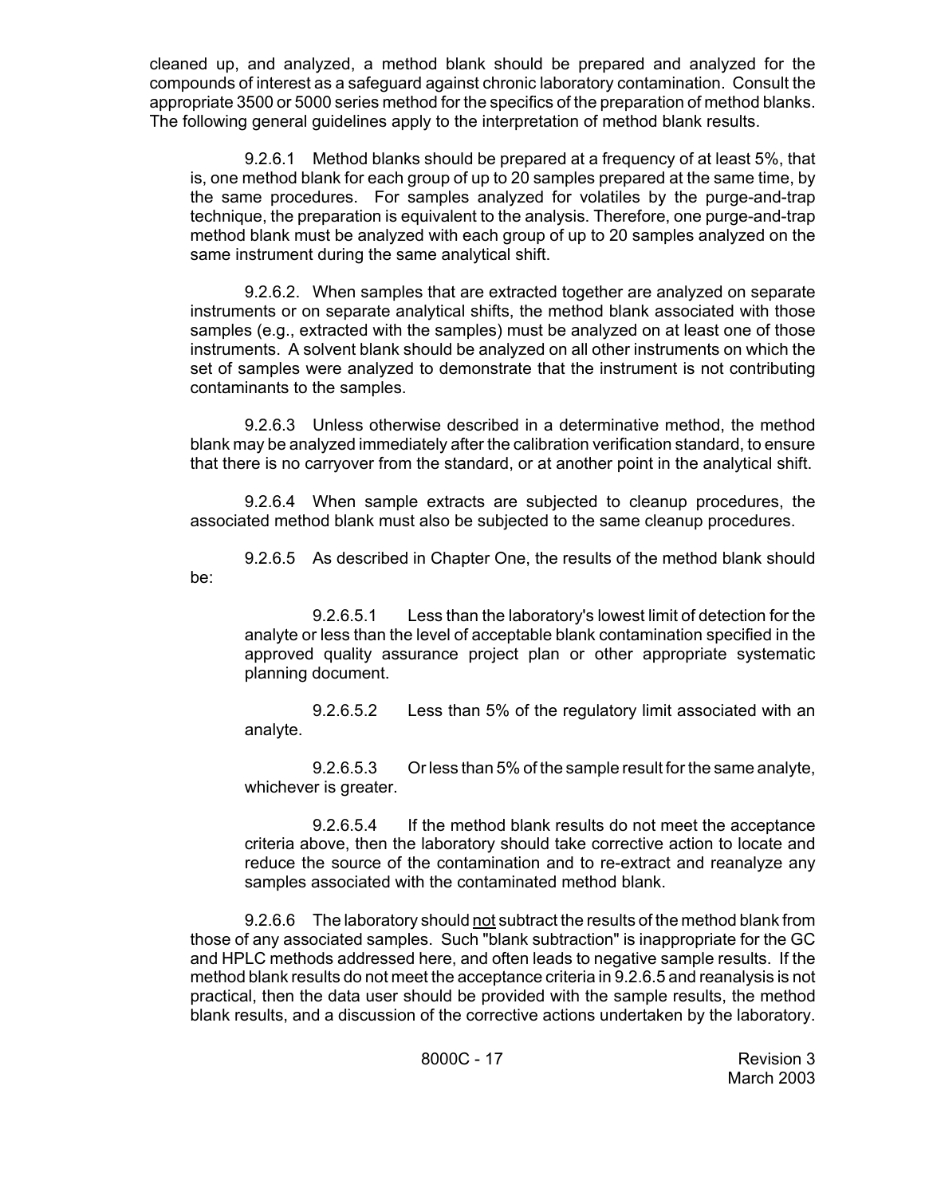cleaned up, and analyzed, a method blank should be prepared and analyzed for the compounds of interest as a safeguard against chronic laboratory contamination. Consult the appropriate 3500 or 5000 series method for the specifics of the preparation of method blanks. The following general guidelines apply to the interpretation of method blank results.

9.2.6.1 Method blanks should be prepared at a frequency of at least 5%, that is, one method blank for each group of up to 20 samples prepared at the same time, by the same procedures. For samples analyzed for volatiles by the purge-and-trap technique, the preparation is equivalent to the analysis. Therefore, one purge-and-trap method blank must be analyzed with each group of up to 20 samples analyzed on the same instrument during the same analytical shift.

9.2.6.2. When samples that are extracted together are analyzed on separate instruments or on separate analytical shifts, the method blank associated with those samples (e.g., extracted with the samples) must be analyzed on at least one of those instruments. A solvent blank should be analyzed on all other instruments on which the set of samples were analyzed to demonstrate that the instrument is not contributing contaminants to the samples.

9.2.6.3 Unless otherwise described in a determinative method, the method blank may be analyzed immediately after the calibration verification standard, to ensure that there is no carryover from the standard, or at another point in the analytical shift.

9.2.6.4 When sample extracts are subjected to cleanup procedures, the associated method blank must also be subjected to the same cleanup procedures.

9.2.6.5 As described in Chapter One, the results of the method blank should be:

9.2.6.5.1 Less than the laboratory's lowest limit of detection for the analyte or less than the level of acceptable blank contamination specified in the approved quality assurance project plan or other appropriate systematic planning document.

9.2.6.5.2 Less than 5% of the regulatory limit associated with an analyte.

9.2.6.5.3 Or less than 5% of the sample result for the same analyte, whichever is greater.

9.2.6.5.4 If the method blank results do not meet the acceptance criteria above, then the laboratory should take corrective action to locate and reduce the source of the contamination and to re-extract and reanalyze any samples associated with the contaminated method blank.

9.2.6.6 The laboratory should not subtract the results of the method blank from those of any associated samples. Such "blank subtraction" is inappropriate for the GC and HPLC methods addressed here, and often leads to negative sample results. If the method blank results do not meet the acceptance criteria in 9.2.6.5 and reanalysis is not practical, then the data user should be provided with the sample results, the method blank results, and a discussion of the corrective actions undertaken by the laboratory.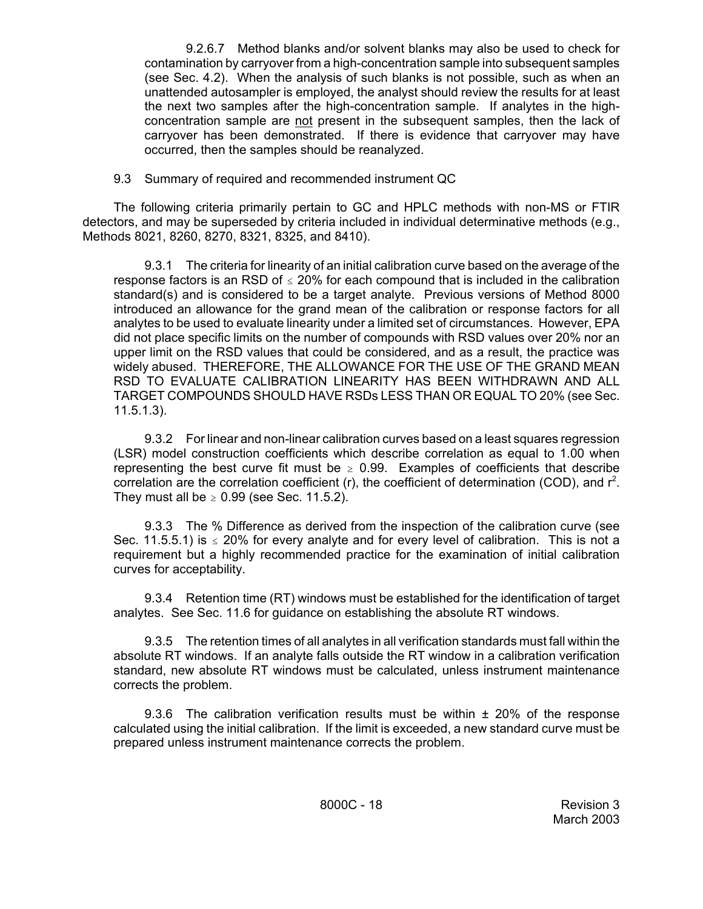9.2.6.7 Method blanks and/or solvent blanks may also be used to check for contamination by carryover from a high-concentration sample into subsequent samples (see Sec. 4.2). When the analysis of such blanks is not possible, such as when an unattended autosampler is employed, the analyst should review the results for at least the next two samples after the high-concentration sample. If analytes in the high-concentration sample are not present in the subsequent samples, then the lack of carryover has been demonstrated. If there is evidence that carryover may have occurred, then the samples should be reanalyzed.

9.3 Summary of required and recommended instrument QC

The following criteria primarily pertain to GC and HPLC methods with non-MS or FTIR detectors, and may be superseded by criteria included in individual determinative methods (e.g., Methods 8021, 8260, 8270, 8321, 8325, and 8410).

9.3.1 The criteria for linearity of an initial calibration curve based on the average of the response factors is an RSD of $\leq$ 20% for each compound that is included in the calibration standard(s) and is considered to be a target analyte. Previous versions of Method 8000 introduced an allowance for the grand mean of the calibration or response factors for all analytes to be used to evaluate linearity under a limited set of circumstances. However, EPA did not place specific limits on the number of compounds with RSD values over 20% nor an upper limit on the RSD values that could be considered, and as a result, the practice was widely abused. THEREFORE, THE ALLOWANCE FOR THE USE OF THE GRAND MEAN RSD TO EVALUATE CALIBRATION LINEARITY HAS BEEN WITHDRAWN AND ALL TARGET COMPOUNDS SHOULD HAVE RSDs LESS THAN OR EQUAL TO 20% (see Sec. 11.5.1.3).

9.3.2 For linear and non-linear calibration curves based on a least squares regression (LSR) model construction coefficients which describe correlation as equal to 1.00 when representing the best curve fit must be $\geq$ 0.99. Examples of coefficients that describe correlation are the correlation coefficient (r), the coefficient of determination (COD), and $r^2$. They must all be $\geq$ 0.99 (see Sec. 11.5.2).

9.3.3 The % Difference as derived from the inspection of the calibration curve (see Sec. 11.5.5.1) is $\leq$ 20% for every analyte and for every level of calibration. This is not a requirement but a highly recommended practice for the examination of initial calibration curves for acceptability.

9.3.4 Retention time (RT) windows must be established for the identification of target analytes. See Sec. 11.6 for guidance on establishing the absolute RT windows.

9.3.5 The retention times of all analytes in all verification standards must fall within the absolute RT windows. If an analyte falls outside the RT window in a calibration verification standard, new absolute RT windows must be calculated, unless instrument maintenance corrects the problem.

9.3.6 The calibration verification results must be within ± 20% of the response calculated using the initial calibration. If the limit is exceeded, a new standard curve must be prepared unless instrument maintenance corrects the problem.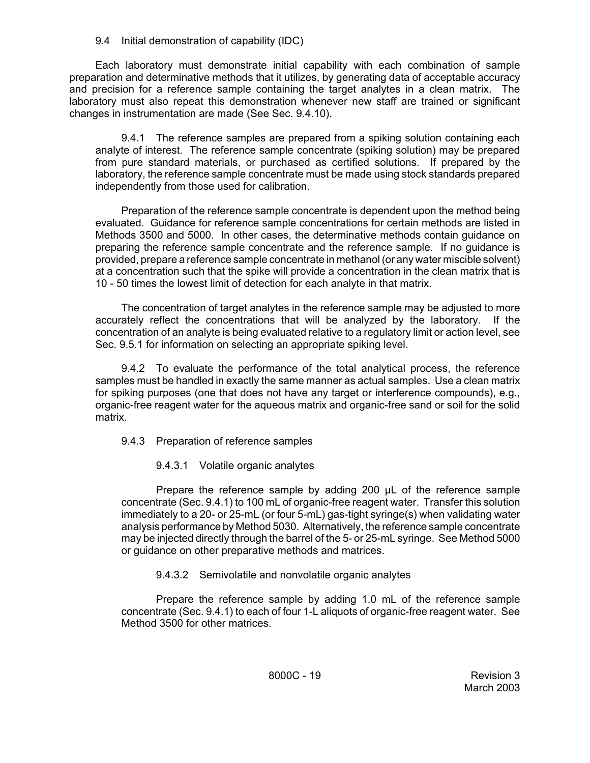### 9.4 Initial demonstration of capability (IDC)

Each laboratory must demonstrate initial capability with each combination of sample preparation and determinative methods that it utilizes, by generating data of acceptable accuracy and precision for a reference sample containing the target analytes in a clean matrix. The laboratory must also repeat this demonstration whenever new staff are trained or significant changes in instrumentation are made (See Sec. 9.4.10).

9.4.1 The reference samples are prepared from a spiking solution containing each analyte of interest. The reference sample concentrate (spiking solution) may be prepared from pure standard materials, or purchased as certified solutions. If prepared by the laboratory, the reference sample concentrate must be made using stock standards prepared independently from those used for calibration.

Preparation of the reference sample concentrate is dependent upon the method being evaluated. Guidance for reference sample concentrations for certain methods are listed in Methods 3500 and 5000. In other cases, the determinative methods contain guidance on preparing the reference sample concentrate and the reference sample. If no guidance is provided, prepare a reference sample concentrate in methanol (or any water miscible solvent) at a concentration such that the spike will provide a concentration in the clean matrix that is 10 - 50 times the lowest limit of detection for each analyte in that matrix.

The concentration of target analytes in the reference sample may be adjusted to more accurately reflect the concentrations that will be analyzed by the laboratory. If the concentration of an analyte is being evaluated relative to a regulatory limit or action level, see Sec. 9.5.1 for information on selecting an appropriate spiking level.

9.4.2 To evaluate the performance of the total analytical process, the reference samples must be handled in exactly the same manner as actual samples. Use a clean matrix for spiking purposes (one that does not have any target or interference compounds), e.g., organic-free reagent water for the aqueous matrix and organic-free sand or soil for the solid matrix.

9.4.3 Preparation of reference samples

9.4.3.1 Volatile organic analytes

Prepare the reference sample by adding 200 µL of the reference sample concentrate (Sec. 9.4.1) to 100 mL of organic-free reagent water. Transfer this solution immediately to a 20- or 25-mL (or four 5-mL) gas-tight syringe(s) when validating water analysis performance by Method 5030. Alternatively, the reference sample concentrate may be injected directly through the barrel of the 5- or 25-mL syringe. See Method 5000 or guidance on other preparative methods and matrices.

9.4.3.2 Semivolatile and nonvolatile organic analytes

Prepare the reference sample by adding 1.0 mL of the reference sample concentrate (Sec. 9.4.1) to each of four 1-L aliquots of organic-free reagent water. See Method 3500 for other matrices.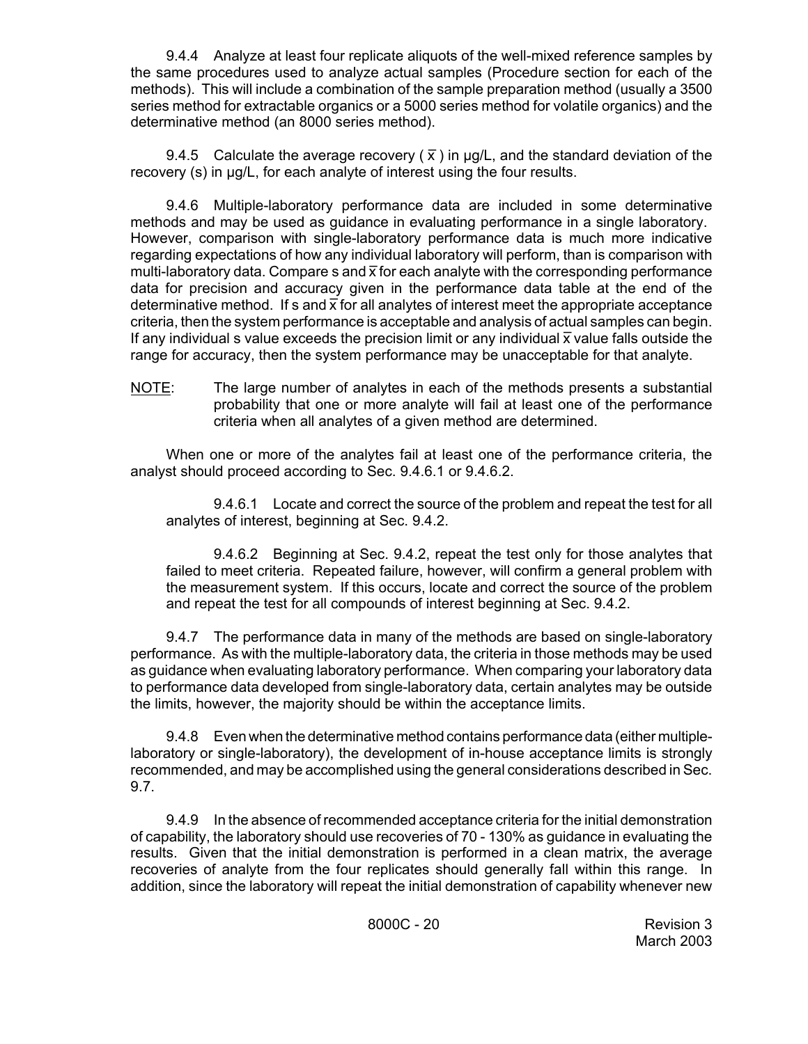9.4.4 Analyze at least four replicate aliquots of the well-mixed reference samples by the same procedures used to analyze actual samples (Procedure section for each of the methods). This will include a combination of the sample preparation method (usually a 3500 series method for extractable organics or a 5000 series method for volatile organics) and the determinative method (an 8000 series method).

9.4.5 Calculate the average recovery ( $\bar{x}$ ) in µg/L, and the standard deviation of the recovery (s) in µg/L, for each analyte of interest using the four results.

9.4.6 Multiple-laboratory performance data are included in some determinative methods and may be used as guidance in evaluating performance in a single laboratory. However, comparison with single-laboratory performance data is much more indicative regarding expectations of how any individual laboratory will perform, than is comparison with multi-laboratory data. Compare s and $\bar{x}$ for each analyte with the corresponding performance data for precision and accuracy given in the performance data table at the end of the determinative method. If s and $\bar{x}$ for all analytes of interest meet the appropriate acceptance criteria, then the system performance is acceptable and analysis of actual samples can begin. If any individual s value exceeds the precision limit or any individual $\bar{x}$ value falls outside the range for accuracy, then the system performance may be unacceptable for that analyte.

NOTE: The large number of analytes in each of the methods presents a substantial probability that one or more analyte will fail at least one of the performance criteria when all analytes of a given method are determined.

When one or more of the analytes fail at least one of the performance criteria, the analyst should proceed according to Sec. 9.4.6.1 or 9.4.6.2.

9.4.6.1 Locate and correct the source of the problem and repeat the test for all analytes of interest, beginning at Sec. 9.4.2.

9.4.6.2 Beginning at Sec. 9.4.2, repeat the test only for those analytes that failed to meet criteria. Repeated failure, however, will confirm a general problem with the measurement system. If this occurs, locate and correct the source of the problem and repeat the test for all compounds of interest beginning at Sec. 9.4.2.

9.4.7 The performance data in many of the methods are based on single-laboratory performance. As with the multiple-laboratory data, the criteria in those methods may be used as guidance when evaluating laboratory performance. When comparing your laboratory data to performance data developed from single-laboratory data, certain analytes may be outside the limits, however, the majority should be within the acceptance limits.

9.4.8 Even when the determinative method contains performance data (either multiple-laboratory or single-laboratory), the development of in-house acceptance limits is strongly recommended, and may be accomplished using the general considerations described in Sec. 9.7.

9.4.9 In the absence of recommended acceptance criteria for the initial demonstration of capability, the laboratory should use recoveries of 70 - 130% as guidance in evaluating the results. Given that the initial demonstration is performed in a clean matrix, the average recoveries of analyte from the four replicates should generally fall within this range. In addition, since the laboratory will repeat the initial demonstration of capability whenever new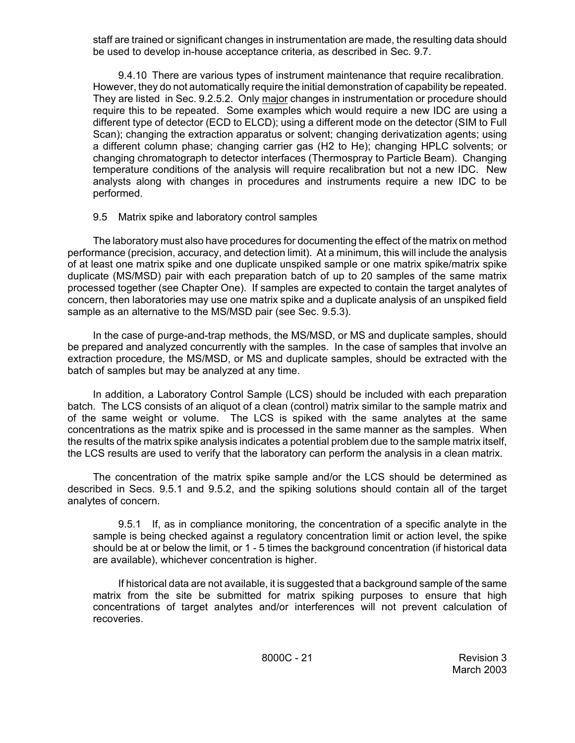staff are trained or significant changes in instrumentation are made, the resulting data should be used to develop in-house acceptance criteria, as described in Sec. 9.7.

9.4.10 There are various types of instrument maintenance that require recalibration. However, they do not automatically require the initial demonstration of capability be repeated. They are listed in Sec. 9.2.5.2. Only major changes in instrumentation or procedure should require this to be repeated. Some examples which would require a new IDC are using a different type of detector (ECD to ELCD); using a different mode on the detector (SIM to Full Scan); changing the extraction apparatus or solvent; changing derivatization agents; using a different column phase; changing carrier gas (H2 to He); changing HPLC solvents; or changing chromatograph to detector interfaces (Thermospray to Particle Beam). Changing temperature conditions of the analysis will require recalibration but not a new IDC. New analysts along with changes in procedures and instruments require a new IDC to be performed.

9.5 Matrix spike and laboratory control samples

The laboratory must also have procedures for documenting the effect of the matrix on method performance (precision, accuracy, and detection limit). At a minimum, this will include the analysis of at least one matrix spike and one duplicate unspiked sample or one matrix spike/matrix spike duplicate (MS/MSD) pair with each preparation batch of up to 20 samples of the same matrix processed together (see Chapter One). If samples are expected to contain the target analytes of concern, then laboratories may use one matrix spike and a duplicate analysis of an unspiked field sample as an alternative to the MS/MSD pair (see Sec. 9.5.3).

In the case of purge-and-trap methods, the MS/MSD, or MS and duplicate samples, should be prepared and analyzed concurrently with the samples. In the case of samples that involve an extraction procedure, the MS/MSD, or MS and duplicate samples, should be extracted with the batch of samples but may be analyzed at any time.

In addition, a Laboratory Control Sample (LCS) should be included with each preparation batch. The LCS consists of an aliquot of a clean (control) matrix similar to the sample matrix and of the same weight or volume. The LCS is spiked with the same analytes at the same concentrations as the matrix spike and is processed in the same manner as the samples. When the results of the matrix spike analysis indicates a potential problem due to the sample matrix itself, the LCS results are used to verify that the laboratory can perform the analysis in a clean matrix.

The concentration of the matrix spike sample and/or the LCS should be determined as described in Secs. 9.5.1 and 9.5.2, and the spiking solutions should contain all of the target analytes of concern.

9.5.1 If, as in compliance monitoring, the concentration of a specific analyte in the sample is being checked against a regulatory concentration limit or action level, the spike should be at or below the limit, or 1 - 5 times the background concentration (if historical data are available), whichever concentration is higher.

If historical data are not available, it is suggested that a background sample of the same matrix from the site be submitted for matrix spiking purposes to ensure that high concentrations of target analytes and/or interferences will not prevent calculation of recoveries.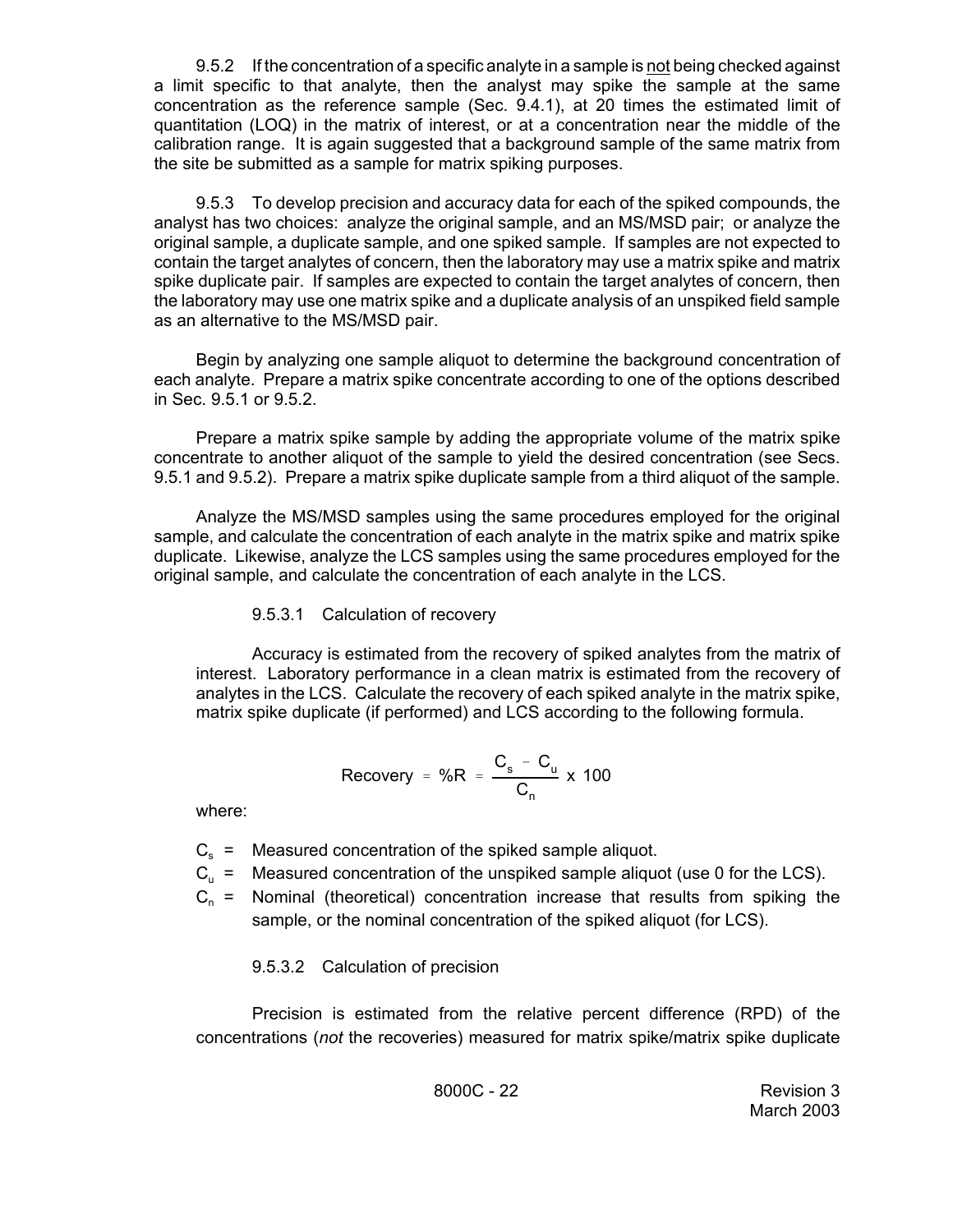9.5.2 If the concentration of a specific analyte in a sample is not being checked against a limit specific to that analyte, then the analyst may spike the sample at the same concentration as the reference sample (Sec. 9.4.1), at 20 times the estimated limit of quantitation (LOQ) in the matrix of interest, or at a concentration near the middle of the calibration range. It is again suggested that a background sample of the same matrix from the site be submitted as a sample for matrix spiking purposes.

9.5.3 To develop precision and accuracy data for each of the spiked compounds, the analyst has two choices: analyze the original sample, and an MS/MSD pair; or analyze the original sample, a duplicate sample, and one spiked sample. If samples are not expected to contain the target analytes of concern, then the laboratory may use a matrix spike and matrix spike duplicate pair. If samples are expected to contain the target analytes of concern, then the laboratory may use one matrix spike and a duplicate analysis of an unspiked field sample as an alternative to the MS/MSD pair.

Begin by analyzing one sample aliquot to determine the background concentration of each analyte. Prepare a matrix spike concentrate according to one of the options described in Sec. 9.5.1 or 9.5.2.

Prepare a matrix spike sample by adding the appropriate volume of the matrix spike concentrate to another aliquot of the sample to yield the desired concentration (see Secs. 9.5.1 and 9.5.2). Prepare a matrix spike duplicate sample from a third aliquot of the sample.

Analyze the MS/MSD samples using the same procedures employed for the original sample, and calculate the concentration of each analyte in the matrix spike and matrix spike duplicate. Likewise, analyze the LCS samples using the same procedures employed for the original sample, and calculate the concentration of each analyte in the LCS.

9.5.3.1 Calculation of recovery

Accuracy is estimated from the recovery of spiked analytes from the matrix of interest. Laboratory performance in a clean matrix is estimated from the recovery of analytes in the LCS. Calculate the recovery of each spiked analyte in the matrix spike, matrix spike duplicate (if performed) and LCS according to the following formula.

$$\text{Recovery} = \%R = \frac{C_s - C_u}{C_n} \times 100$$

where:

- $C_s$ = Measured concentration of the spiked sample aliquot.
- $C_u$ = Measured concentration of the unspiked sample aliquot (use 0 for the LCS).
- $C_n$ = Nominal (theoretical) concentration increase that results from spiking the sample, or the nominal concentration of the spiked aliquot (for LCS).

9.5.3.2 Calculation of precision

Precision is estimated from the relative percent difference (RPD) of the concentrations (*not* the recoveries) measured for matrix spike/matrix spike duplicate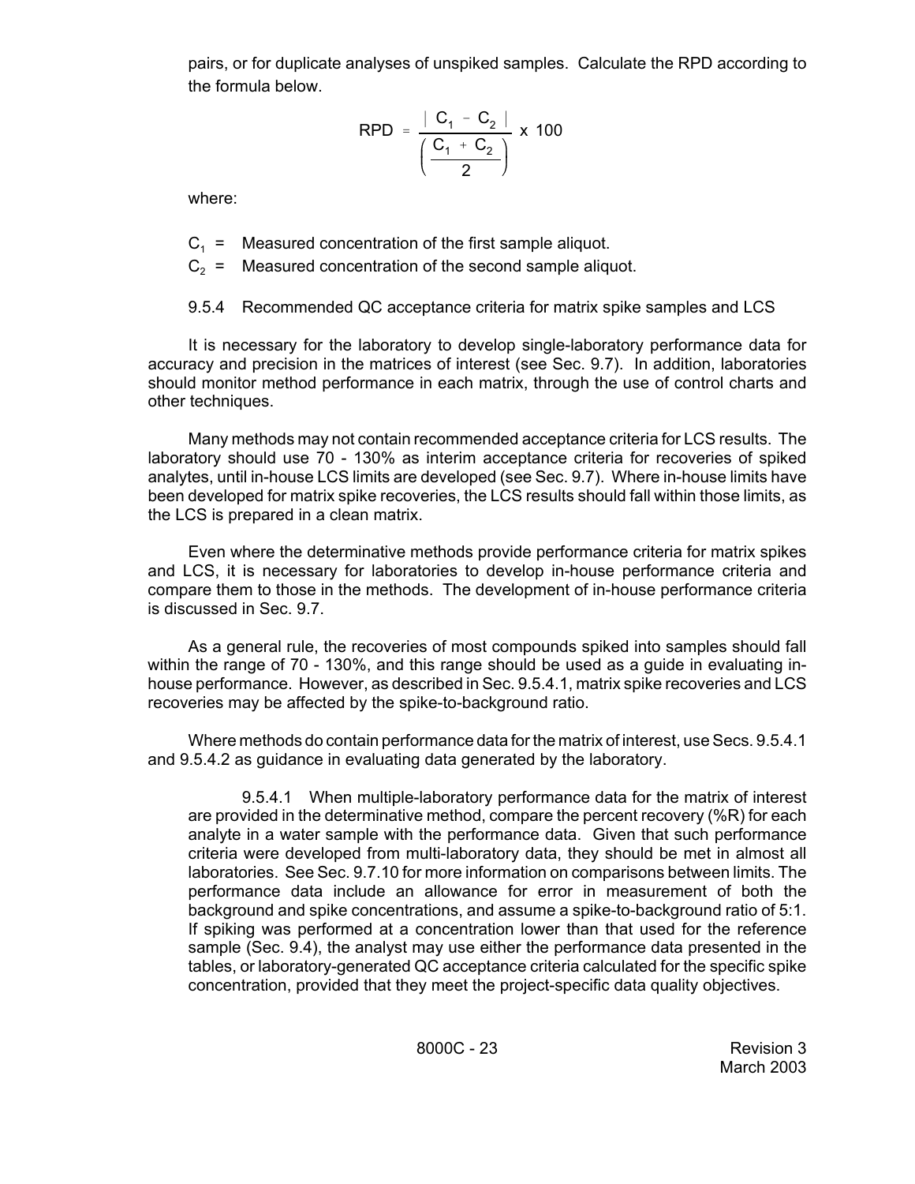pairs, or for duplicate analyses of unspiked samples. Calculate the RPD according to the formula below.

$$\text{RPD} = \frac{|C_1 - C_2|}{\left(\frac{C_1 + C_2}{2}\right)} \times 100$$

where:

$C_1$ = Measured concentration of the first sample aliquot.

$C_2$ = Measured concentration of the second sample aliquot.

9.5.4 Recommended QC acceptance criteria for matrix spike samples and LCS

It is necessary for the laboratory to develop single-laboratory performance data for accuracy and precision in the matrices of interest (see Sec. 9.7). In addition, laboratories should monitor method performance in each matrix, through the use of control charts and other techniques.

Many methods may not contain recommended acceptance criteria for LCS results. The laboratory should use 70 - 130% as interim acceptance criteria for recoveries of spiked analytes, until in-house LCS limits are developed (see Sec. 9.7). Where in-house limits have been developed for matrix spike recoveries, the LCS results should fall within those limits, as the LCS is prepared in a clean matrix.

Even where the determinative methods provide performance criteria for matrix spikes and LCS, it is necessary for laboratories to develop in-house performance criteria and compare them to those in the methods. The development of in-house performance criteria is discussed in Sec. 9.7.

As a general rule, the recoveries of most compounds spiked into samples should fall within the range of 70 - 130%, and this range should be used as a guide in evaluating in-house performance. However, as described in Sec. 9.5.4.1, matrix spike recoveries and LCS recoveries may be affected by the spike-to-background ratio.

Where methods do contain performance data for the matrix of interest, use Secs. 9.5.4.1 and 9.5.4.2 as guidance in evaluating data generated by the laboratory.

9.5.4.1 When multiple-laboratory performance data for the matrix of interest are provided in the determinative method, compare the percent recovery (%R) for each analyte in a water sample with the performance data. Given that such performance criteria were developed from multi-laboratory data, they should be met in almost all laboratories. See Sec. 9.7.10 for more information on comparisons between limits. The performance data include an allowance for error in measurement of both the background and spike concentrations, and assume a spike-to-background ratio of 5:1. If spiking was performed at a concentration lower than that used for the reference sample (Sec. 9.4), the analyst may use either the performance data presented in the tables, or laboratory-generated QC acceptance criteria calculated for the specific spike concentration, provided that they meet the project-specific data quality objectives.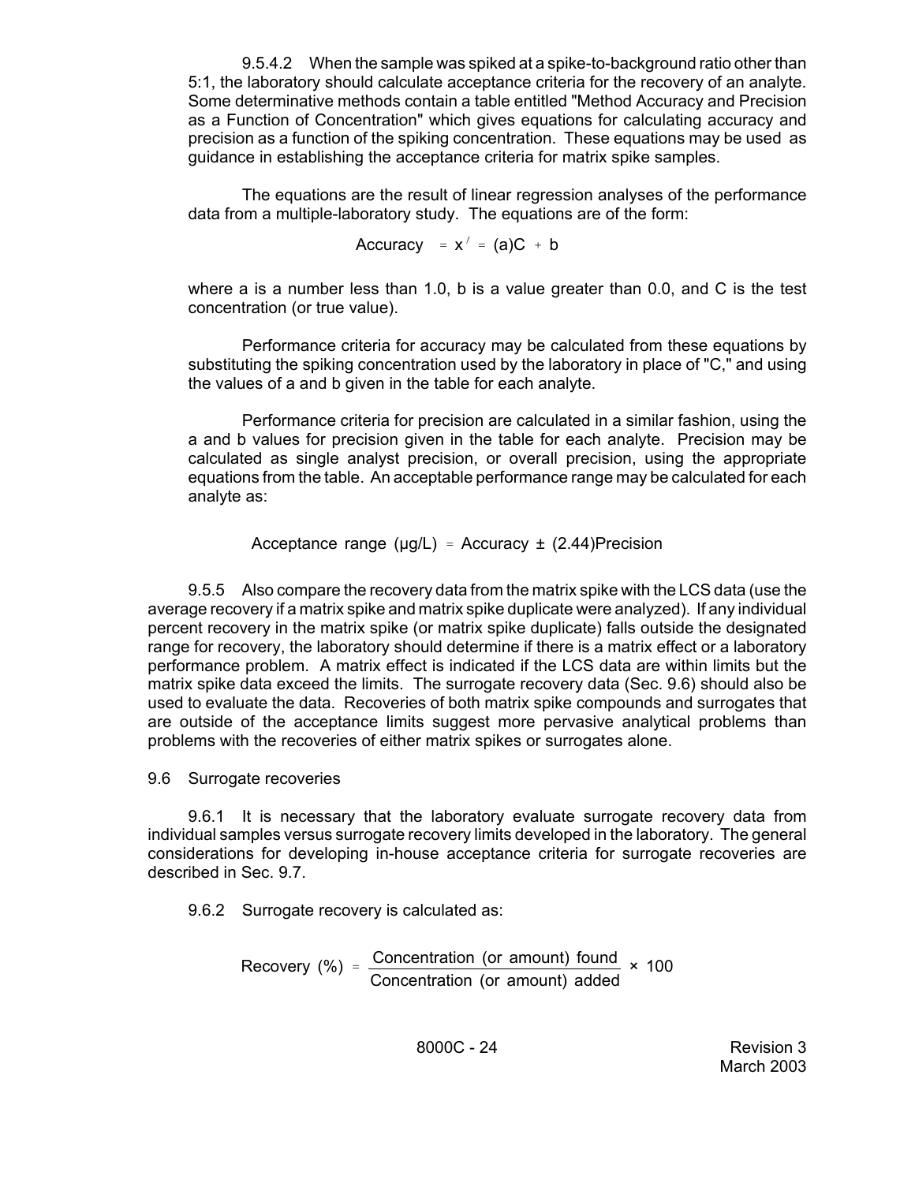9.5.4.2 When the sample was spiked at a spike-to-background ratio other than 5:1, the laboratory should calculate acceptance criteria for the recovery of an analyte. Some determinative methods contain a table entitled "Method Accuracy and Precision as a Function of Concentration" which gives equations for calculating accuracy and precision as a function of the spiking concentration. These equations may be used as guidance in establishing the acceptance criteria for matrix spike samples.

The equations are the result of linear regression analyses of the performance data from a multiple-laboratory study. The equations are of the form:

$$\text{Accuracy} = x' = (a)C + b$$

where a is a number less than 1.0, b is a value greater than 0.0, and C is the test concentration (or true value).

Performance criteria for accuracy may be calculated from these equations by substituting the spiking concentration used by the laboratory in place of "C," and using the values of a and b given in the table for each analyte.

Performance criteria for precision are calculated in a similar fashion, using the a and b values for precision given in the table for each analyte. Precision may be calculated as single analyst precision, or overall precision, using the appropriate equations from the table. An acceptable performance range may be calculated for each analyte as:

$$\text{Acceptance range } (\mu g/L) = \text{Accuracy} \pm (2.44)\text{Precision}$$

9.5.5 Also compare the recovery data from the matrix spike with the LCS data (use the average recovery if a matrix spike and matrix spike duplicate were analyzed). If any individual percent recovery in the matrix spike (or matrix spike duplicate) falls outside the designated range for recovery, the laboratory should determine if there is a matrix effect or a laboratory performance problem. A matrix effect is indicated if the LCS data are within limits but the matrix spike data exceed the limits. The surrogate recovery data (Sec. 9.6) should also be used to evaluate the data. Recoveries of both matrix spike compounds and surrogates that are outside of the acceptance limits suggest more pervasive analytical problems than problems with the recoveries of either matrix spikes or surrogates alone.

9.6 Surrogate recoveries

9.6.1 It is necessary that the laboratory evaluate surrogate recovery data from individual samples versus surrogate recovery limits developed in the laboratory. The general considerations for developing in-house acceptance criteria for surrogate recoveries are described in Sec. 9.7.

9.6.2 Surrogate recovery is calculated as:

$$\text{Recovery (\%)} = \frac{\text{Concentration (or amount) found}}{\text{Concentration (or amount) added}} \times 100$$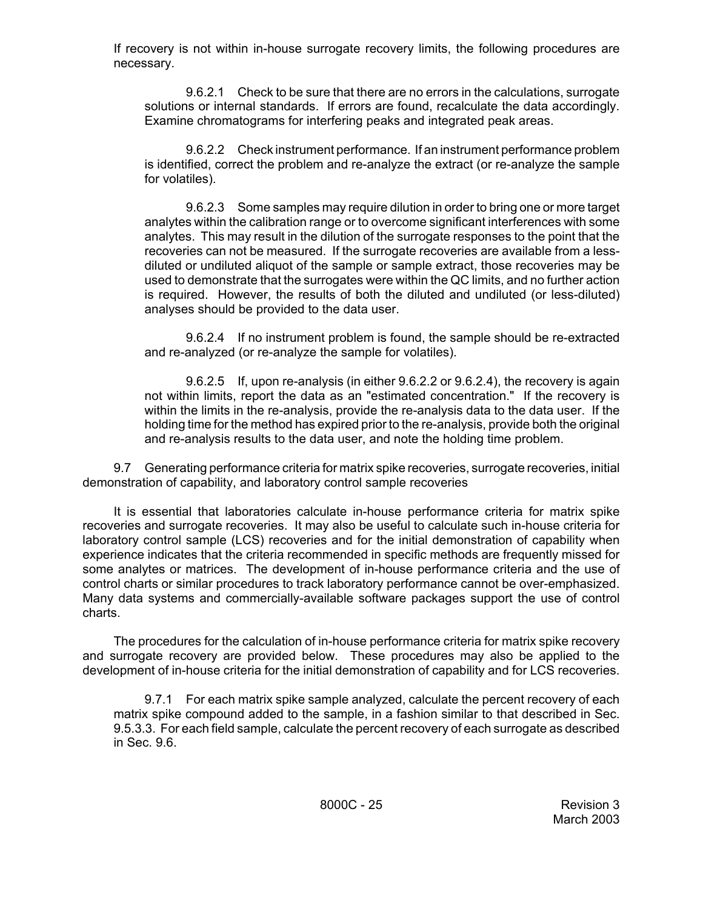If recovery is not within in-house surrogate recovery limits, the following procedures are necessary.

9.6.2.1 Check to be sure that there are no errors in the calculations, surrogate solutions or internal standards. If errors are found, recalculate the data accordingly. Examine chromatograms for interfering peaks and integrated peak areas.

9.6.2.2 Check instrument performance. If an instrument performance problem is identified, correct the problem and re-analyze the extract (or re-analyze the sample for volatiles).

9.6.2.3 Some samples may require dilution in order to bring one or more target analytes within the calibration range or to overcome significant interferences with some analytes. This may result in the dilution of the surrogate responses to the point that the recoveries can not be measured. If the surrogate recoveries are available from a less-diluted or undiluted aliquot of the sample or sample extract, those recoveries may be used to demonstrate that the surrogates were within the QC limits, and no further action is required. However, the results of both the diluted and undiluted (or less-diluted) analyses should be provided to the data user.

9.6.2.4 If no instrument problem is found, the sample should be re-extracted and re-analyzed (or re-analyze the sample for volatiles).

9.6.2.5 If, upon re-analysis (in either 9.6.2.2 or 9.6.2.4), the recovery is again not within limits, report the data as an "estimated concentration." If the recovery is within the limits in the re-analysis, provide the re-analysis data to the data user. If the holding time for the method has expired prior to the re-analysis, provide both the original and re-analysis results to the data user, and note the holding time problem.

9.7 Generating performance criteria for matrix spike recoveries, surrogate recoveries, initial demonstration of capability, and laboratory control sample recoveries

It is essential that laboratories calculate in-house performance criteria for matrix spike recoveries and surrogate recoveries. It may also be useful to calculate such in-house criteria for laboratory control sample (LCS) recoveries and for the initial demonstration of capability when experience indicates that the criteria recommended in specific methods are frequently missed for some analytes or matrices. The development of in-house performance criteria and the use of control charts or similar procedures to track laboratory performance cannot be over-emphasized. Many data systems and commercially-available software packages support the use of control charts.

The procedures for the calculation of in-house performance criteria for matrix spike recovery and surrogate recovery are provided below. These procedures may also be applied to the development of in-house criteria for the initial demonstration of capability and for LCS recoveries.

9.7.1 For each matrix spike sample analyzed, calculate the percent recovery of each matrix spike compound added to the sample, in a fashion similar to that described in Sec. 9.5.3.3. For each field sample, calculate the percent recovery of each surrogate as described in Sec. 9.6.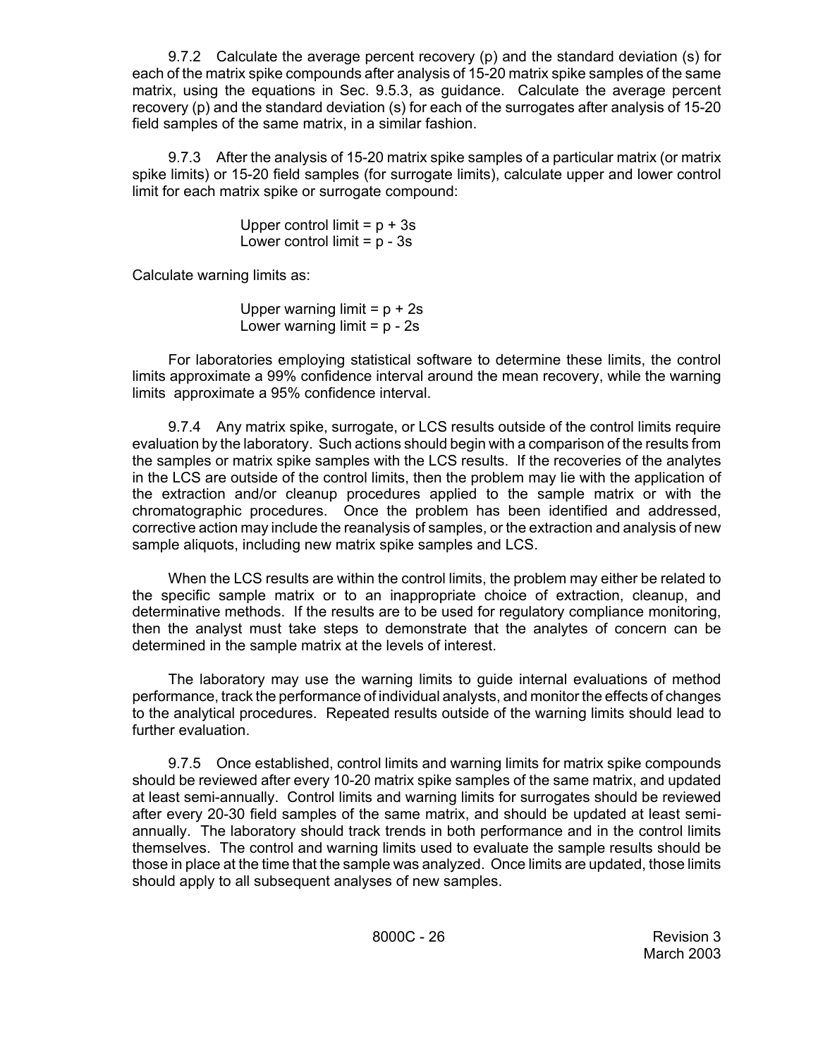9.7.2 Calculate the average percent recovery (p) and the standard deviation (s) for each of the matrix spike compounds after analysis of 15-20 matrix spike samples of the same matrix, using the equations in Sec. 9.5.3, as guidance. Calculate the average percent recovery (p) and the standard deviation (s) for each of the surrogates after analysis of 15-20 field samples of the same matrix, in a similar fashion.

9.7.3 After the analysis of 15-20 matrix spike samples of a particular matrix (or matrix spike limits) or 15-20 field samples (for surrogate limits), calculate upper and lower control limit for each matrix spike or surrogate compound:

$$\text{Upper control limit} = p + 3s$$
$$\text{Lower control limit} = p - 3s$$

Calculate warning limits as:

$$\text{Upper warning limit} = p + 2s$$
$$\text{Lower warning limit} = p - 2s$$

For laboratories employing statistical software to determine these limits, the control limits approximate a 99% confidence interval around the mean recovery, while the warning limits approximate a 95% confidence interval.

9.7.4 Any matrix spike, surrogate, or LCS results outside of the control limits require evaluation by the laboratory. Such actions should begin with a comparison of the results from the samples or matrix spike samples with the LCS results. If the recoveries of the analytes in the LCS are outside of the control limits, then the problem may lie with the application of the extraction and/or cleanup procedures applied to the sample matrix or with the chromatographic procedures. Once the problem has been identified and addressed, corrective action may include the reanalysis of samples, or the extraction and analysis of new sample aliquots, including new matrix spike samples and LCS.

When the LCS results are within the control limits, the problem may either be related to the specific sample matrix or to an inappropriate choice of extraction, cleanup, and determinative methods. If the results are to be used for regulatory compliance monitoring, then the analyst must take steps to demonstrate that the analytes of concern can be determined in the sample matrix at the levels of interest.

The laboratory may use the warning limits to guide internal evaluations of method performance, track the performance of individual analysts, and monitor the effects of changes to the analytical procedures. Repeated results outside of the warning limits should lead to further evaluation.

9.7.5 Once established, control limits and warning limits for matrix spike compounds should be reviewed after every 10-20 matrix spike samples of the same matrix, and updated at least semi-annually. Control limits and warning limits for surrogates should be reviewed after every 20-30 field samples of the same matrix, and should be updated at least semi-annually. The laboratory should track trends in both performance and in the control limits themselves. The control and warning limits used to evaluate the sample results should be those in place at the time that the sample was analyzed. Once limits are updated, those limits should apply to all subsequent analyses of new samples.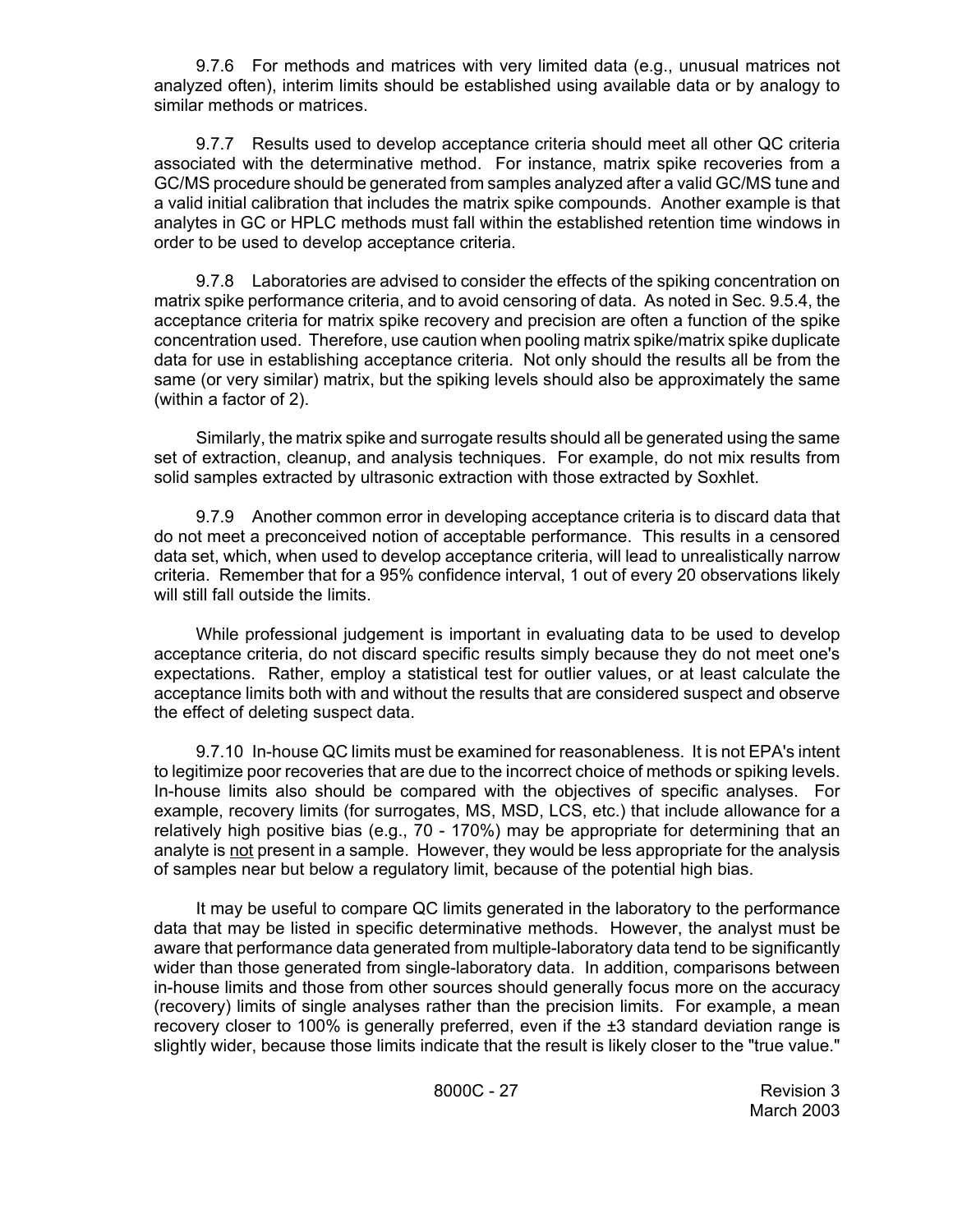9.7.6 For methods and matrices with very limited data (e.g., unusual matrices not analyzed often), interim limits should be established using available data or by analogy to similar methods or matrices.

9.7.7 Results used to develop acceptance criteria should meet all other QC criteria associated with the determinative method. For instance, matrix spike recoveries from a GC/MS procedure should be generated from samples analyzed after a valid GC/MS tune and a valid initial calibration that includes the matrix spike compounds. Another example is that analytes in GC or HPLC methods must fall within the established retention time windows in order to be used to develop acceptance criteria.

9.7.8 Laboratories are advised to consider the effects of the spiking concentration on matrix spike performance criteria, and to avoid censoring of data. As noted in Sec. 9.5.4, the acceptance criteria for matrix spike recovery and precision are often a function of the spike concentration used. Therefore, use caution when pooling matrix spike/matrix spike duplicate data for use in establishing acceptance criteria. Not only should the results all be from the same (or very similar) matrix, but the spiking levels should also be approximately the same (within a factor of 2).

Similarly, the matrix spike and surrogate results should all be generated using the same set of extraction, cleanup, and analysis techniques. For example, do not mix results from solid samples extracted by ultrasonic extraction with those extracted by Soxhlet.

9.7.9 Another common error in developing acceptance criteria is to discard data that do not meet a preconceived notion of acceptable performance. This results in a censored data set, which, when used to develop acceptance criteria, will lead to unrealistically narrow criteria. Remember that for a 95% confidence interval, 1 out of every 20 observations likely will still fall outside the limits.

While professional judgement is important in evaluating data to be used to develop acceptance criteria, do not discard specific results simply because they do not meet one's expectations. Rather, employ a statistical test for outlier values, or at least calculate the acceptance limits both with and without the results that are considered suspect and observe the effect of deleting suspect data.

9.7.10 In-house QC limits must be examined for reasonableness. It is not EPA's intent to legitimize poor recoveries that are due to the incorrect choice of methods or spiking levels. In-house limits also should be compared with the objectives of specific analyses. For example, recovery limits (for surrogates, MS, MSD, LCS, etc.) that include allowance for a relatively high positive bias (e.g., 70 - 170%) may be appropriate for determining that an analyte is <u>not</u> present in a sample. However, they would be less appropriate for the analysis of samples near but below a regulatory limit, because of the potential high bias.

It may be useful to compare QC limits generated in the laboratory to the performance data that may be listed in specific determinative methods. However, the analyst must be aware that performance data generated from multiple-laboratory data tend to be significantly wider than those generated from single-laboratory data. In addition, comparisons between in-house limits and those from other sources should generally focus more on the accuracy (recovery) limits of single analyses rather than the precision limits. For example, a mean recovery closer to 100% is generally preferred, even if the ±3 standard deviation range is slightly wider, because those limits indicate that the result is likely closer to the "true value."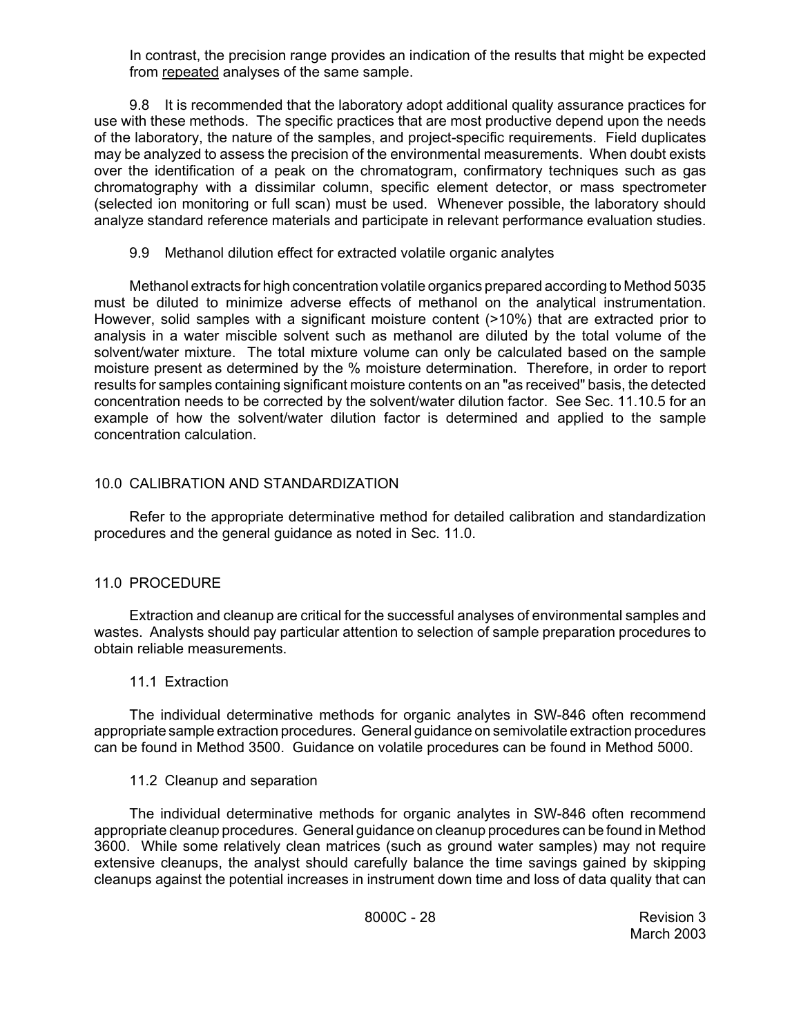In contrast, the precision range provides an indication of the results that might be expected from repeated analyses of the same sample.

9.8 It is recommended that the laboratory adopt additional quality assurance practices for use with these methods. The specific practices that are most productive depend upon the needs of the laboratory, the nature of the samples, and project-specific requirements. Field duplicates may be analyzed to assess the precision of the environmental measurements. When doubt exists over the identification of a peak on the chromatogram, confirmatory techniques such as gas chromatography with a dissimilar column, specific element detector, or mass spectrometer (selected ion monitoring or full scan) must be used. Whenever possible, the laboratory should analyze standard reference materials and participate in relevant performance evaluation studies.

9.9 Methanol dilution effect for extracted volatile organic analytes

Methanol extracts for high concentration volatile organics prepared according to Method 5035 must be diluted to minimize adverse effects of methanol on the analytical instrumentation. However, solid samples with a significant moisture content (>10%) that are extracted prior to analysis in a water miscible solvent such as methanol are diluted by the total volume of the solvent/water mixture. The total mixture volume can only be calculated based on the sample moisture present as determined by the % moisture determination. Therefore, in order to report results for samples containing significant moisture contents on an "as received" basis, the detected concentration needs to be corrected by the solvent/water dilution factor. See Sec. 11.10.5 for an example of how the solvent/water dilution factor is determined and applied to the sample concentration calculation.

## 10.0 CALIBRATION AND STANDARDIZATION

Refer to the appropriate determinative method for detailed calibration and standardization procedures and the general guidance as noted in Sec. 11.0.

## 11.0 PROCEDURE

Extraction and cleanup are critical for the successful analyses of environmental samples and wastes. Analysts should pay particular attention to selection of sample preparation procedures to obtain reliable measurements.

### 11.1 Extraction

The individual determinative methods for organic analytes in SW-846 often recommend appropriate sample extraction procedures. General guidance on semivolatile extraction procedures can be found in Method 3500. Guidance on volatile procedures can be found in Method 5000.

### 11.2 Cleanup and separation

The individual determinative methods for organic analytes in SW-846 often recommend appropriate cleanup procedures. General guidance on cleanup procedures can be found in Method 3600. While some relatively clean matrices (such as ground water samples) may not require extensive cleanups, the analyst should carefully balance the time savings gained by skipping cleanups against the potential increases in instrument down time and loss of data quality that can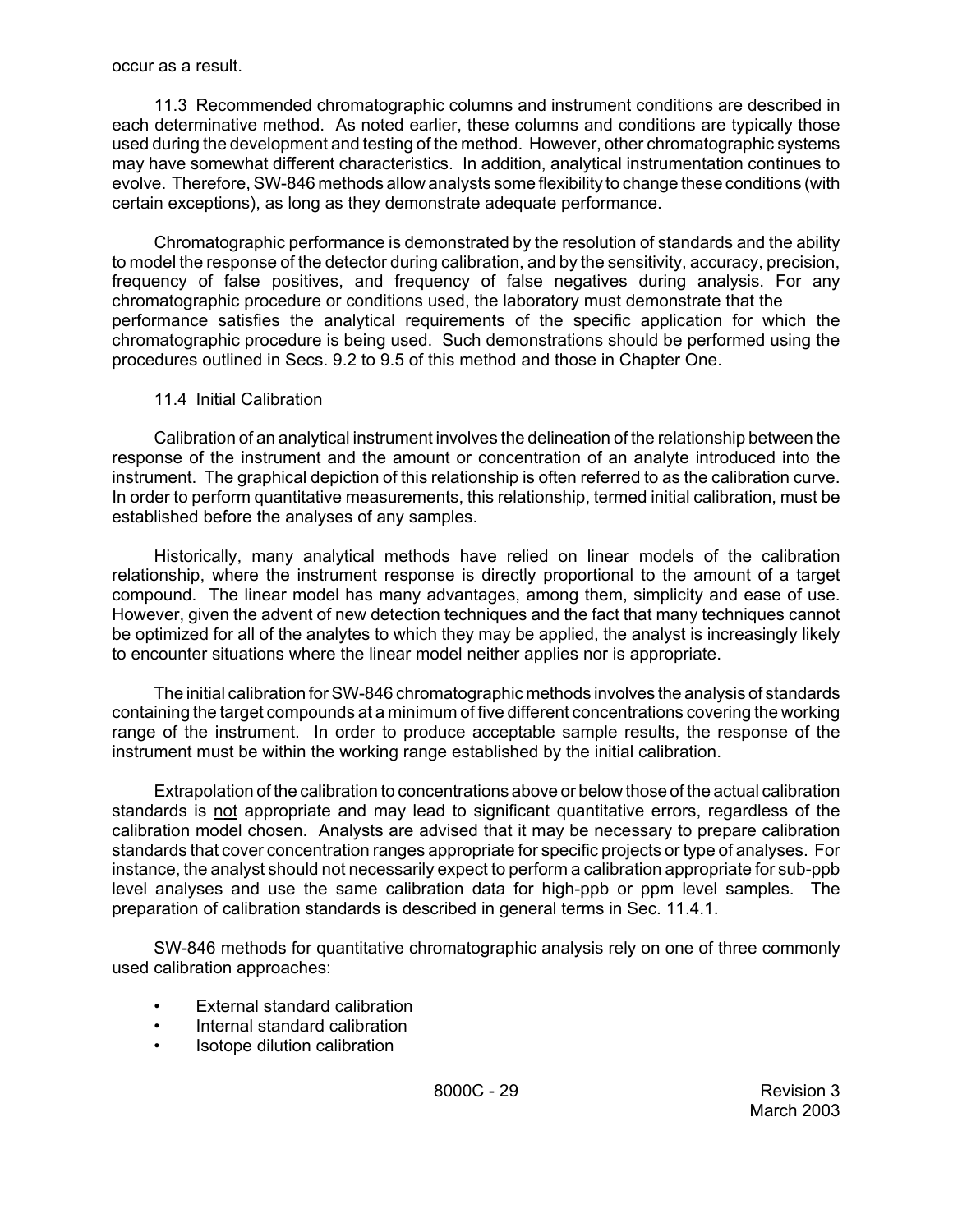occur as a result.

11.3 Recommended chromatographic columns and instrument conditions are described in each determinative method. As noted earlier, these columns and conditions are typically those used during the development and testing of the method. However, other chromatographic systems may have somewhat different characteristics. In addition, analytical instrumentation continues to evolve. Therefore, SW-846 methods allow analysts some flexibility to change these conditions (with certain exceptions), as long as they demonstrate adequate performance.

Chromatographic performance is demonstrated by the resolution of standards and the ability to model the response of the detector during calibration, and by the sensitivity, accuracy, precision, frequency of false positives, and frequency of false negatives during analysis. For any chromatographic procedure or conditions used, the laboratory must demonstrate that the performance satisfies the analytical requirements of the specific application for which the chromatographic procedure is being used. Such demonstrations should be performed using the procedures outlined in Secs. 9.2 to 9.5 of this method and those in Chapter One.

11.4 Initial Calibration

Calibration of an analytical instrument involves the delineation of the relationship between the response of the instrument and the amount or concentration of an analyte introduced into the instrument. The graphical depiction of this relationship is often referred to as the calibration curve. In order to perform quantitative measurements, this relationship, termed initial calibration, must be established before the analyses of any samples.

Historically, many analytical methods have relied on linear models of the calibration relationship, where the instrument response is directly proportional to the amount of a target compound. The linear model has many advantages, among them, simplicity and ease of use. However, given the advent of new detection techniques and the fact that many techniques cannot be optimized for all of the analytes to which they may be applied, the analyst is increasingly likely to encounter situations where the linear model neither applies nor is appropriate.

The initial calibration for SW-846 chromatographic methods involves the analysis of standards containing the target compounds at a minimum of five different concentrations covering the working range of the instrument. In order to produce acceptable sample results, the response of the instrument must be within the working range established by the initial calibration.

Extrapolation of the calibration to concentrations above or below those of the actual calibration standards is not appropriate and may lead to significant quantitative errors, regardless of the calibration model chosen. Analysts are advised that it may be necessary to prepare calibration standards that cover concentration ranges appropriate for specific projects or type of analyses. For instance, the analyst should not necessarily expect to perform a calibration appropriate for sub-ppb level analyses and use the same calibration data for high-ppb or ppm level samples. The preparation of calibration standards is described in general terms in Sec. 11.4.1.

SW-846 methods for quantitative chromatographic analysis rely on one of three commonly used calibration approaches:

- External standard calibration
- Internal standard calibration
- Isotope dilution calibration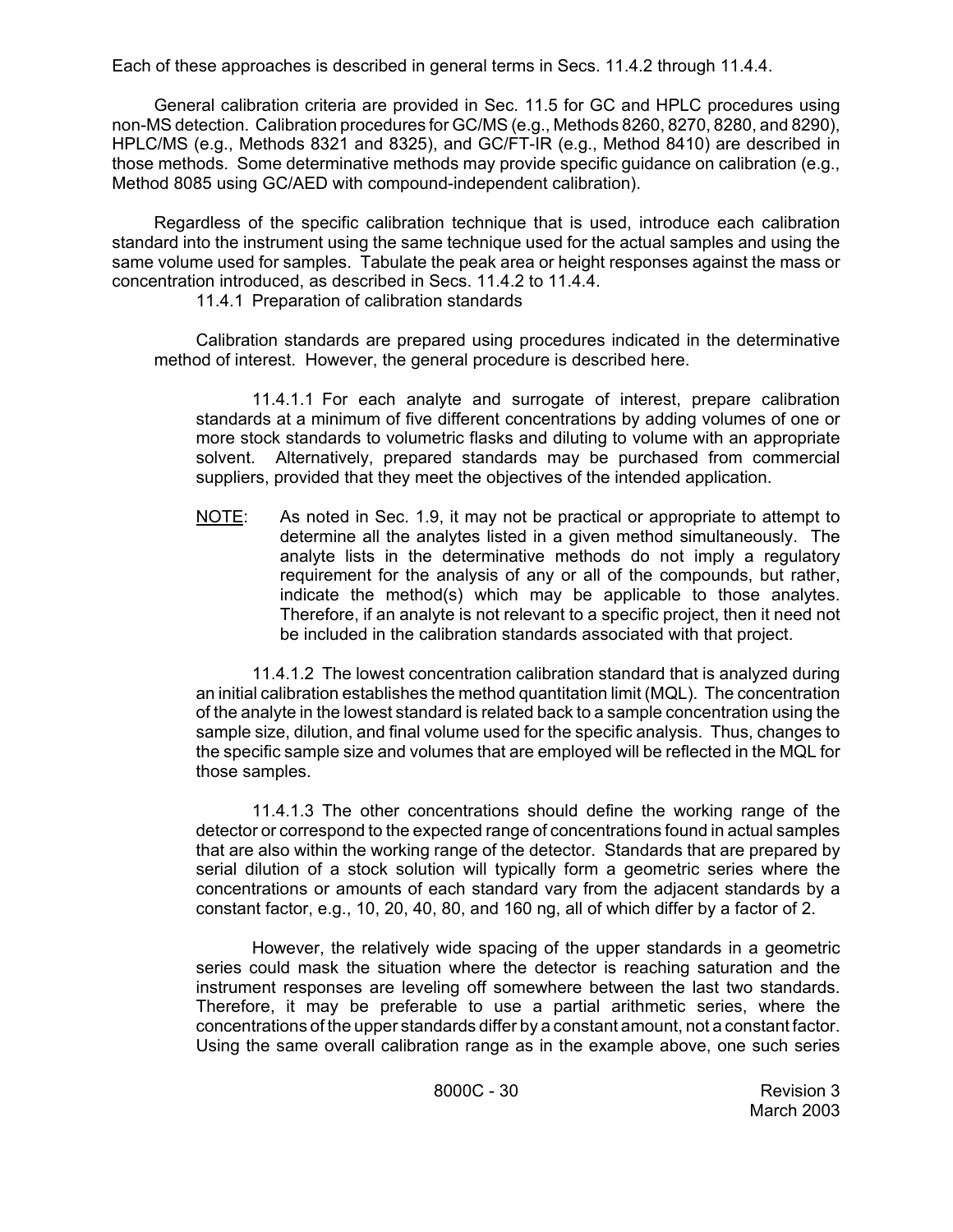Each of these approaches is described in general terms in Secs. 11.4.2 through 11.4.4.

General calibration criteria are provided in Sec. 11.5 for GC and HPLC procedures using non-MS detection. Calibration procedures for GC/MS (e.g., Methods 8260, 8270, 8280, and 8290), HPLC/MS (e.g., Methods 8321 and 8325), and GC/FT-IR (e.g., Method 8410) are described in those methods. Some determinative methods may provide specific guidance on calibration (e.g., Method 8085 using GC/AED with compound-independent calibration).

Regardless of the specific calibration technique that is used, introduce each calibration standard into the instrument using the same technique used for the actual samples and using the same volume used for samples. Tabulate the peak area or height responses against the mass or concentration introduced, as described in Secs. 11.4.2 to 11.4.4.

11.4.1 Preparation of calibration standards

Calibration standards are prepared using procedures indicated in the determinative method of interest. However, the general procedure is described here.

11.4.1.1 For each analyte and surrogate of interest, prepare calibration standards at a minimum of five different concentrations by adding volumes of one or more stock standards to volumetric flasks and diluting to volume with an appropriate solvent. Alternatively, prepared standards may be purchased from commercial suppliers, provided that they meet the objectives of the intended application.

NOTE: As noted in Sec. 1.9, it may not be practical or appropriate to attempt to determine all the analytes listed in a given method simultaneously. The analyte lists in the determinative methods do not imply a regulatory requirement for the analysis of any or all of the compounds, but rather, indicate the method(s) which may be applicable to those analytes. Therefore, if an analyte is not relevant to a specific project, then it need not be included in the calibration standards associated with that project.

11.4.1.2 The lowest concentration calibration standard that is analyzed during an initial calibration establishes the method quantitation limit (MQL). The concentration of the analyte in the lowest standard is related back to a sample concentration using the sample size, dilution, and final volume used for the specific analysis. Thus, changes to the specific sample size and volumes that are employed will be reflected in the MQL for those samples.

11.4.1.3 The other concentrations should define the working range of the detector or correspond to the expected range of concentrations found in actual samples that are also within the working range of the detector. Standards that are prepared by serial dilution of a stock solution will typically form a geometric series where the concentrations or amounts of each standard vary from the adjacent standards by a constant factor, e.g., 10, 20, 40, 80, and 160 ng, all of which differ by a factor of 2.

However, the relatively wide spacing of the upper standards in a geometric series could mask the situation where the detector is reaching saturation and the instrument responses are leveling off somewhere between the last two standards. Therefore, it may be preferable to use a partial arithmetic series, where the concentrations of the upper standards differ by a constant amount, not a constant factor. Using the same overall calibration range as in the example above, one such series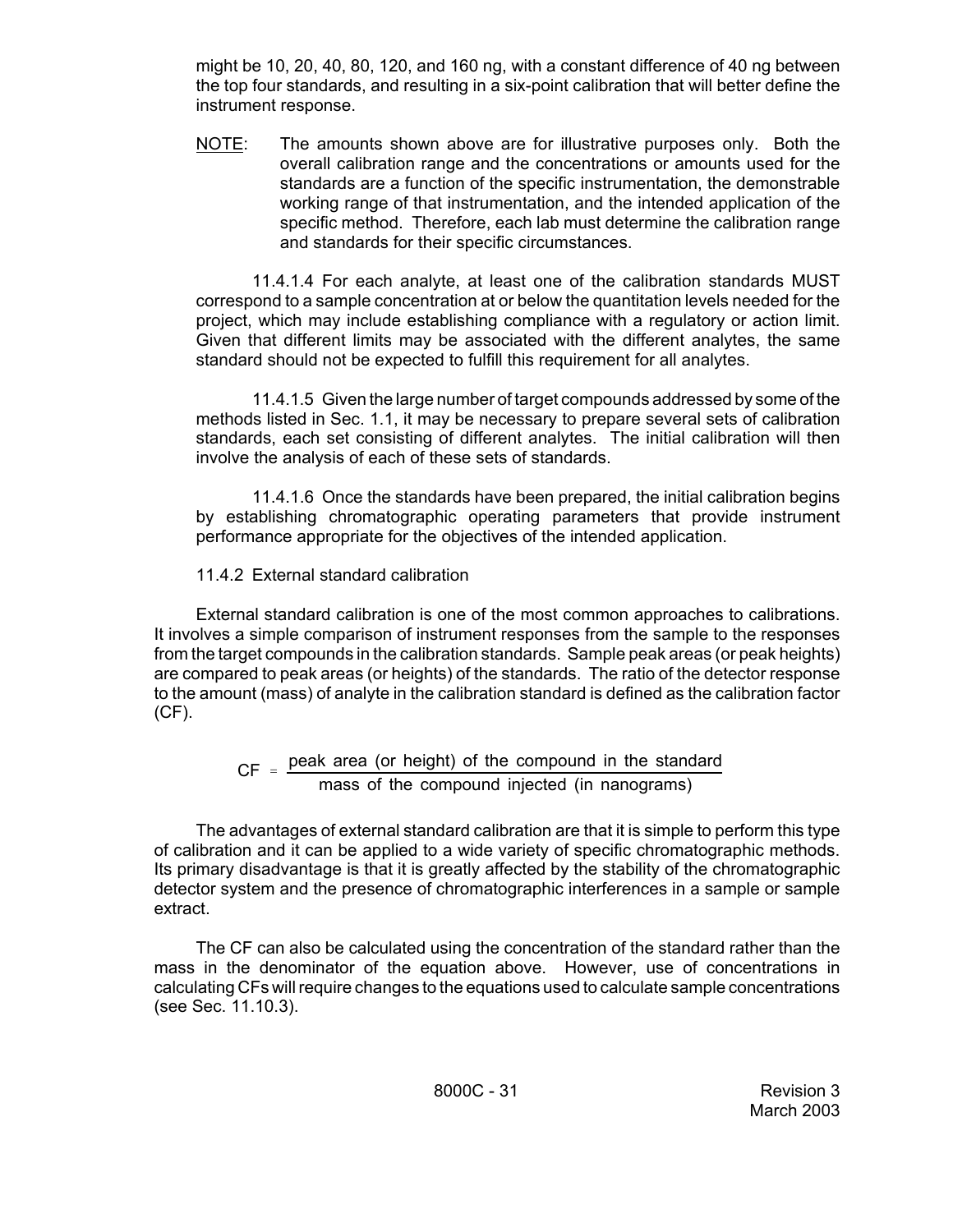might be 10, 20, 40, 80, 120, and 160 ng, with a constant difference of 40 ng between the top four standards, and resulting in a six-point calibration that will better define the instrument response.

NOTE: The amounts shown above are for illustrative purposes only. Both the overall calibration range and the concentrations or amounts used for the standards are a function of the specific instrumentation, the demonstrable working range of that instrumentation, and the intended application of the specific method. Therefore, each lab must determine the calibration range and standards for their specific circumstances.

11.4.1.4 For each analyte, at least one of the calibration standards MUST correspond to a sample concentration at or below the quantitation levels needed for the project, which may include establishing compliance with a regulatory or action limit. Given that different limits may be associated with the different analytes, the same standard should not be expected to fulfill this requirement for all analytes.

11.4.1.5 Given the large number of target compounds addressed by some of the methods listed in Sec. 1.1, it may be necessary to prepare several sets of calibration standards, each set consisting of different analytes. The initial calibration will then involve the analysis of each of these sets of standards.

11.4.1.6 Once the standards have been prepared, the initial calibration begins by establishing chromatographic operating parameters that provide instrument performance appropriate for the objectives of the intended application.

11.4.2 External standard calibration

External standard calibration is one of the most common approaches to calibrations. It involves a simple comparison of instrument responses from the sample to the responses from the target compounds in the calibration standards. Sample peak areas (or peak heights) are compared to peak areas (or heights) of the standards. The ratio of the detector response to the amount (mass) of analyte in the calibration standard is defined as the calibration factor (CF).

$$CF = \frac{\text{peak area (or height) of the compound in the standard}}{\text{mass of the compound injected (in nanograms)}}$$

The advantages of external standard calibration are that it is simple to perform this type of calibration and it can be applied to a wide variety of specific chromatographic methods. Its primary disadvantage is that it is greatly affected by the stability of the chromatographic detector system and the presence of chromatographic interferences in a sample or sample extract.

The CF can also be calculated using the concentration of the standard rather than the mass in the denominator of the equation above. However, use of concentrations in calculating CFs will require changes to the equations used to calculate sample concentrations (see Sec. 11.10.3).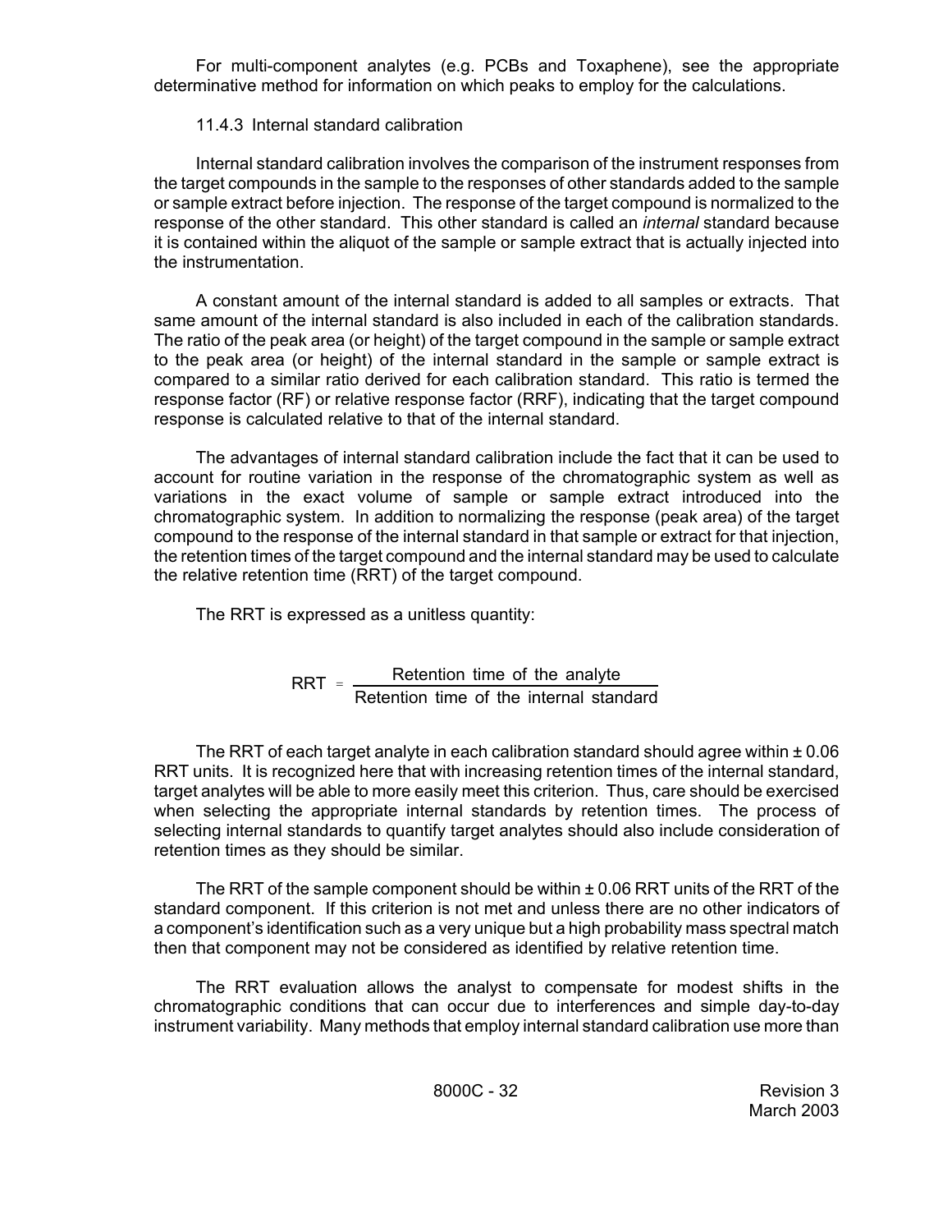For multi-component analytes (e.g. PCBs and Toxaphene), see the appropriate determinative method for information on which peaks to employ for the calculations.

#### 11.4.3 Internal standard calibration

Internal standard calibration involves the comparison of the instrument responses from the target compounds in the sample to the responses of other standards added to the sample or sample extract before injection. The response of the target compound is normalized to the response of the other standard. This other standard is called an *internal* standard because it is contained within the aliquot of the sample or sample extract that is actually injected into the instrumentation.

A constant amount of the internal standard is added to all samples or extracts. That same amount of the internal standard is also included in each of the calibration standards. The ratio of the peak area (or height) of the target compound in the sample or sample extract to the peak area (or height) of the internal standard in the sample or sample extract is compared to a similar ratio derived for each calibration standard. This ratio is termed the response factor (RF) or relative response factor (RRF), indicating that the target compound response is calculated relative to that of the internal standard.

The advantages of internal standard calibration include the fact that it can be used to account for routine variation in the response of the chromatographic system as well as variations in the exact volume of sample or sample extract introduced into the chromatographic system. In addition to normalizing the response (peak area) of the target compound to the response of the internal standard in that sample or extract for that injection, the retention times of the target compound and the internal standard may be used to calculate the relative retention time (RRT) of the target compound.

The RRT is expressed as a unitless quantity:

$$\text{RRT} = \frac{\text{Retention time of the analyte}}{\text{Retention time of the internal standard}}$$

The RRT of each target analyte in each calibration standard should agree within ± 0.06 RRT units. It is recognized here that with increasing retention times of the internal standard, target analytes will be able to more easily meet this criterion. Thus, care should be exercised when selecting the appropriate internal standards by retention times. The process of selecting internal standards to quantify target analytes should also include consideration of retention times as they should be similar.

The RRT of the sample component should be within ± 0.06 RRT units of the RRT of the standard component. If this criterion is not met and unless there are no other indicators of a component's identification such as a very unique but a high probability mass spectral match then that component may not be considered as identified by relative retention time.

The RRT evaluation allows the analyst to compensate for modest shifts in the chromatographic conditions that can occur due to interferences and simple day-to-day instrument variability. Many methods that employ internal standard calibration use more than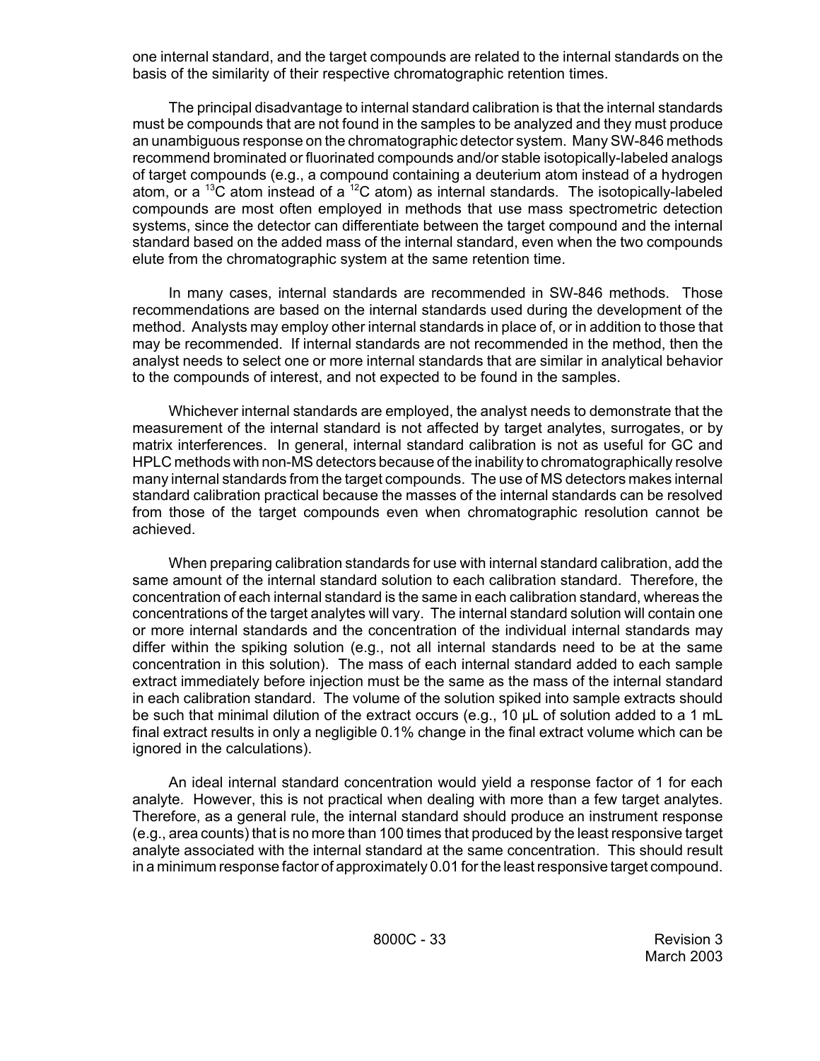one internal standard, and the target compounds are related to the internal standards on the basis of the similarity of their respective chromatographic retention times.

The principal disadvantage to internal standard calibration is that the internal standards must be compounds that are not found in the samples to be analyzed and they must produce an unambiguous response on the chromatographic detector system. Many SW-846 methods recommend brominated or fluorinated compounds and/or stable isotopically-labeled analogs of target compounds (e.g., a compound containing a deuterium atom instead of a hydrogen atom, or a $^{13}C$ atom instead of a $^{12}C$ atom) as internal standards. The isotopically-labeled compounds are most often employed in methods that use mass spectrometric detection systems, since the detector can differentiate between the target compound and the internal standard based on the added mass of the internal standard, even when the two compounds elute from the chromatographic system at the same retention time.

In many cases, internal standards are recommended in SW-846 methods. Those recommendations are based on the internal standards used during the development of the method. Analysts may employ other internal standards in place of, or in addition to those that may be recommended. If internal standards are not recommended in the method, then the analyst needs to select one or more internal standards that are similar in analytical behavior to the compounds of interest, and not expected to be found in the samples.

Whichever internal standards are employed, the analyst needs to demonstrate that the measurement of the internal standard is not affected by target analytes, surrogates, or by matrix interferences. In general, internal standard calibration is not as useful for GC and HPLC methods with non-MS detectors because of the inability to chromatographically resolve many internal standards from the target compounds. The use of MS detectors makes internal standard calibration practical because the masses of the internal standards can be resolved from those of the target compounds even when chromatographic resolution cannot be achieved.

When preparing calibration standards for use with internal standard calibration, add the same amount of the internal standard solution to each calibration standard. Therefore, the concentration of each internal standard is the same in each calibration standard, whereas the concentrations of the target analytes will vary. The internal standard solution will contain one or more internal standards and the concentration of the individual internal standards may differ within the spiking solution (e.g., not all internal standards need to be at the same concentration in this solution). The mass of each internal standard added to each sample extract immediately before injection must be the same as the mass of the internal standard in each calibration standard. The volume of the solution spiked into sample extracts should be such that minimal dilution of the extract occurs (e.g., 10 µL of solution added to a 1 mL final extract results in only a negligible 0.1% change in the final extract volume which can be ignored in the calculations).

An ideal internal standard concentration would yield a response factor of 1 for each analyte. However, this is not practical when dealing with more than a few target analytes. Therefore, as a general rule, the internal standard should produce an instrument response (e.g., area counts) that is no more than 100 times that produced by the least responsive target analyte associated with the internal standard at the same concentration. This should result in a minimum response factor of approximately 0.01 for the least responsive target compound.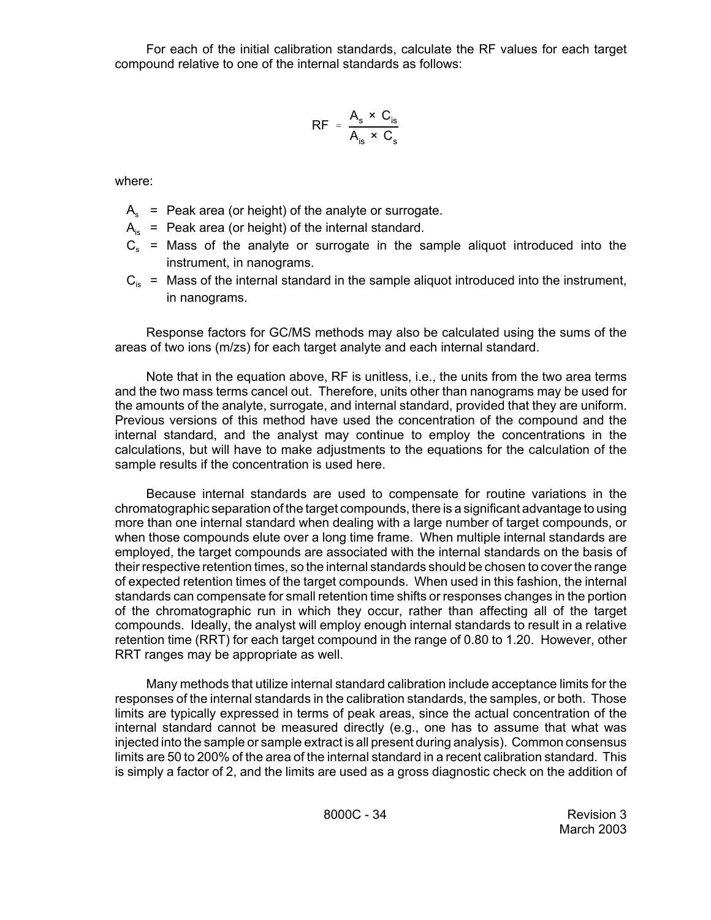For each of the initial calibration standards, calculate the RF values for each target compound relative to one of the internal standards as follows:

$$RF = \frac{A_s \times C_{is}}{A_{is} \times C_s}$$

where:

- $A_s$ = Peak area (or height) of the analyte or surrogate.
- $A_{is}$ = Peak area (or height) of the internal standard.
- $C_s$ = Mass of the analyte or surrogate in the sample aliquot introduced into the instrument, in nanograms.
- $C_{is}$ = Mass of the internal standard in the sample aliquot introduced into the instrument, in nanograms.

Response factors for GC/MS methods may also be calculated using the sums of the areas of two ions (m/zs) for each target analyte and each internal standard.

Note that in the equation above, RF is unitless, i.e., the units from the two area terms and the two mass terms cancel out. Therefore, units other than nanograms may be used for the amounts of the analyte, surrogate, and internal standard, provided that they are uniform. Previous versions of this method have used the concentration of the compound and the internal standard, and the analyst may continue to employ the concentrations in the calculations, but will have to make adjustments to the equations for the calculation of the sample results if the concentration is used here.

Because internal standards are used to compensate for routine variations in the chromatographic separation of the target compounds, there is a significant advantage to using more than one internal standard when dealing with a large number of target compounds, or when those compounds elute over a long time frame. When multiple internal standards are employed, the target compounds are associated with the internal standards on the basis of their respective retention times, so the internal standards should be chosen to cover the range of expected retention times of the target compounds. When used in this fashion, the internal standards can compensate for small retention time shifts or responses changes in the portion of the chromatographic run in which they occur, rather than affecting all of the target compounds. Ideally, the analyst will employ enough internal standards to result in a relative retention time (RRT) for each target compound in the range of 0.80 to 1.20. However, other RRT ranges may be appropriate as well.

Many methods that utilize internal standard calibration include acceptance limits for the responses of the internal standards in the calibration standards, the samples, or both. Those limits are typically expressed in terms of peak areas, since the actual concentration of the internal standard cannot be measured directly (e.g., one has to assume that what was injected into the sample or sample extract is all present during analysis). Common consensus limits are 50 to 200% of the area of the internal standard in a recent calibration standard. This is simply a factor of 2, and the limits are used as a gross diagnostic check on the addition of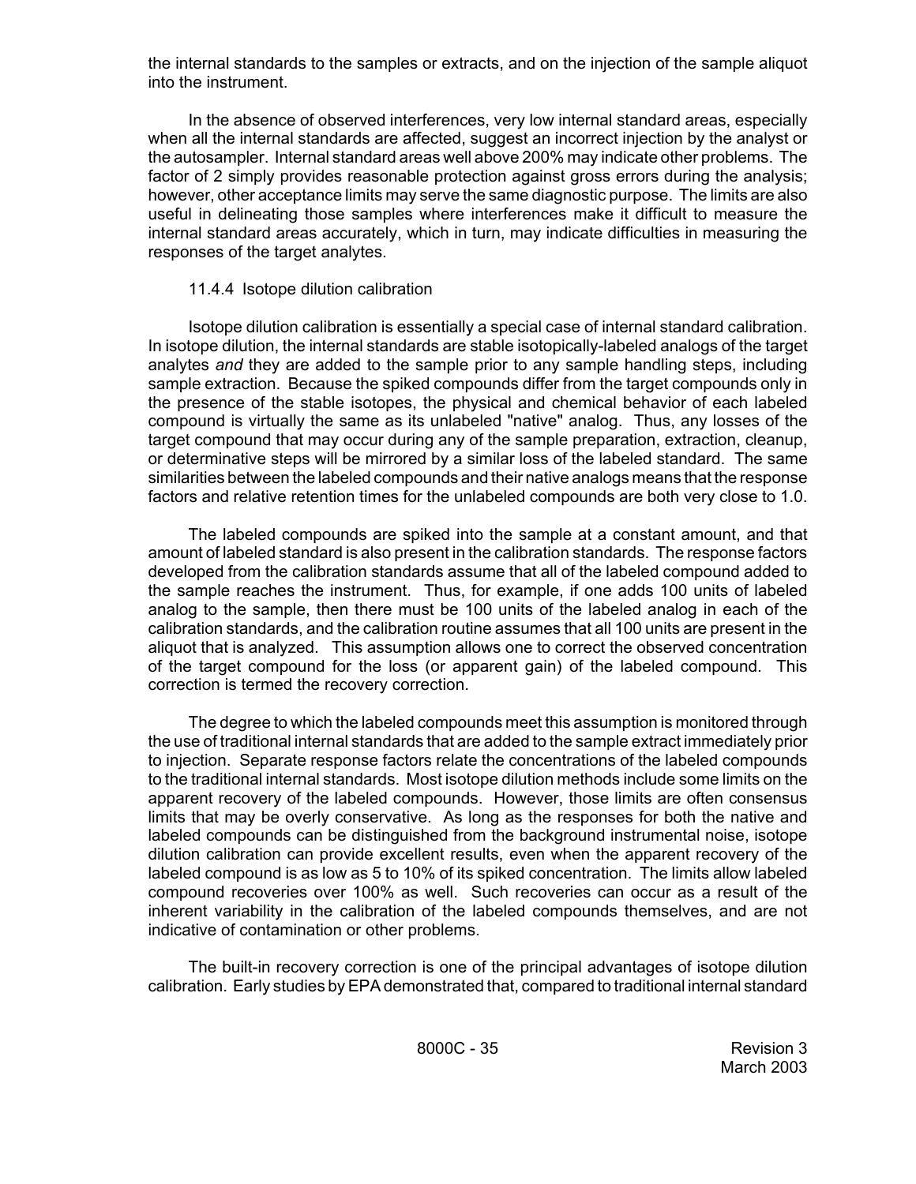the internal standards to the samples or extracts, and on the injection of the sample aliquot into the instrument.

In the absence of observed interferences, very low internal standard areas, especially when all the internal standards are affected, suggest an incorrect injection by the analyst or the autosampler. Internal standard areas well above 200% may indicate other problems. The factor of 2 simply provides reasonable protection against gross errors during the analysis; however, other acceptance limits may serve the same diagnostic purpose. The limits are also useful in delineating those samples where interferences make it difficult to measure the internal standard areas accurately, which in turn, may indicate difficulties in measuring the responses of the target analytes.

#### 11.4.4 Isotope dilution calibration

Isotope dilution calibration is essentially a special case of internal standard calibration. In isotope dilution, the internal standards are stable isotopically-labeled analogs of the target analytes *and* they are added to the sample prior to any sample handling steps, including sample extraction. Because the spiked compounds differ from the target compounds only in the presence of the stable isotopes, the physical and chemical behavior of each labeled compound is virtually the same as its unlabeled "native" analog. Thus, any losses of the target compound that may occur during any of the sample preparation, extraction, cleanup, or determinative steps will be mirrored by a similar loss of the labeled standard. The same similarities between the labeled compounds and their native analogs means that the response factors and relative retention times for the unlabeled compounds are both very close to 1.0.

The labeled compounds are spiked into the sample at a constant amount, and that amount of labeled standard is also present in the calibration standards. The response factors developed from the calibration standards assume that all of the labeled compound added to the sample reaches the instrument. Thus, for example, if one adds 100 units of labeled analog to the sample, then there must be 100 units of the labeled analog in each of the calibration standards, and the calibration routine assumes that all 100 units are present in the aliquot that is analyzed. This assumption allows one to correct the observed concentration of the target compound for the loss (or apparent gain) of the labeled compound. This correction is termed the recovery correction.

The degree to which the labeled compounds meet this assumption is monitored through the use of traditional internal standards that are added to the sample extract immediately prior to injection. Separate response factors relate the concentrations of the labeled compounds to the traditional internal standards. Most isotope dilution methods include some limits on the apparent recovery of the labeled compounds. However, those limits are often consensus limits that may be overly conservative. As long as the responses for both the native and labeled compounds can be distinguished from the background instrumental noise, isotope dilution calibration can provide excellent results, even when the apparent recovery of the labeled compound is as low as 5 to 10% of its spiked concentration. The limits allow labeled compound recoveries over 100% as well. Such recoveries can occur as a result of the inherent variability in the calibration of the labeled compounds themselves, and are not indicative of contamination or other problems.

The built-in recovery correction is one of the principal advantages of isotope dilution calibration. Early studies by EPA demonstrated that, compared to traditional internal standard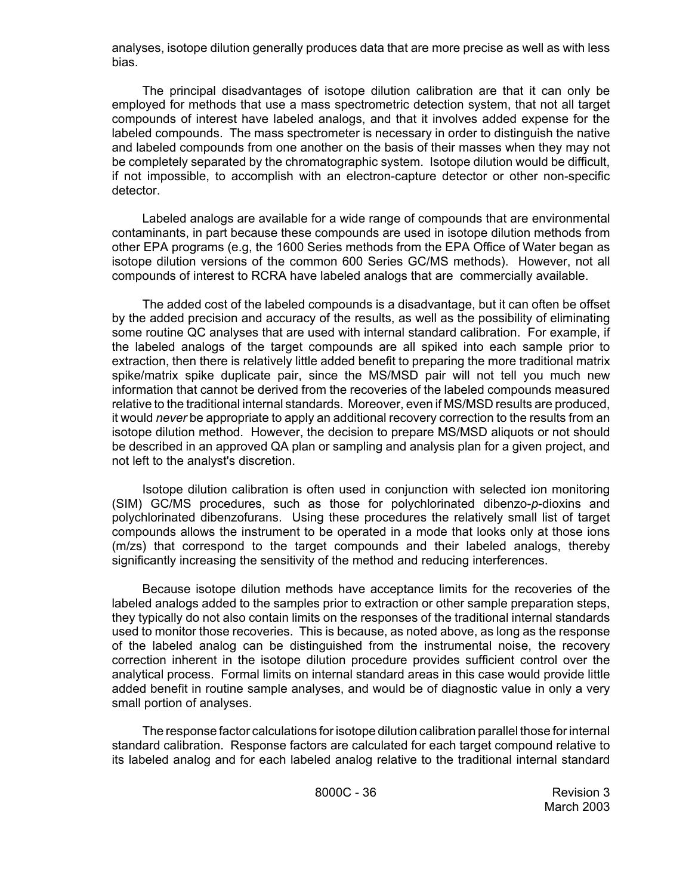analyses, isotope dilution generally produces data that are more precise as well as with less bias.

The principal disadvantages of isotope dilution calibration are that it can only be employed for methods that use a mass spectrometric detection system, that not all target compounds of interest have labeled analogs, and that it involves added expense for the labeled compounds. The mass spectrometer is necessary in order to distinguish the native and labeled compounds from one another on the basis of their masses when they may not be completely separated by the chromatographic system. Isotope dilution would be difficult, if not impossible, to accomplish with an electron-capture detector or other non-specific detector.

Labeled analogs are available for a wide range of compounds that are environmental contaminants, in part because these compounds are used in isotope dilution methods from other EPA programs (e.g, the 1600 Series methods from the EPA Office of Water began as isotope dilution versions of the common 600 Series GC/MS methods). However, not all compounds of interest to RCRA have labeled analogs that are commercially available.

The added cost of the labeled compounds is a disadvantage, but it can often be offset by the added precision and accuracy of the results, as well as the possibility of eliminating some routine QC analyses that are used with internal standard calibration. For example, if the labeled analogs of the target compounds are all spiked into each sample prior to extraction, then there is relatively little added benefit to preparing the more traditional matrix spike/matrix spike duplicate pair, since the MS/MSD pair will not tell you much new information that cannot be derived from the recoveries of the labeled compounds measured relative to the traditional internal standards. Moreover, even if MS/MSD results are produced, it would *never* be appropriate to apply an additional recovery correction to the results from an isotope dilution method. However, the decision to prepare MS/MSD aliquots or not should be described in an approved QA plan or sampling and analysis plan for a given project, and not left to the analyst's discretion.

Isotope dilution calibration is often used in conjunction with selected ion monitoring (SIM) GC/MS procedures, such as those for polychlorinated dibenzo-*p*-dioxins and polychlorinated dibenzofurans. Using these procedures the relatively small list of target compounds allows the instrument to be operated in a mode that looks only at those ions (m/zs) that correspond to the target compounds and their labeled analogs, thereby significantly increasing the sensitivity of the method and reducing interferences.

Because isotope dilution methods have acceptance limits for the recoveries of the labeled analogs added to the samples prior to extraction or other sample preparation steps, they typically do not also contain limits on the responses of the traditional internal standards used to monitor those recoveries. This is because, as noted above, as long as the response of the labeled analog can be distinguished from the instrumental noise, the recovery correction inherent in the isotope dilution procedure provides sufficient control over the analytical process. Formal limits on internal standard areas in this case would provide little added benefit in routine sample analyses, and would be of diagnostic value in only a very small portion of analyses.

The response factor calculations for isotope dilution calibration parallel those for internal standard calibration. Response factors are calculated for each target compound relative to its labeled analog and for each labeled analog relative to the traditional internal standard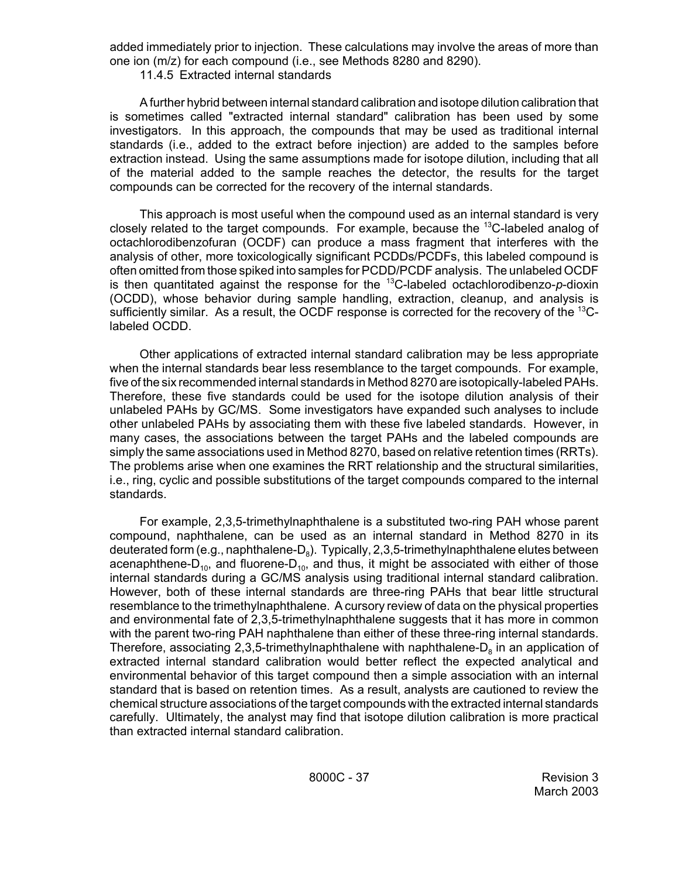added immediately prior to injection. These calculations may involve the areas of more than one ion (m/z) for each compound (i.e., see Methods 8280 and 8290).

11.4.5 Extracted internal standards

A further hybrid between internal standard calibration and isotope dilution calibration that is sometimes called "extracted internal standard" calibration has been used by some investigators. In this approach, the compounds that may be used as traditional internal standards (i.e., added to the extract before injection) are added to the samples before extraction instead. Using the same assumptions made for isotope dilution, including that all of the material added to the sample reaches the detector, the results for the target compounds can be corrected for the recovery of the internal standards.

This approach is most useful when the compound used as an internal standard is very closely related to the target compounds. For example, because the $^{13}C$-labeled analog of octachlorodibenzofuran (OCDF) can produce a mass fragment that interferes with the analysis of other, more toxicologically significant PCDDs/PCDFs, this labeled compound is often omitted from those spiked into samples for PCDD/PCDF analysis. The unlabeled OCDF is then quantitated against the response for the $^{13}C$-labeled octachlorodibenzo-*p*-dioxin (OCDD), whose behavior during sample handling, extraction, cleanup, and analysis is sufficiently similar. As a result, the OCDF response is corrected for the recovery of the $^{13}C$-labeled OCDD.

Other applications of extracted internal standard calibration may be less appropriate when the internal standards bear less resemblance to the target compounds. For example, five of the six recommended internal standards in Method 8270 are isotopically-labeled PAHs. Therefore, these five standards could be used for the isotope dilution analysis of their unlabeled PAHs by GC/MS. Some investigators have expanded such analyses to include other unlabeled PAHs by associating them with these five labeled standards. However, in many cases, the associations between the target PAHs and the labeled compounds are simply the same associations used in Method 8270, based on relative retention times (RRTs). The problems arise when one examines the RRT relationship and the structural similarities, i.e., ring, cyclic and possible substitutions of the target compounds compared to the internal standards.

For example, 2,3,5-trimethylnaphthalene is a substituted two-ring PAH whose parent compound, naphthalene, can be used as an internal standard in Method 8270 in its deuterated form (e.g., naphthalene-$D_8$). Typically, 2,3,5-trimethylnaphthalene elutes between acenaphthene-$D_{10}$, and fluorene-$D_{10}$, and thus, it might be associated with either of those internal standards during a GC/MS analysis using traditional internal standard calibration. However, both of these internal standards are three-ring PAHs that bear little structural resemblance to the trimethylnaphthalene. A cursory review of data on the physical properties and environmental fate of 2,3,5-trimethylnaphthalene suggests that it has more in common with the parent two-ring PAH naphthalene than either of these three-ring internal standards. Therefore, associating 2,3,5-trimethylnaphthalene with naphthalene-$D_8$ in an application of extracted internal standard calibration would better reflect the expected analytical and environmental behavior of this target compound then a simple association with an internal standard that is based on retention times. As a result, analysts are cautioned to review the chemical structure associations of the target compounds with the extracted internal standards carefully. Ultimately, the analyst may find that isotope dilution calibration is more practical than extracted internal standard calibration.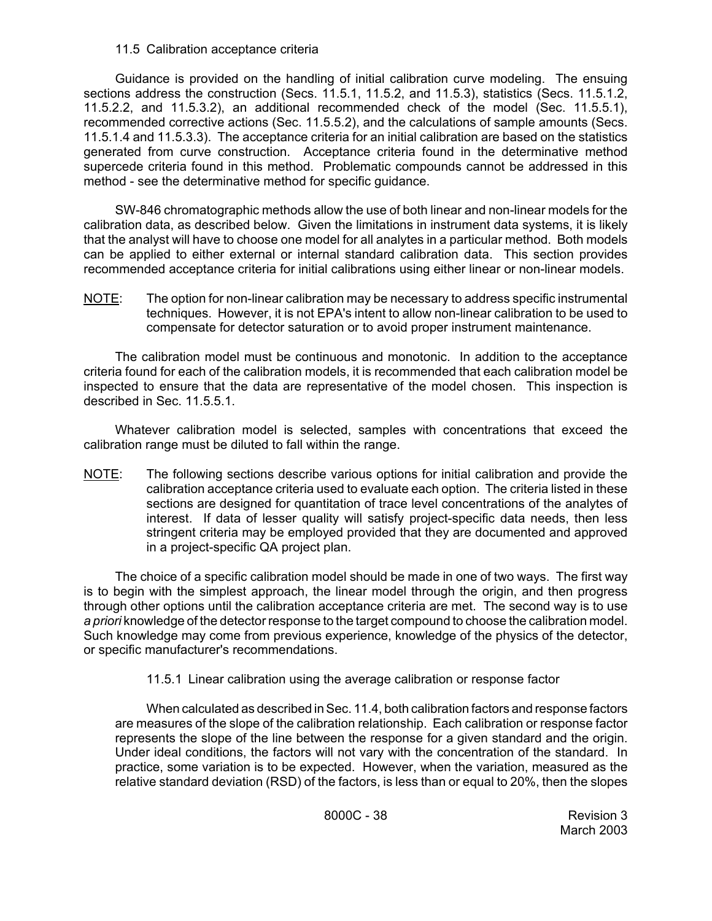### 11.5 Calibration acceptance criteria

Guidance is provided on the handling of initial calibration curve modeling. The ensuing sections address the construction (Secs. 11.5.1, 11.5.2, and 11.5.3), statistics (Secs. 11.5.1.2, 11.5.2.2, and 11.5.3.2), an additional recommended check of the model (Sec. 11.5.5.1), recommended corrective actions (Sec. 11.5.5.2), and the calculations of sample amounts (Secs. 11.5.1.4 and 11.5.3.3). The acceptance criteria for an initial calibration are based on the statistics generated from curve construction. Acceptance criteria found in the determinative method supercede criteria found in this method. Problematic compounds cannot be addressed in this method - see the determinative method for specific guidance.

SW-846 chromatographic methods allow the use of both linear and non-linear models for the calibration data, as described below. Given the limitations in instrument data systems, it is likely that the analyst will have to choose one model for all analytes in a particular method. Both models can be applied to either external or internal standard calibration data. This section provides recommended acceptance criteria for initial calibrations using either linear or non-linear models.

NOTE: The option for non-linear calibration may be necessary to address specific instrumental techniques. However, it is not EPA's intent to allow non-linear calibration to be used to compensate for detector saturation or to avoid proper instrument maintenance.

The calibration model must be continuous and monotonic. In addition to the acceptance criteria found for each of the calibration models, it is recommended that each calibration model be inspected to ensure that the data are representative of the model chosen. This inspection is described in Sec. 11.5.5.1.

Whatever calibration model is selected, samples with concentrations that exceed the calibration range must be diluted to fall within the range.

NOTE: The following sections describe various options for initial calibration and provide the calibration acceptance criteria used to evaluate each option. The criteria listed in these sections are designed for quantitation of trace level concentrations of the analytes of interest. If data of lesser quality will satisfy project-specific data needs, then less stringent criteria may be employed provided that they are documented and approved in a project-specific QA project plan.

The choice of a specific calibration model should be made in one of two ways. The first way is to begin with the simplest approach, the linear model through the origin, and then progress through other options until the calibration acceptance criteria are met. The second way is to use *a priori* knowledge of the detector response to the target compound to choose the calibration model. Such knowledge may come from previous experience, knowledge of the physics of the detector, or specific manufacturer's recommendations.

#### 11.5.1 Linear calibration using the average calibration or response factor

When calculated as described in Sec. 11.4, both calibration factors and response factors are measures of the slope of the calibration relationship. Each calibration or response factor represents the slope of the line between the response for a given standard and the origin. Under ideal conditions, the factors will not vary with the concentration of the standard. In practice, some variation is to be expected. However, when the variation, measured as the relative standard deviation (RSD) of the factors, is less than or equal to 20%, then the slopes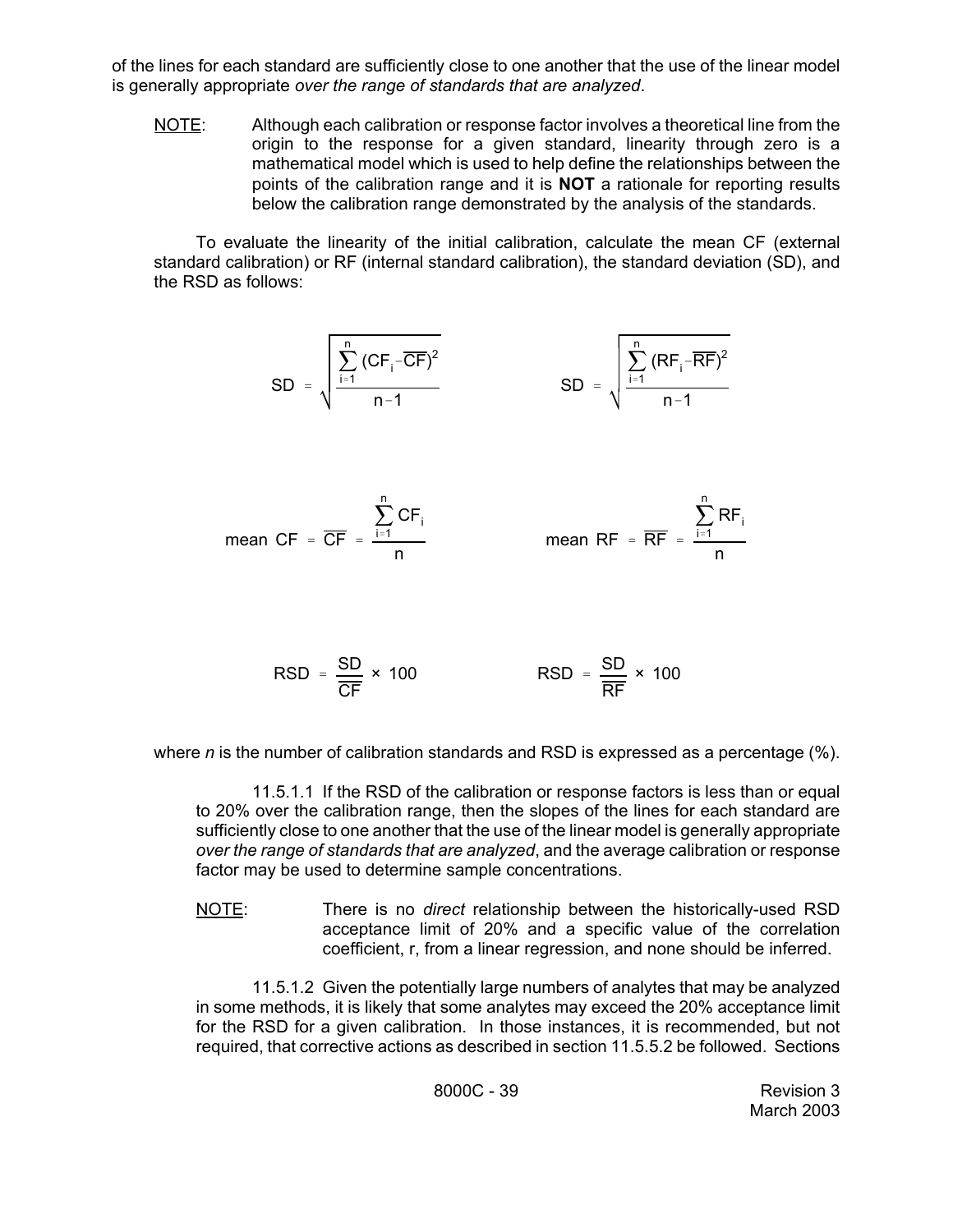of the lines for each standard are sufficiently close to one another that the use of the linear model is generally appropriate *over the range of standards that are analyzed*.

NOTE: Although each calibration or response factor involves a theoretical line from the origin to the response for a given standard, linearity through zero is a mathematical model which is used to help define the relationships between the points of the calibration range and it is **NOT** a rationale for reporting results below the calibration range demonstrated by the analysis of the standards.

To evaluate the linearity of the initial calibration, calculate the mean CF (external standard calibration) or RF (internal standard calibration), the standard deviation (SD), and the RSD as follows:

$$SD = \sqrt{\frac{\sum_{i=1}^{n}(CF_i - \overline{CF})^2}{n-1}} \qquad SD = \sqrt{\frac{\sum_{i=1}^{n}(RF_i - \overline{RF})^2}{n-1}}$$

$$\text{mean CF} = \overline{CF} = \frac{\sum_{i=1}^{n} CF_i}{n} \qquad \text{mean RF} = \overline{RF} = \frac{\sum_{i=1}^{n} RF_i}{n}$$

$$RSD = \frac{SD}{\overline{CF}} \times 100 \qquad RSD = \frac{SD}{\overline{RF}} \times 100$$

where $n$ is the number of calibration standards and RSD is expressed as a percentage (%).

11.5.1.1 If the RSD of the calibration or response factors is less than or equal to 20% over the calibration range, then the slopes of the lines for each standard are sufficiently close to one another that the use of the linear model is generally appropriate *over the range of standards that are analyzed*, and the average calibration or response factor may be used to determine sample concentrations.

NOTE: There is no *direct* relationship between the historically-used RSD acceptance limit of 20% and a specific value of the correlation coefficient, r, from a linear regression, and none should be inferred.

11.5.1.2 Given the potentially large numbers of analytes that may be analyzed in some methods, it is likely that some analytes may exceed the 20% acceptance limit for the RSD for a given calibration. In those instances, it is recommended, but not required, that corrective actions as described in section 11.5.5.2 be followed. Sections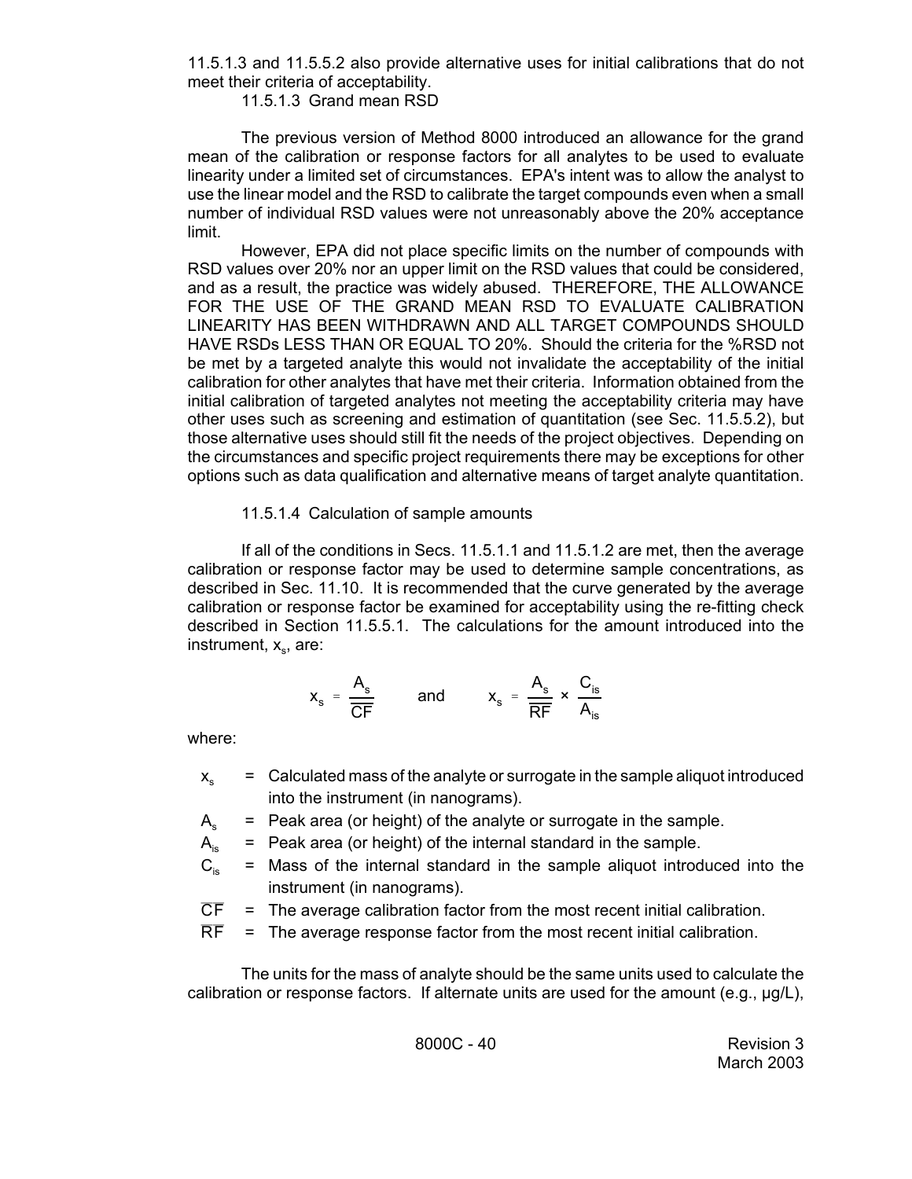11.5.1.3 and 11.5.5.2 also provide alternative uses for initial calibrations that do not meet their criteria of acceptability.

11.5.1.3 Grand mean RSD

The previous version of Method 8000 introduced an allowance for the grand mean of the calibration or response factors for all analytes to be used to evaluate linearity under a limited set of circumstances. EPA's intent was to allow the analyst to use the linear model and the RSD to calibrate the target compounds even when a small number of individual RSD values were not unreasonably above the 20% acceptance limit.

However, EPA did not place specific limits on the number of compounds with RSD values over 20% nor an upper limit on the RSD values that could be considered, and as a result, the practice was widely abused. THEREFORE, THE ALLOWANCE FOR THE USE OF THE GRAND MEAN RSD TO EVALUATE CALIBRATION LINEARITY HAS BEEN WITHDRAWN AND ALL TARGET COMPOUNDS SHOULD HAVE RSDs LESS THAN OR EQUAL TO 20%. Should the criteria for the %RSD not be met by a targeted analyte this would not invalidate the acceptability of the initial calibration for other analytes that have met their criteria. Information obtained from the initial calibration of targeted analytes not meeting the acceptability criteria may have other uses such as screening and estimation of quantitation (see Sec. 11.5.5.2), but those alternative uses should still fit the needs of the project objectives. Depending on the circumstances and specific project requirements there may be exceptions for other options such as data qualification and alternative means of target analyte quantitation.

11.5.1.4 Calculation of sample amounts

If all of the conditions in Secs. 11.5.1.1 and 11.5.1.2 are met, then the average calibration or response factor may be used to determine sample concentrations, as described in Sec. 11.10. It is recommended that the curve generated by the average calibration or response factor be examined for acceptability using the re-fitting check described in Section 11.5.5.1. The calculations for the amount introduced into the instrument, $x_s$, are:

$$x_s = \frac{A_s}{\overline{CF}} \qquad \text{and} \qquad x_s = \frac{A_s}{\overline{RF}} \times \frac{C_{is}}{A_{is}}$$

where:

$x_s$ = Calculated mass of the analyte or surrogate in the sample aliquot introduced into the instrument (in nanograms).

$A_s$ = Peak area (or height) of the analyte or surrogate in the sample.

$A_{is}$ = Peak area (or height) of the internal standard in the sample.

$C_{is}$ = Mass of the internal standard in the sample aliquot introduced into the instrument (in nanograms).

$\overline{CF}$ = The average calibration factor from the most recent initial calibration.

$\overline{RF}$ = The average response factor from the most recent initial calibration.

The units for the mass of analyte should be the same units used to calculate the calibration or response factors. If alternate units are used for the amount (e.g., µg/L),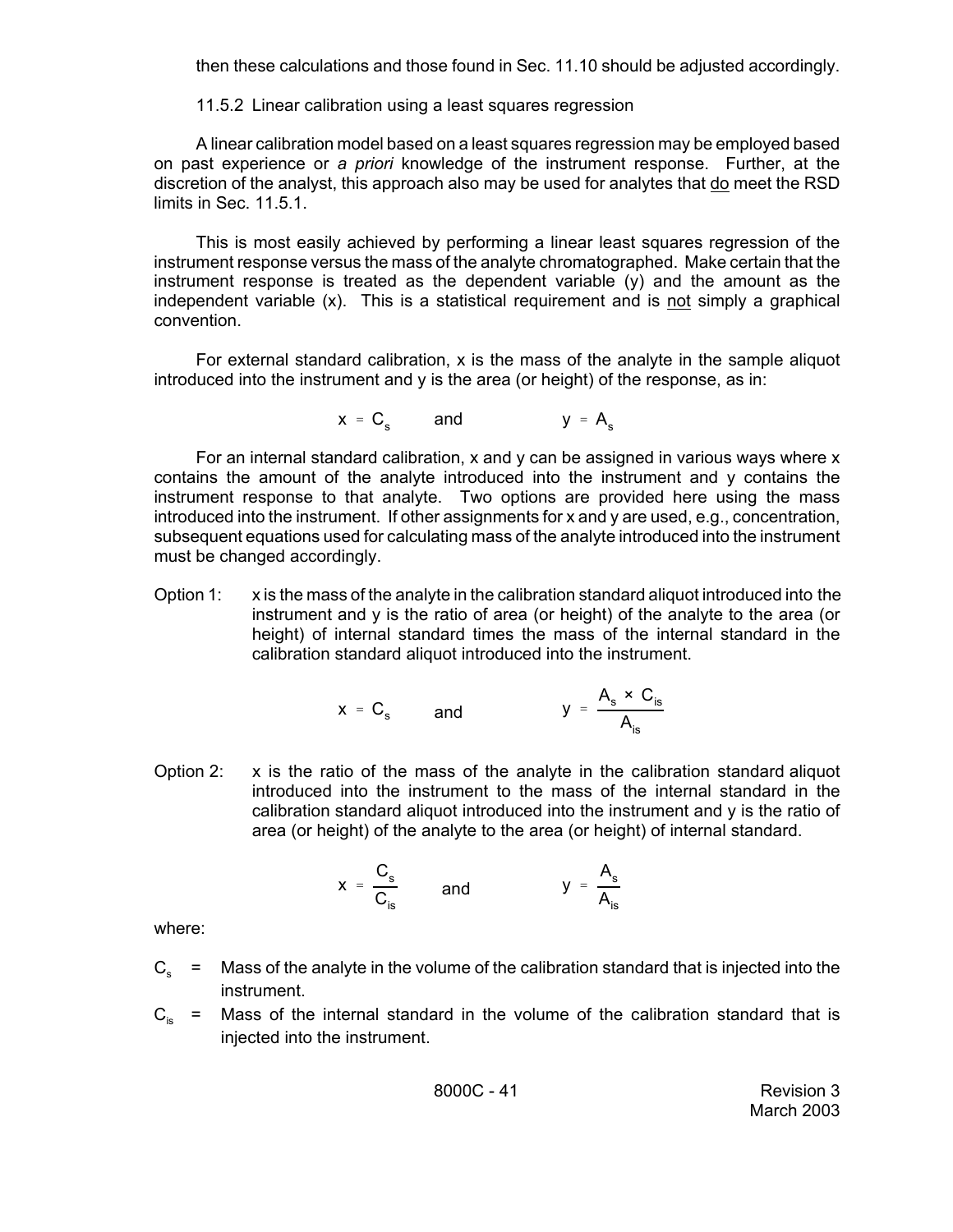then these calculations and those found in Sec. 11.10 should be adjusted accordingly.

11.5.2 Linear calibration using a least squares regression

A linear calibration model based on a least squares regression may be employed based on past experience or *a priori* knowledge of the instrument response. Further, at the discretion of the analyst, this approach also may be used for analytes that do meet the RSD limits in Sec. 11.5.1.

This is most easily achieved by performing a linear least squares regression of the instrument response versus the mass of the analyte chromatographed. Make certain that the instrument response is treated as the dependent variable (y) and the amount as the independent variable (x). This is a statistical requirement and is not simply a graphical convention.

For external standard calibration, x is the mass of the analyte in the sample aliquot introduced into the instrument and y is the area (or height) of the response, as in:

$$x = C_s \qquad \text{and} \qquad y = A_s$$

For an internal standard calibration, x and y can be assigned in various ways where x contains the amount of the analyte introduced into the instrument and y contains the instrument response to that analyte. Two options are provided here using the mass introduced into the instrument. If other assignments for x and y are used, e.g., concentration, subsequent equations used for calculating mass of the analyte introduced into the instrument must be changed accordingly.

Option 1: x is the mass of the analyte in the calibration standard aliquot introduced into the instrument and y is the ratio of area (or height) of the analyte to the area (or height) of internal standard times the mass of the internal standard in the calibration standard aliquot introduced into the instrument.

$$x = C_s \qquad \text{and} \qquad y = \frac{A_s \times C_{is}}{A_{is}}$$

Option 2: x is the ratio of the mass of the analyte in the calibration standard aliquot introduced into the instrument to the mass of the internal standard in the calibration standard aliquot introduced into the instrument and y is the ratio of area (or height) of the analyte to the area (or height) of internal standard.

$$x = \frac{C_s}{C_{is}} \qquad \text{and} \qquad y = \frac{A_s}{A_{is}}$$

where:

$C_s$ = Mass of the analyte in the volume of the calibration standard that is injected into the instrument.

$C_{is}$ = Mass of the internal standard in the volume of the calibration standard that is injected into the instrument.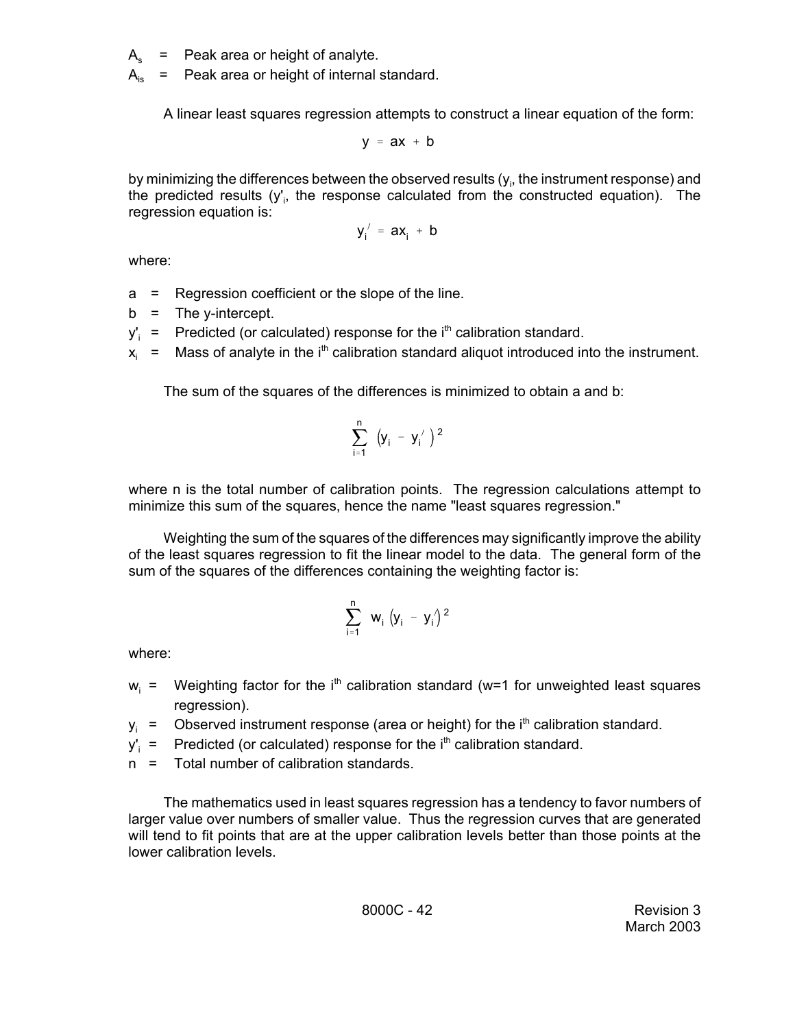$A_s$ = Peak area or height of analyte.

$A_{is}$ = Peak area or height of internal standard.

A linear least squares regression attempts to construct a linear equation of the form:

$$y = ax + b$$

by minimizing the differences between the observed results ($y_i$, the instrument response) and the predicted results ($y'_i$, the response calculated from the constructed equation). The regression equation is:

$$y_i' = ax_i + b$$

where:

a = Regression coefficient or the slope of the line.

b = The y-intercept.

$y'_i$ = Predicted (or calculated) response for the i[th] calibration standard.

$x_i$ = Mass of analyte in the i[th] calibration standard aliquot introduced into the instrument.

The sum of the squares of the differences is minimized to obtain a and b:

$$\sum_{i=1}^{n} (y_i - y_i')^2$$

where n is the total number of calibration points. The regression calculations attempt to minimize this sum of the squares, hence the name "least squares regression."

Weighting the sum of the squares of the differences may significantly improve the ability of the least squares regression to fit the linear model to the data. The general form of the sum of the squares of the differences containing the weighting factor is:

$$\sum_{i=1}^{n} w_i (y_i - y_i')^2$$

where:

$w_i$ = Weighting factor for the i[th] calibration standard (w=1 for unweighted least squares regression).

$y_i$ = Observed instrument response (area or height) for the i[th] calibration standard.

$y'_i$ = Predicted (or calculated) response for the i[th] calibration standard.

n = Total number of calibration standards.

The mathematics used in least squares regression has a tendency to favor numbers of larger value over numbers of smaller value. Thus the regression curves that are generated will tend to fit points that are at the upper calibration levels better than those points at the lower calibration levels.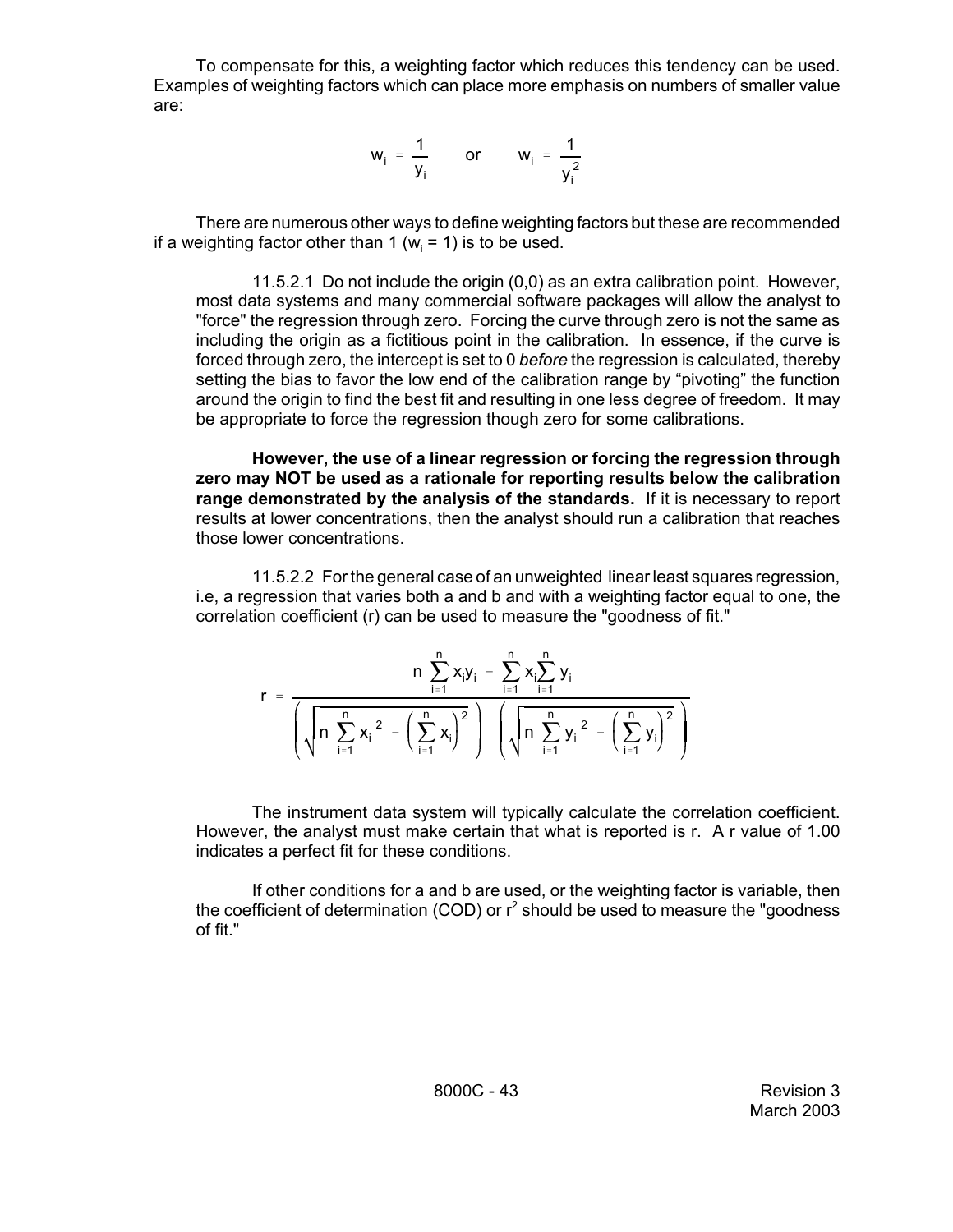To compensate for this, a weighting factor which reduces this tendency can be used. Examples of weighting factors which can place more emphasis on numbers of smaller value are:

$$w_i = \frac{1}{y_i} \qquad \text{or} \qquad w_i = \frac{1}{y_i^2}$$

There are numerous other ways to define weighting factors but these are recommended if a weighting factor other than 1 ($w_i = 1$) is to be used.

11.5.2.1 Do not include the origin (0,0) as an extra calibration point. However, most data systems and many commercial software packages will allow the analyst to "force" the regression through zero. Forcing the curve through zero is not the same as including the origin as a fictitious point in the calibration. In essence, if the curve is forced through zero, the intercept is set to 0 *before* the regression is calculated, thereby setting the bias to favor the low end of the calibration range by "pivoting" the function around the origin to find the best fit and resulting in one less degree of freedom. It may be appropriate to force the regression though zero for some calibrations.

**However, the use of a linear regression or forcing the regression through zero may NOT be used as a rationale for reporting results below the calibration range demonstrated by the analysis of the standards.** If it is necessary to report results at lower concentrations, then the analyst should run a calibration that reaches those lower concentrations.

11.5.2.2 For the general case of an unweighted linear least squares regression, i.e, a regression that varies both a and b and with a weighting factor equal to one, the correlation coefficient (r) can be used to measure the "goodness of fit."

$$r = \frac{n \sum_{i=1}^{n} x_i y_i - \sum_{i=1}^{n} x_i \sum_{i=1}^{n} y_i}{\left( \sqrt{n \sum_{i=1}^{n} x_i^{\,2} - \left( \sum_{i=1}^{n} x_i \right)^2} \right) \left( \sqrt{n \sum_{i=1}^{n} y_i^{\,2} - \left( \sum_{i=1}^{n} y_i \right)^2} \right)}$$

The instrument data system will typically calculate the correlation coefficient. However, the analyst must make certain that what is reported is r. A r value of 1.00 indicates a perfect fit for these conditions.

If other conditions for a and b are used, or the weighting factor is variable, then the coefficient of determination (COD) or $r^2$ should be used to measure the "goodness of fit."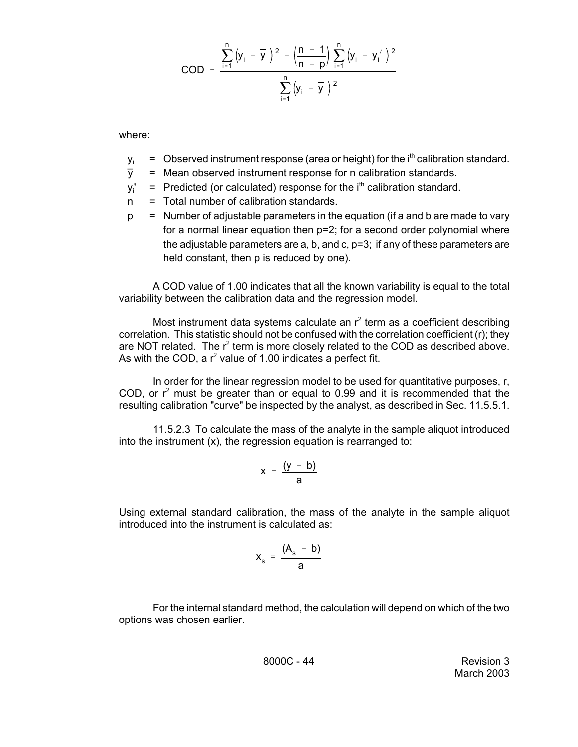$$COD = \frac{\sum_{i=1}^{n}\left(y_i - \bar{y}\right)^2 - \left(\frac{n-1}{n-p}\right)\sum_{i=1}^{n}\left(y_i - y_i'\right)^2}{\sum_{i=1}^{n}\left(y_i - \bar{y}\right)^2}$$

where:

- $y_i$ = Observed instrument response (area or height) for the $i^{th}$ calibration standard.
- $\bar{y}$ = Mean observed instrument response for n calibration standards.
- $y_i'$ = Predicted (or calculated) response for the $i^{th}$ calibration standard.
- n = Total number of calibration standards.
- p = Number of adjustable parameters in the equation (if a and b are made to vary for a normal linear equation then p=2; for a second order polynomial where the adjustable parameters are a, b, and c, p=3; if any of these parameters are held constant, then p is reduced by one).

A COD value of 1.00 indicates that all the known variability is equal to the total variability between the calibration data and the regression model.

Most instrument data systems calculate an $r^2$ term as a coefficient describing correlation. This statistic should not be confused with the correlation coefficient (r); they are NOT related. The $r^2$ term is more closely related to the COD as described above. As with the COD, a $r^2$ value of 1.00 indicates a perfect fit.

In order for the linear regression model to be used for quantitative purposes, r, COD, or $r^2$ must be greater than or equal to 0.99 and it is recommended that the resulting calibration "curve" be inspected by the analyst, as described in Sec. 11.5.5.1.

11.5.2.3 To calculate the mass of the analyte in the sample aliquot introduced into the instrument (x), the regression equation is rearranged to:

$$x = \frac{(y - b)}{a}$$

Using external standard calibration, the mass of the analyte in the sample aliquot introduced into the instrument is calculated as:

$$x_s = \frac{(A_s - b)}{a}$$

For the internal standard method, the calculation will depend on which of the two options was chosen earlier.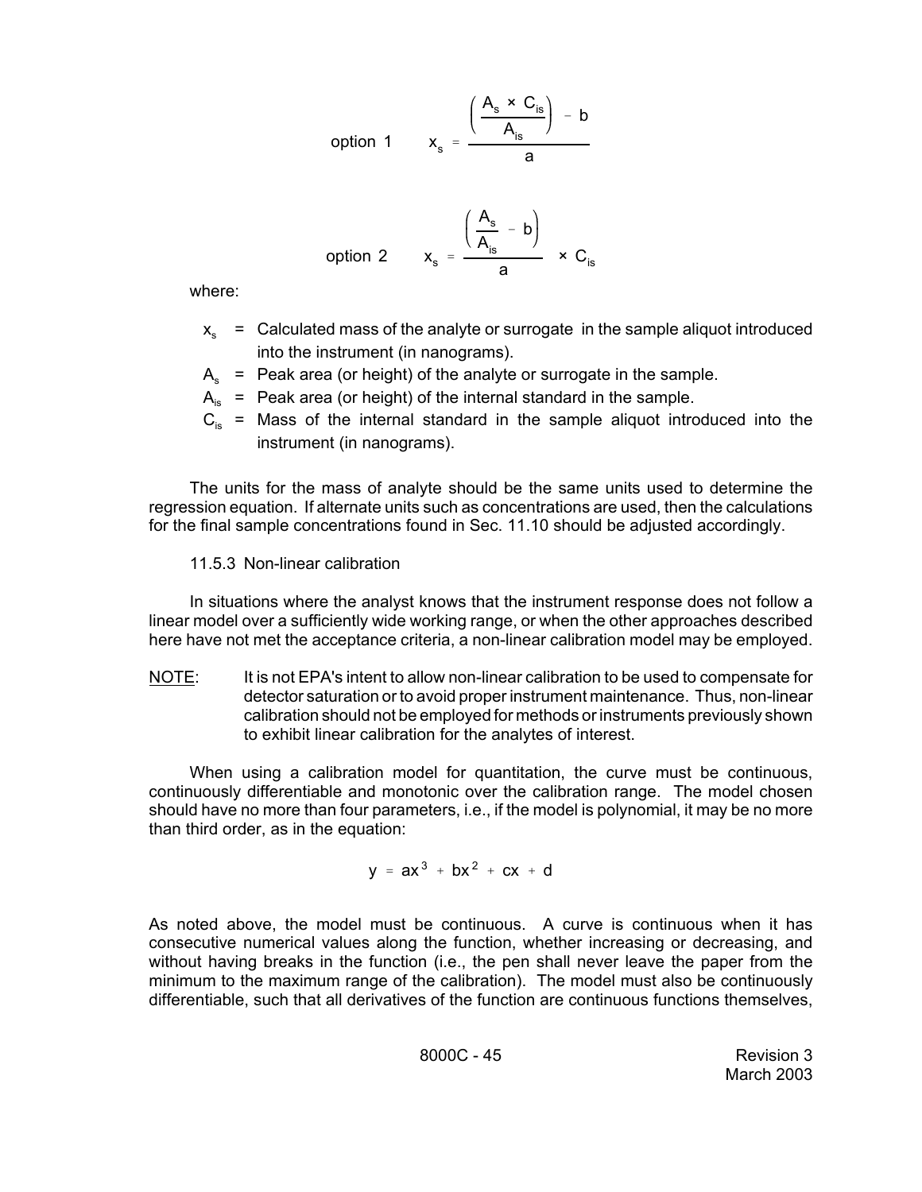$$\text{option 1} \qquad x_s = \frac{\left(\dfrac{A_s \times C_{is}}{A_{is}}\right) - b}{a}$$

$$\text{option 2} \qquad x_s = \frac{\left(\dfrac{A_s}{A_{is}} - b\right)}{a} \times C_{is}$$

where:

- $x_s$ = Calculated mass of the analyte or surrogate in the sample aliquot introduced into the instrument (in nanograms).
- $A_s$ = Peak area (or height) of the analyte or surrogate in the sample.
- $A_{is}$ = Peak area (or height) of the internal standard in the sample.
- $C_{is}$ = Mass of the internal standard in the sample aliquot introduced into the instrument (in nanograms).

The units for the mass of analyte should be the same units used to determine the regression equation. If alternate units such as concentrations are used, then the calculations for the final sample concentrations found in Sec. 11.10 should be adjusted accordingly.

### 11.5.3 Non-linear calibration

In situations where the analyst knows that the instrument response does not follow a linear model over a sufficiently wide working range, or when the other approaches described here have not met the acceptance criteria, a non-linear calibration model may be employed.

NOTE: It is not EPA's intent to allow non-linear calibration to be used to compensate for detector saturation or to avoid proper instrument maintenance. Thus, non-linear calibration should not be employed for methods or instruments previously shown to exhibit linear calibration for the analytes of interest.

When using a calibration model for quantitation, the curve must be continuous, continuously differentiable and monotonic over the calibration range. The model chosen should have no more than four parameters, i.e., if the model is polynomial, it may be no more than third order, as in the equation:

$$y = ax^3 + bx^2 + cx + d$$

As noted above, the model must be continuous. A curve is continuous when it has consecutive numerical values along the function, whether increasing or decreasing, and without having breaks in the function (i.e., the pen shall never leave the paper from the minimum to the maximum range of the calibration). The model must also be continuously differentiable, such that all derivatives of the function are continuous functions themselves,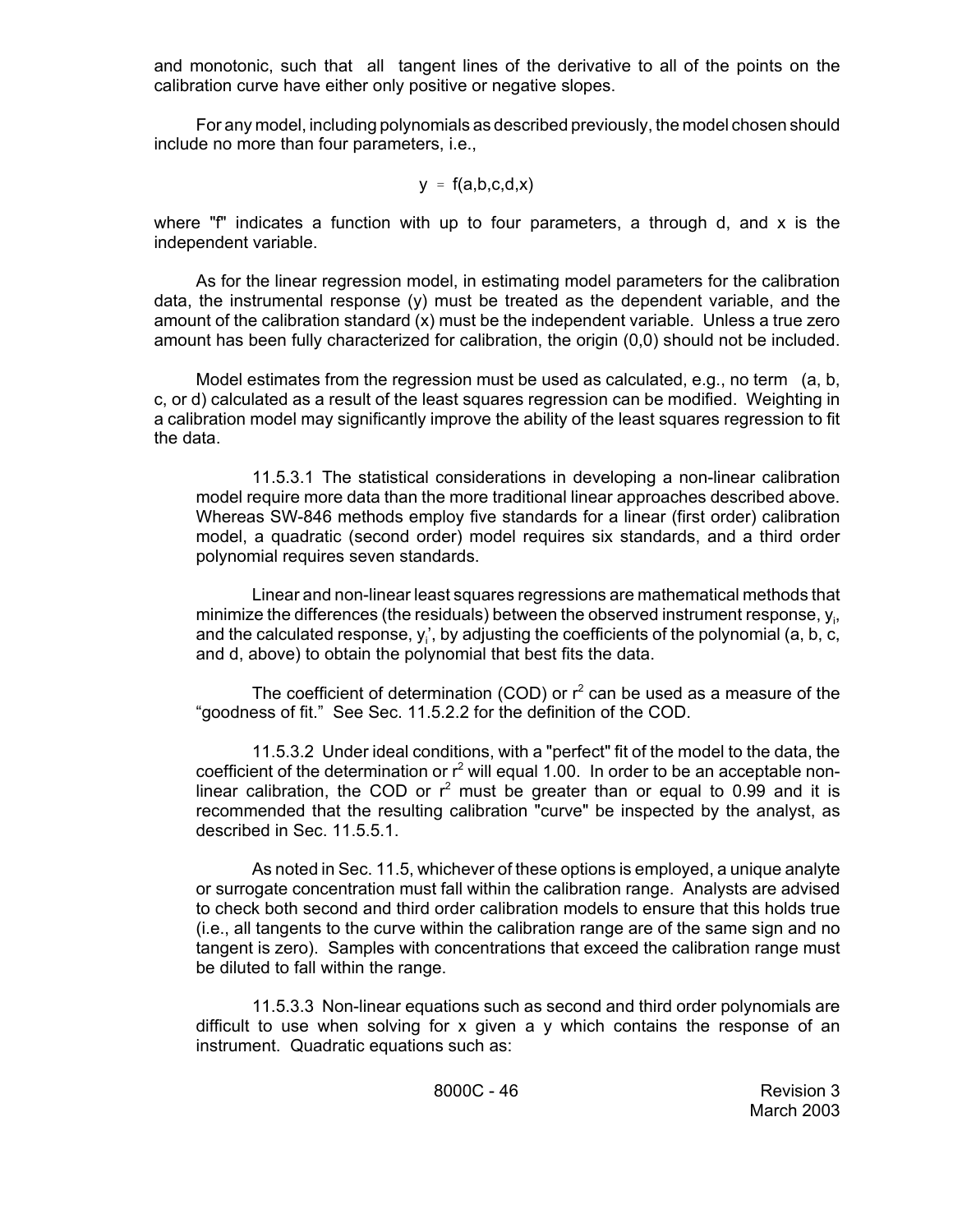and monotonic, such that all tangent lines of the derivative to all of the points on the calibration curve have either only positive or negative slopes.

For any model, including polynomials as described previously, the model chosen should include no more than four parameters, i.e.,

$$y = f(a,b,c,d,x)$$

where "f" indicates a function with up to four parameters, a through d, and x is the independent variable.

As for the linear regression model, in estimating model parameters for the calibration data, the instrumental response (y) must be treated as the dependent variable, and the amount of the calibration standard (x) must be the independent variable. Unless a true zero amount has been fully characterized for calibration, the origin (0,0) should not be included.

Model estimates from the regression must be used as calculated, e.g., no term (a, b, c, or d) calculated as a result of the least squares regression can be modified. Weighting in a calibration model may significantly improve the ability of the least squares regression to fit the data.

11.5.3.1 The statistical considerations in developing a non-linear calibration model require more data than the more traditional linear approaches described above. Whereas SW-846 methods employ five standards for a linear (first order) calibration model, a quadratic (second order) model requires six standards, and a third order polynomial requires seven standards.

Linear and non-linear least squares regressions are mathematical methods that minimize the differences (the residuals) between the observed instrument response, $y_i$, and the calculated response, $y_i'$, by adjusting the coefficients of the polynomial (a, b, c, and d, above) to obtain the polynomial that best fits the data.

The coefficient of determination (COD) or $r^2$ can be used as a measure of the "goodness of fit." See Sec. 11.5.2.2 for the definition of the COD.

11.5.3.2 Under ideal conditions, with a "perfect" fit of the model to the data, the coefficient of the determination or $r^2$ will equal 1.00. In order to be an acceptable non-linear calibration, the COD or $r^2$ must be greater than or equal to 0.99 and it is recommended that the resulting calibration "curve" be inspected by the analyst, as described in Sec. 11.5.5.1.

As noted in Sec. 11.5, whichever of these options is employed, a unique analyte or surrogate concentration must fall within the calibration range. Analysts are advised to check both second and third order calibration models to ensure that this holds true (i.e., all tangents to the curve within the calibration range are of the same sign and no tangent is zero). Samples with concentrations that exceed the calibration range must be diluted to fall within the range.

11.5.3.3 Non-linear equations such as second and third order polynomials are difficult to use when solving for x given a y which contains the response of an instrument. Quadratic equations such as: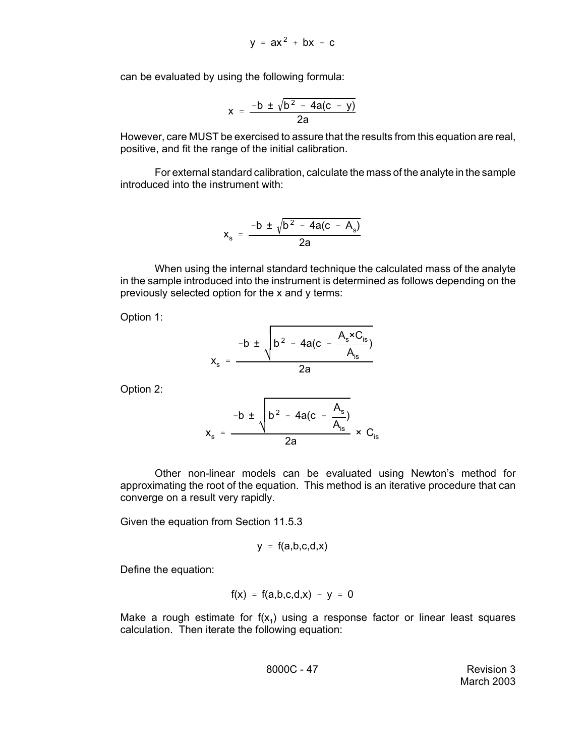$$y = ax^2 + bx + c$$

can be evaluated by using the following formula:

$$x = \frac{-b \pm \sqrt{b^2 - 4a(c - y)}}{2a}$$

However, care MUST be exercised to assure that the results from this equation are real, positive, and fit the range of the initial calibration.

For external standard calibration, calculate the mass of the analyte in the sample introduced into the instrument with:

$$x_s = \frac{-b \pm \sqrt{b^2 - 4a(c - A_s)}}{2a}$$

When using the internal standard technique the calculated mass of the analyte in the sample introduced into the instrument is determined as follows depending on the previously selected option for the x and y terms:

Option 1:

$$x_s = \frac{-b \pm \sqrt{b^2 - 4a(c - \frac{A_s \times C_{is}}{A_{is}})}}{2a}$$

Option 2:

$$x_s = \frac{-b \pm \sqrt{b^2 - 4a(c - \frac{A_s}{A_{is}})}}{2a} \times C_{is}$$

Other non-linear models can be evaluated using Newton's method for approximating the root of the equation. This method is an iterative procedure that can converge on a result very rapidly.

Given the equation from Section 11.5.3

$$y = f(a,b,c,d,x)$$

Define the equation:

$$f(x) = f(a,b,c,d,x) - y = 0$$

Make a rough estimate for $f(x_1)$ using a response factor or linear least squares calculation. Then iterate the following equation: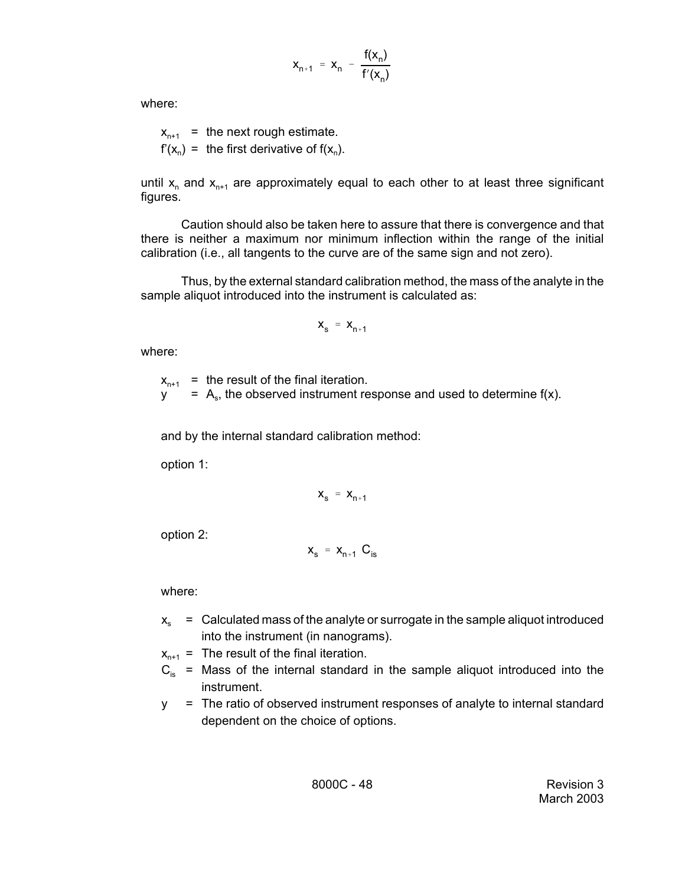$$x_{n+1} = x_n - \frac{f(x_n)}{f'(x_n)}$$

where:

$x_{n+1}$ = the next rough estimate.
$f'(x_n)$ = the first derivative of $f(x_n)$.

until $x_n$ and $x_{n+1}$ are approximately equal to each other to at least three significant figures.

Caution should also be taken here to assure that there is convergence and that there is neither a maximum nor minimum inflection within the range of the initial calibration (i.e., all tangents to the curve are of the same sign and not zero).

Thus, by the external standard calibration method, the mass of the analyte in the sample aliquot introduced into the instrument is calculated as:

$$x_s = x_{n+1}$$

where:

$x_{n+1}$ = the result of the final iteration.
$y$ = $A_s$, the observed instrument response and used to determine $f(x)$.

and by the internal standard calibration method:

option 1:

$$x_s = x_{n+1}$$

option 2:

$$x_s = x_{n+1}\ C_{is}$$

where:

- $x_s$ = Calculated mass of the analyte or surrogate in the sample aliquot introduced into the instrument (in nanograms).
- $x_{n+1}$ = The result of the final iteration.
- $C_{is}$ = Mass of the internal standard in the sample aliquot introduced into the instrument.
- $y$ = The ratio of observed instrument responses of analyte to internal standard dependent on the choice of options.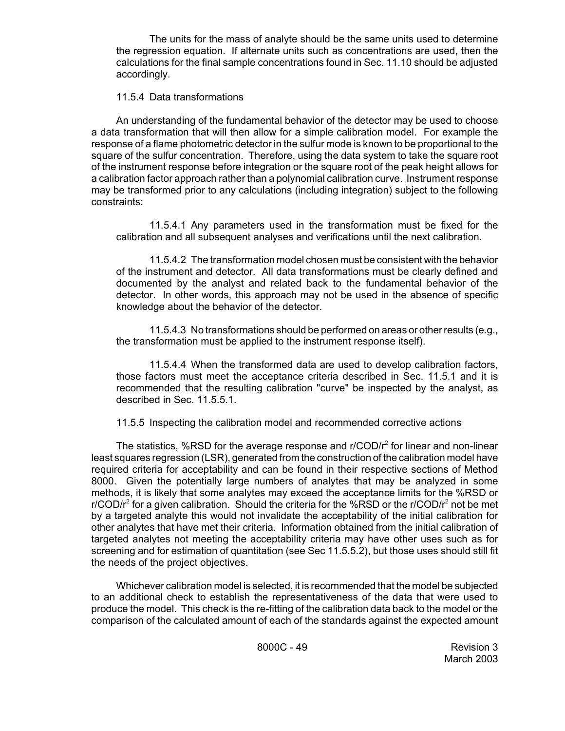The units for the mass of analyte should be the same units used to determine the regression equation. If alternate units such as concentrations are used, then the calculations for the final sample concentrations found in Sec. 11.10 should be adjusted accordingly.

11.5.4 Data transformations

An understanding of the fundamental behavior of the detector may be used to choose a data transformation that will then allow for a simple calibration model. For example the response of a flame photometric detector in the sulfur mode is known to be proportional to the square of the sulfur concentration. Therefore, using the data system to take the square root of the instrument response before integration or the square root of the peak height allows for a calibration factor approach rather than a polynomial calibration curve. Instrument response may be transformed prior to any calculations (including integration) subject to the following constraints:

11.5.4.1 Any parameters used in the transformation must be fixed for the calibration and all subsequent analyses and verifications until the next calibration.

11.5.4.2 The transformation model chosen must be consistent with the behavior of the instrument and detector. All data transformations must be clearly defined and documented by the analyst and related back to the fundamental behavior of the detector. In other words, this approach may not be used in the absence of specific knowledge about the behavior of the detector.

11.5.4.3 No transformations should be performed on areas or other results (e.g., the transformation must be applied to the instrument response itself).

11.5.4.4 When the transformed data are used to develop calibration factors, those factors must meet the acceptance criteria described in Sec. 11.5.1 and it is recommended that the resulting calibration "curve" be inspected by the analyst, as described in Sec. 11.5.5.1.

11.5.5 Inspecting the calibration model and recommended corrective actions

The statistics, %RSD for the average response and r/COD/$r^2$ for linear and non-linear least squares regression (LSR), generated from the construction of the calibration model have required criteria for acceptability and can be found in their respective sections of Method 8000. Given the potentially large numbers of analytes that may be analyzed in some methods, it is likely that some analytes may exceed the acceptance limits for the %RSD or r/COD/$r^2$ for a given calibration. Should the criteria for the %RSD or the r/COD/$r^2$ not be met by a targeted analyte this would not invalidate the acceptability of the initial calibration for other analytes that have met their criteria. Information obtained from the initial calibration of targeted analytes not meeting the acceptability criteria may have other uses such as for screening and for estimation of quantitation (see Sec 11.5.5.2), but those uses should still fit the needs of the project objectives.

Whichever calibration model is selected, it is recommended that the model be subjected to an additional check to establish the representativeness of the data that were used to produce the model. This check is the re-fitting of the calibration data back to the model or the comparison of the calculated amount of each of the standards against the expected amount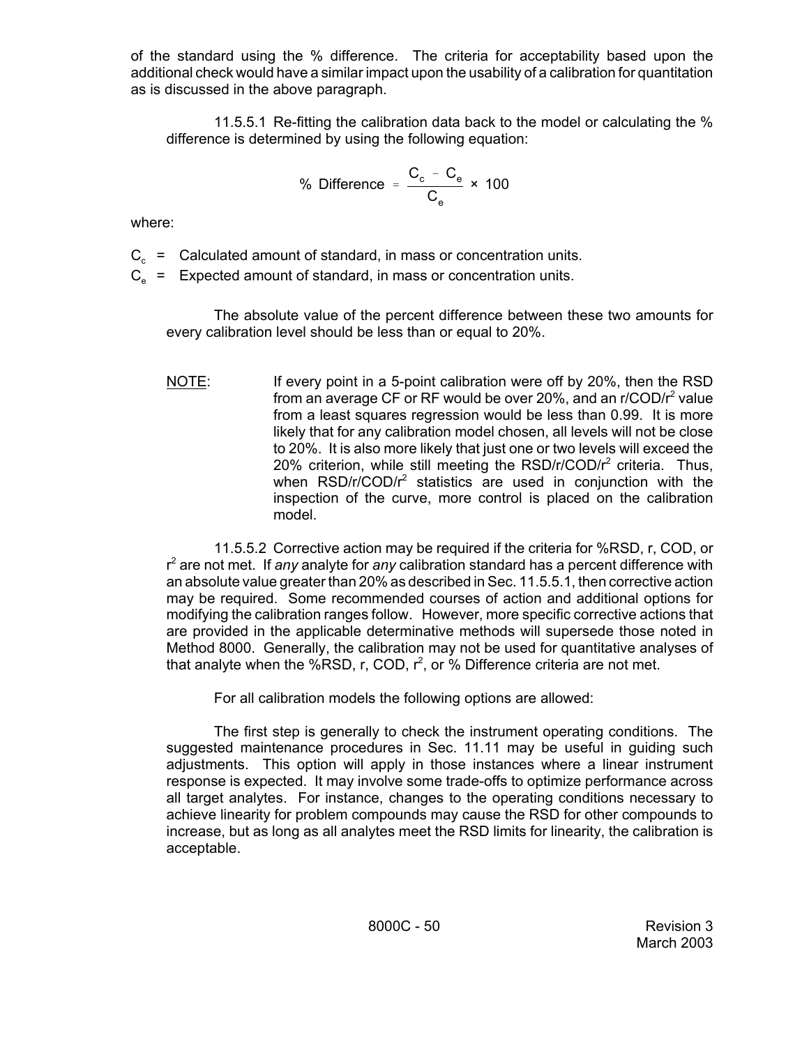of the standard using the % difference. The criteria for acceptability based upon the additional check would have a similar impact upon the usability of a calibration for quantitation as is discussed in the above paragraph.

11.5.5.1 Re-fitting the calibration data back to the model or calculating the % difference is determined by using the following equation:

$$\%\ \text{Difference} = \frac{C_c - C_e}{C_e} \times 100$$

where:

$C_c$ = Calculated amount of standard, in mass or concentration units.

$C_e$ = Expected amount of standard, in mass or concentration units.

The absolute value of the percent difference between these two amounts for every calibration level should be less than or equal to 20%.

NOTE: If every point in a 5-point calibration were off by 20%, then the RSD from an average CF or RF would be over 20%, and an r/COD/$r^2$ value from a least squares regression would be less than 0.99. It is more likely that for any calibration model chosen, all levels will not be close to 20%. It is also more likely that just one or two levels will exceed the 20% criterion, while still meeting the RSD/r/COD/$r^2$ criteria. Thus, when RSD/r/COD/$r^2$ statistics are used in conjunction with the inspection of the curve, more control is placed on the calibration model.

11.5.5.2 Corrective action may be required if the criteria for %RSD, r, COD, or $r^2$ are not met. If *any* analyte for *any* calibration standard has a percent difference with an absolute value greater than 20% as described in Sec. 11.5.5.1, then corrective action may be required. Some recommended courses of action and additional options for modifying the calibration ranges follow. However, more specific corrective actions that are provided in the applicable determinative methods will supersede those noted in Method 8000. Generally, the calibration may not be used for quantitative analyses of that analyte when the %RSD, r, COD, $r^2$, or % Difference criteria are not met.

For all calibration models the following options are allowed:

The first step is generally to check the instrument operating conditions. The suggested maintenance procedures in Sec. 11.11 may be useful in guiding such adjustments. This option will apply in those instances where a linear instrument response is expected. It may involve some trade-offs to optimize performance across all target analytes. For instance, changes to the operating conditions necessary to achieve linearity for problem compounds may cause the RSD for other compounds to increase, but as long as all analytes meet the RSD limits for linearity, the calibration is acceptable.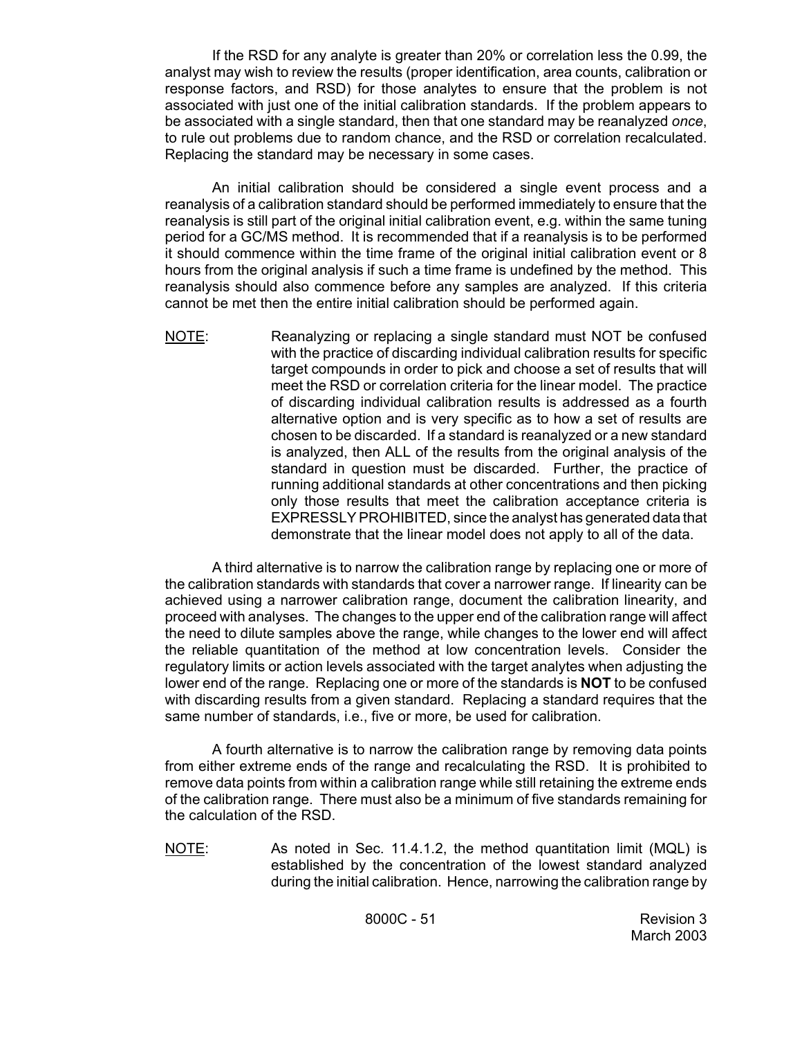If the RSD for any analyte is greater than 20% or correlation less the 0.99, the analyst may wish to review the results (proper identification, area counts, calibration or response factors, and RSD) for those analytes to ensure that the problem is not associated with just one of the initial calibration standards. If the problem appears to be associated with a single standard, then that one standard may be reanalyzed *once*, to rule out problems due to random chance, and the RSD or correlation recalculated. Replacing the standard may be necessary in some cases.

An initial calibration should be considered a single event process and a reanalysis of a calibration standard should be performed immediately to ensure that the reanalysis is still part of the original initial calibration event, e.g. within the same tuning period for a GC/MS method. It is recommended that if a reanalysis is to be performed it should commence within the time frame of the original initial calibration event or 8 hours from the original analysis if such a time frame is undefined by the method. This reanalysis should also commence before any samples are analyzed. If this criteria cannot be met then the entire initial calibration should be performed again.

NOTE: Reanalyzing or replacing a single standard must NOT be confused with the practice of discarding individual calibration results for specific target compounds in order to pick and choose a set of results that will meet the RSD or correlation criteria for the linear model. The practice of discarding individual calibration results is addressed as a fourth alternative option and is very specific as to how a set of results are chosen to be discarded. If a standard is reanalyzed or a new standard is analyzed, then ALL of the results from the original analysis of the standard in question must be discarded. Further, the practice of running additional standards at other concentrations and then picking only those results that meet the calibration acceptance criteria is EXPRESSLY PROHIBITED, since the analyst has generated data that demonstrate that the linear model does not apply to all of the data.

A third alternative is to narrow the calibration range by replacing one or more of the calibration standards with standards that cover a narrower range. If linearity can be achieved using a narrower calibration range, document the calibration linearity, and proceed with analyses. The changes to the upper end of the calibration range will affect the need to dilute samples above the range, while changes to the lower end will affect the reliable quantitation of the method at low concentration levels. Consider the regulatory limits or action levels associated with the target analytes when adjusting the lower end of the range. Replacing one or more of the standards is **NOT** to be confused with discarding results from a given standard. Replacing a standard requires that the same number of standards, i.e., five or more, be used for calibration.

A fourth alternative is to narrow the calibration range by removing data points from either extreme ends of the range and recalculating the RSD. It is prohibited to remove data points from within a calibration range while still retaining the extreme ends of the calibration range. There must also be a minimum of five standards remaining for the calculation of the RSD.

NOTE: As noted in Sec. 11.4.1.2, the method quantitation limit (MQL) is established by the concentration of the lowest standard analyzed during the initial calibration. Hence, narrowing the calibration range by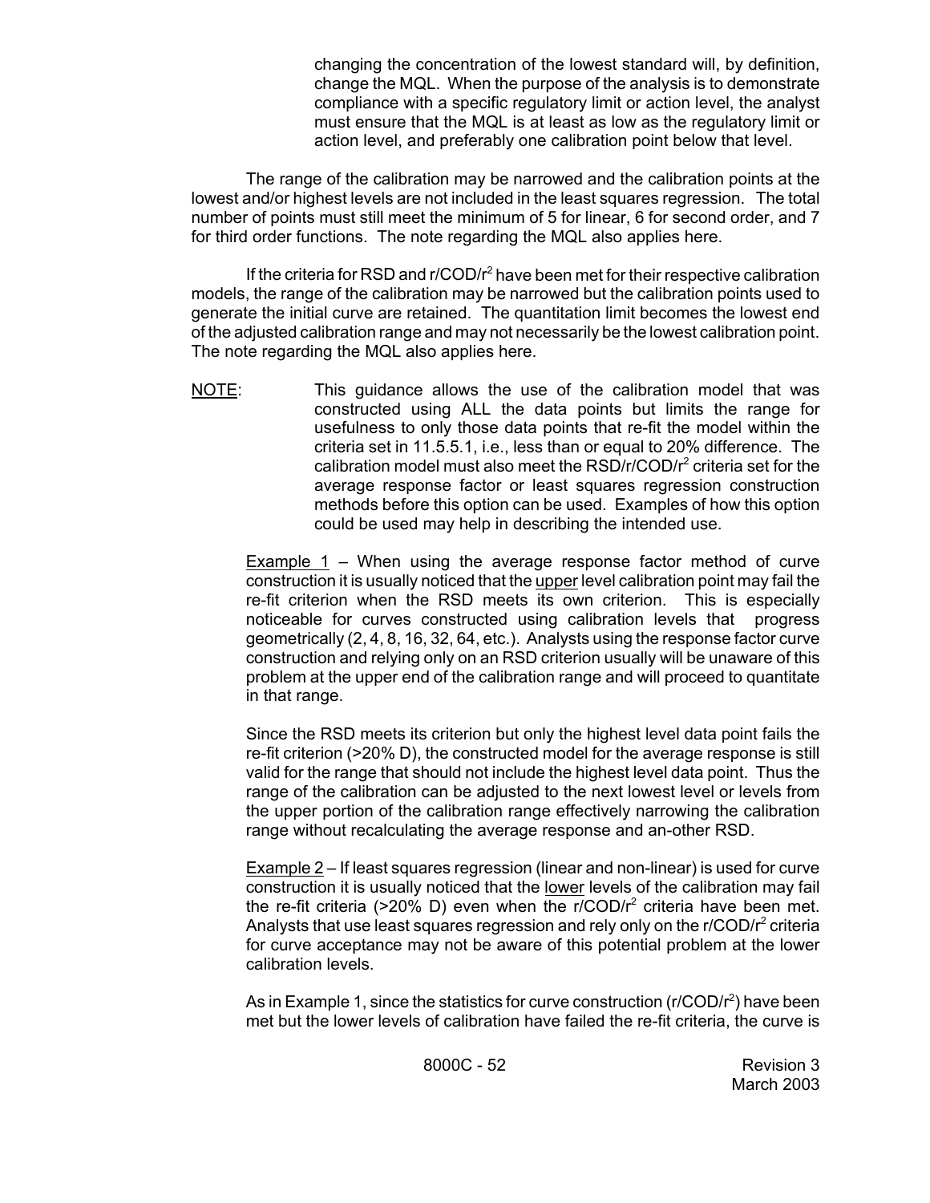changing the concentration of the lowest standard will, by definition, change the MQL. When the purpose of the analysis is to demonstrate compliance with a specific regulatory limit or action level, the analyst must ensure that the MQL is at least as low as the regulatory limit or action level, and preferably one calibration point below that level.

The range of the calibration may be narrowed and the calibration points at the lowest and/or highest levels are not included in the least squares regression. The total number of points must still meet the minimum of 5 for linear, 6 for second order, and 7 for third order functions. The note regarding the MQL also applies here.

If the criteria for RSD and r/COD/$r^2$ have been met for their respective calibration models, the range of the calibration may be narrowed but the calibration points used to generate the initial curve are retained. The quantitation limit becomes the lowest end of the adjusted calibration range and may not necessarily be the lowest calibration point. The note regarding the MQL also applies here.

NOTE: This guidance allows the use of the calibration model that was constructed using ALL the data points but limits the range for usefulness to only those data points that re-fit the model within the criteria set in 11.5.5.1, i.e., less than or equal to 20% difference. The calibration model must also meet the RSD/r/COD/$r^2$ criteria set for the average response factor or least squares regression construction methods before this option can be used. Examples of how this option could be used may help in describing the intended use.

Example 1 – When using the average response factor method of curve construction it is usually noticed that the upper level calibration point may fail the re-fit criterion when the RSD meets its own criterion. This is especially noticeable for curves constructed using calibration levels that progress geometrically (2, 4, 8, 16, 32, 64, etc.). Analysts using the response factor curve construction and relying only on an RSD criterion usually will be unaware of this problem at the upper end of the calibration range and will proceed to quantitate in that range.

Since the RSD meets its criterion but only the highest level data point fails the re-fit criterion (>20% D), the constructed model for the average response is still valid for the range that should not include the highest level data point. Thus the range of the calibration can be adjusted to the next lowest level or levels from the upper portion of the calibration range effectively narrowing the calibration range without recalculating the average response and an-other RSD.

Example 2 – If least squares regression (linear and non-linear) is used for curve construction it is usually noticed that the lower levels of the calibration may fail the re-fit criteria (>20% D) even when the r/COD/$r^2$ criteria have been met. Analysts that use least squares regression and rely only on the r/COD/$r^2$ criteria for curve acceptance may not be aware of this potential problem at the lower calibration levels.

As in Example 1, since the statistics for curve construction (r/COD/$r^2$) have been met but the lower levels of calibration have failed the re-fit criteria, the curve is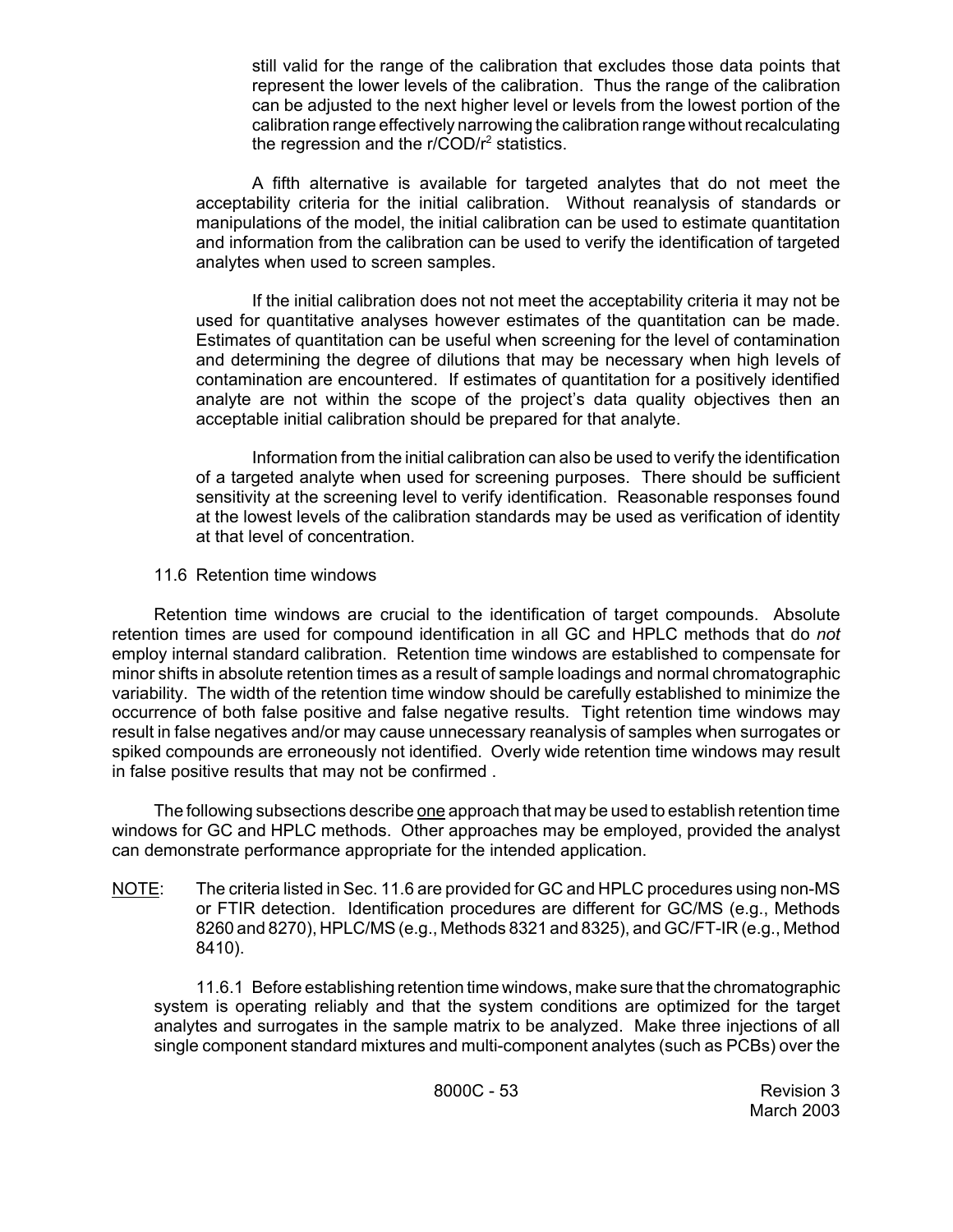still valid for the range of the calibration that excludes those data points that represent the lower levels of the calibration. Thus the range of the calibration can be adjusted to the next higher level or levels from the lowest portion of the calibration range effectively narrowing the calibration range without recalculating the regression and the r/COD/$r^2$ statistics.

A fifth alternative is available for targeted analytes that do not meet the acceptability criteria for the initial calibration. Without reanalysis of standards or manipulations of the model, the initial calibration can be used to estimate quantitation and information from the calibration can be used to verify the identification of targeted analytes when used to screen samples.

If the initial calibration does not not meet the acceptability criteria it may not be used for quantitative analyses however estimates of the quantitation can be made. Estimates of quantitation can be useful when screening for the level of contamination and determining the degree of dilutions that may be necessary when high levels of contamination are encountered. If estimates of quantitation for a positively identified analyte are not within the scope of the project's data quality objectives then an acceptable initial calibration should be prepared for that analyte.

Information from the initial calibration can also be used to verify the identification of a targeted analyte when used for screening purposes. There should be sufficient sensitivity at the screening level to verify identification. Reasonable responses found at the lowest levels of the calibration standards may be used as verification of identity at that level of concentration.

### 11.6 Retention time windows

Retention time windows are crucial to the identification of target compounds. Absolute retention times are used for compound identification in all GC and HPLC methods that do *not* employ internal standard calibration. Retention time windows are established to compensate for minor shifts in absolute retention times as a result of sample loadings and normal chromatographic variability. The width of the retention time window should be carefully established to minimize the occurrence of both false positive and false negative results. Tight retention time windows may result in false negatives and/or may cause unnecessary reanalysis of samples when surrogates or spiked compounds are erroneously not identified. Overly wide retention time windows may result in false positive results that may not be confirmed .

The following subsections describe <u>one</u> approach that may be used to establish retention time windows for GC and HPLC methods. Other approaches may be employed, provided the analyst can demonstrate performance appropriate for the intended application.

<u>NOTE</u>: The criteria listed in Sec. 11.6 are provided for GC and HPLC procedures using non-MS or FTIR detection. Identification procedures are different for GC/MS (e.g., Methods 8260 and 8270), HPLC/MS (e.g., Methods 8321 and 8325), and GC/FT-IR (e.g., Method 8410).

11.6.1 Before establishing retention time windows, make sure that the chromatographic system is operating reliably and that the system conditions are optimized for the target analytes and surrogates in the sample matrix to be analyzed. Make three injections of all single component standard mixtures and multi-component analytes (such as PCBs) over the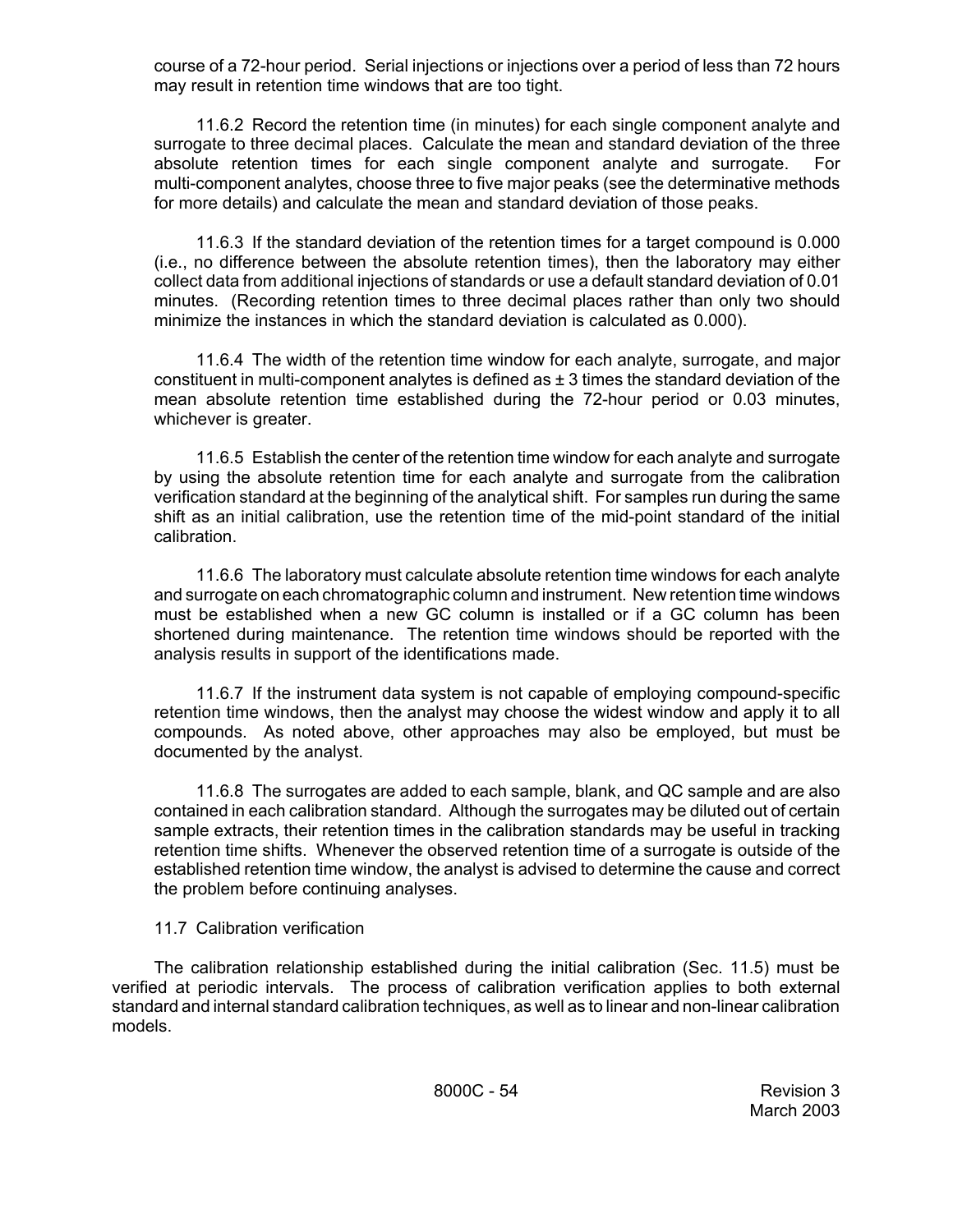course of a 72-hour period. Serial injections or injections over a period of less than 72 hours may result in retention time windows that are too tight.

11.6.2 Record the retention time (in minutes) for each single component analyte and surrogate to three decimal places. Calculate the mean and standard deviation of the three absolute retention times for each single component analyte and surrogate. For multi-component analytes, choose three to five major peaks (see the determinative methods for more details) and calculate the mean and standard deviation of those peaks.

11.6.3 If the standard deviation of the retention times for a target compound is 0.000 (i.e., no difference between the absolute retention times), then the laboratory may either collect data from additional injections of standards or use a default standard deviation of 0.01 minutes. (Recording retention times to three decimal places rather than only two should minimize the instances in which the standard deviation is calculated as 0.000).

11.6.4 The width of the retention time window for each analyte, surrogate, and major constituent in multi-component analytes is defined as ± 3 times the standard deviation of the mean absolute retention time established during the 72-hour period or 0.03 minutes, whichever is greater.

11.6.5 Establish the center of the retention time window for each analyte and surrogate by using the absolute retention time for each analyte and surrogate from the calibration verification standard at the beginning of the analytical shift. For samples run during the same shift as an initial calibration, use the retention time of the mid-point standard of the initial calibration.

11.6.6 The laboratory must calculate absolute retention time windows for each analyte and surrogate on each chromatographic column and instrument. New retention time windows must be established when a new GC column is installed or if a GC column has been shortened during maintenance. The retention time windows should be reported with the analysis results in support of the identifications made.

11.6.7 If the instrument data system is not capable of employing compound-specific retention time windows, then the analyst may choose the widest window and apply it to all compounds. As noted above, other approaches may also be employed, but must be documented by the analyst.

11.6.8 The surrogates are added to each sample, blank, and QC sample and are also contained in each calibration standard. Although the surrogates may be diluted out of certain sample extracts, their retention times in the calibration standards may be useful in tracking retention time shifts. Whenever the observed retention time of a surrogate is outside of the established retention time window, the analyst is advised to determine the cause and correct the problem before continuing analyses.

11.7 Calibration verification

The calibration relationship established during the initial calibration (Sec. 11.5) must be verified at periodic intervals. The process of calibration verification applies to both external standard and internal standard calibration techniques, as well as to linear and non-linear calibration models.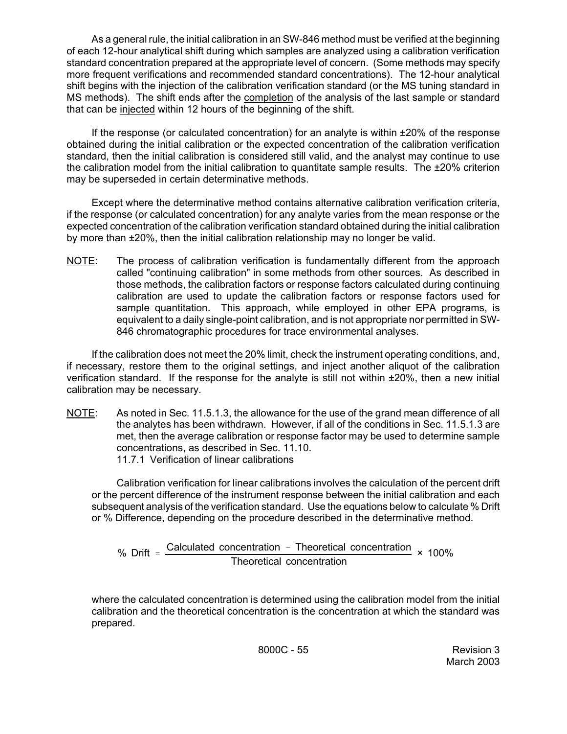As a general rule, the initial calibration in an SW-846 method must be verified at the beginning of each 12-hour analytical shift during which samples are analyzed using a calibration verification standard concentration prepared at the appropriate level of concern. (Some methods may specify more frequent verifications and recommended standard concentrations). The 12-hour analytical shift begins with the injection of the calibration verification standard (or the MS tuning standard in MS methods). The shift ends after the completion of the analysis of the last sample or standard that can be injected within 12 hours of the beginning of the shift.

If the response (or calculated concentration) for an analyte is within ±20% of the response obtained during the initial calibration or the expected concentration of the calibration verification standard, then the initial calibration is considered still valid, and the analyst may continue to use the calibration model from the initial calibration to quantitate sample results. The ±20% criterion may be superseded in certain determinative methods.

Except where the determinative method contains alternative calibration verification criteria, if the response (or calculated concentration) for any analyte varies from the mean response or the expected concentration of the calibration verification standard obtained during the initial calibration by more than ±20%, then the initial calibration relationship may no longer be valid.

NOTE: The process of calibration verification is fundamentally different from the approach called "continuing calibration" in some methods from other sources. As described in those methods, the calibration factors or response factors calculated during continuing calibration are used to update the calibration factors or response factors used for sample quantitation. This approach, while employed in other EPA programs, is equivalent to a daily single-point calibration, and is not appropriate nor permitted in SW-846 chromatographic procedures for trace environmental analyses.

If the calibration does not meet the 20% limit, check the instrument operating conditions, and, if necessary, restore them to the original settings, and inject another aliquot of the calibration verification standard. If the response for the analyte is still not within ±20%, then a new initial calibration may be necessary.

NOTE: As noted in Sec. 11.5.1.3, the allowance for the use of the grand mean difference of all the analytes has been withdrawn. However, if all of the conditions in Sec. 11.5.1.3 are met, then the average calibration or response factor may be used to determine sample concentrations, as described in Sec. 11.10.

11.7.1 Verification of linear calibrations

Calibration verification for linear calibrations involves the calculation of the percent drift or the percent difference of the instrument response between the initial calibration and each subsequent analysis of the verification standard. Use the equations below to calculate % Drift or % Difference, depending on the procedure described in the determinative method.

$$\%\ \text{Drift} = \frac{\text{Calculated concentration} - \text{Theoretical concentration}}{\text{Theoretical concentration}} \times 100\%$$

where the calculated concentration is determined using the calibration model from the initial calibration and the theoretical concentration is the concentration at which the standard was prepared.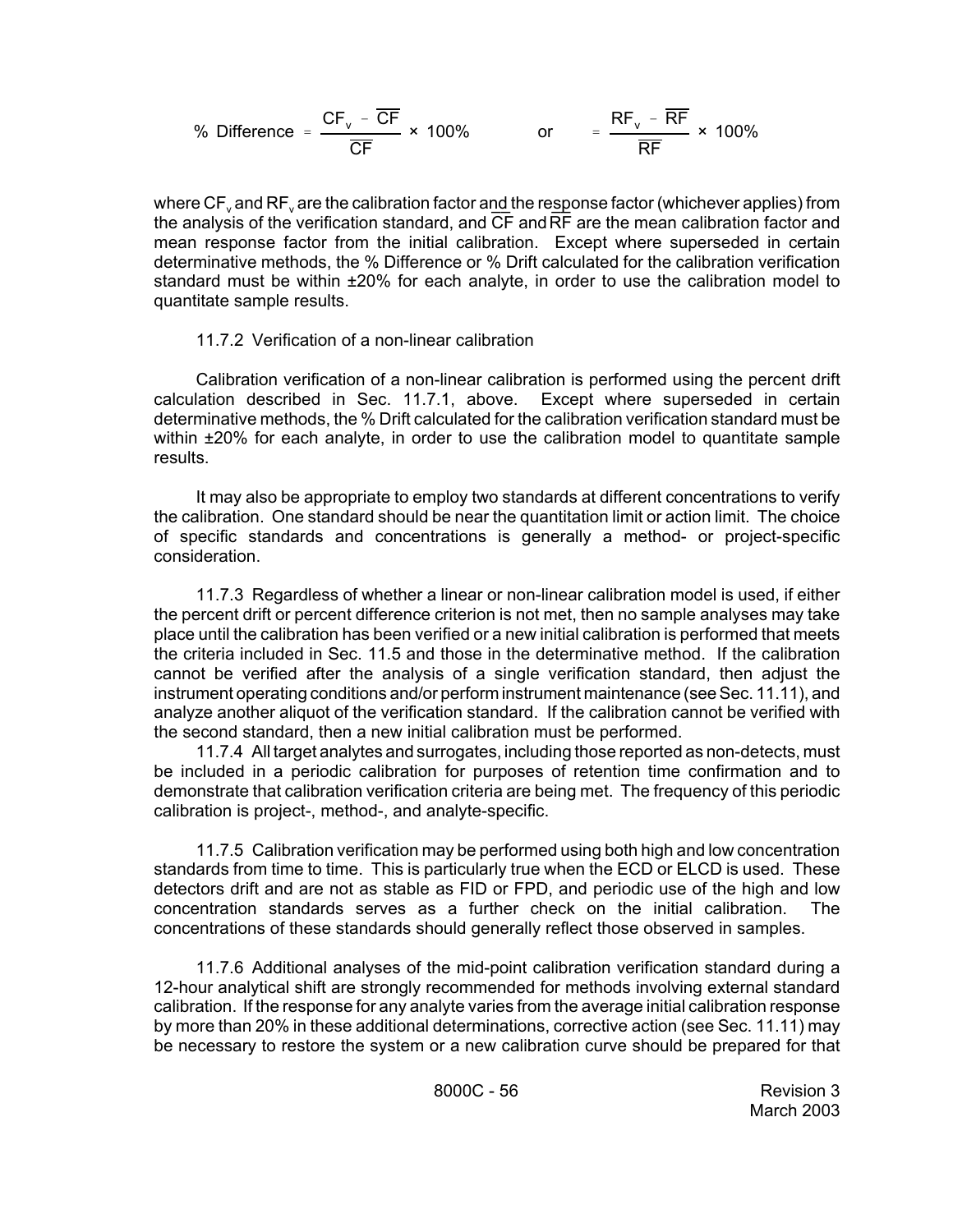$$\% \text{ Difference} = \frac{CF_v - \overline{CF}}{\overline{CF}} \times 100\% \qquad \text{or} \qquad = \frac{RF_v - \overline{RF}}{\overline{RF}} \times 100\%$$

where $CF_v$ and $RF_v$ are the calibration factor and the response factor (whichever applies) from the analysis of the verification standard, and $\overline{CF}$ and $\overline{RF}$ are the mean calibration factor and mean response factor from the initial calibration. Except where superseded in certain determinative methods, the % Difference or % Drift calculated for the calibration verification standard must be within ±20% for each analyte, in order to use the calibration model to quantitate sample results.

11.7.2 Verification of a non-linear calibration

Calibration verification of a non-linear calibration is performed using the percent drift calculation described in Sec. 11.7.1, above. Except where superseded in certain determinative methods, the % Drift calculated for the calibration verification standard must be within ±20% for each analyte, in order to use the calibration model to quantitate sample results.

It may also be appropriate to employ two standards at different concentrations to verify the calibration. One standard should be near the quantitation limit or action limit. The choice of specific standards and concentrations is generally a method- or project-specific consideration.

11.7.3 Regardless of whether a linear or non-linear calibration model is used, if either the percent drift or percent difference criterion is not met, then no sample analyses may take place until the calibration has been verified or a new initial calibration is performed that meets the criteria included in Sec. 11.5 and those in the determinative method. If the calibration cannot be verified after the analysis of a single verification standard, then adjust the instrument operating conditions and/or perform instrument maintenance (see Sec. 11.11), and analyze another aliquot of the verification standard. If the calibration cannot be verified with the second standard, then a new initial calibration must be performed.

11.7.4 All target analytes and surrogates, including those reported as non-detects, must be included in a periodic calibration for purposes of retention time confirmation and to demonstrate that calibration verification criteria are being met. The frequency of this periodic calibration is project-, method-, and analyte-specific.

11.7.5 Calibration verification may be performed using both high and low concentration standards from time to time. This is particularly true when the ECD or ELCD is used. These detectors drift and are not as stable as FID or FPD, and periodic use of the high and low concentration standards serves as a further check on the initial calibration. The concentrations of these standards should generally reflect those observed in samples.

11.7.6 Additional analyses of the mid-point calibration verification standard during a 12-hour analytical shift are strongly recommended for methods involving external standard calibration. If the response for any analyte varies from the average initial calibration response by more than 20% in these additional determinations, corrective action (see Sec. 11.11) may be necessary to restore the system or a new calibration curve should be prepared for that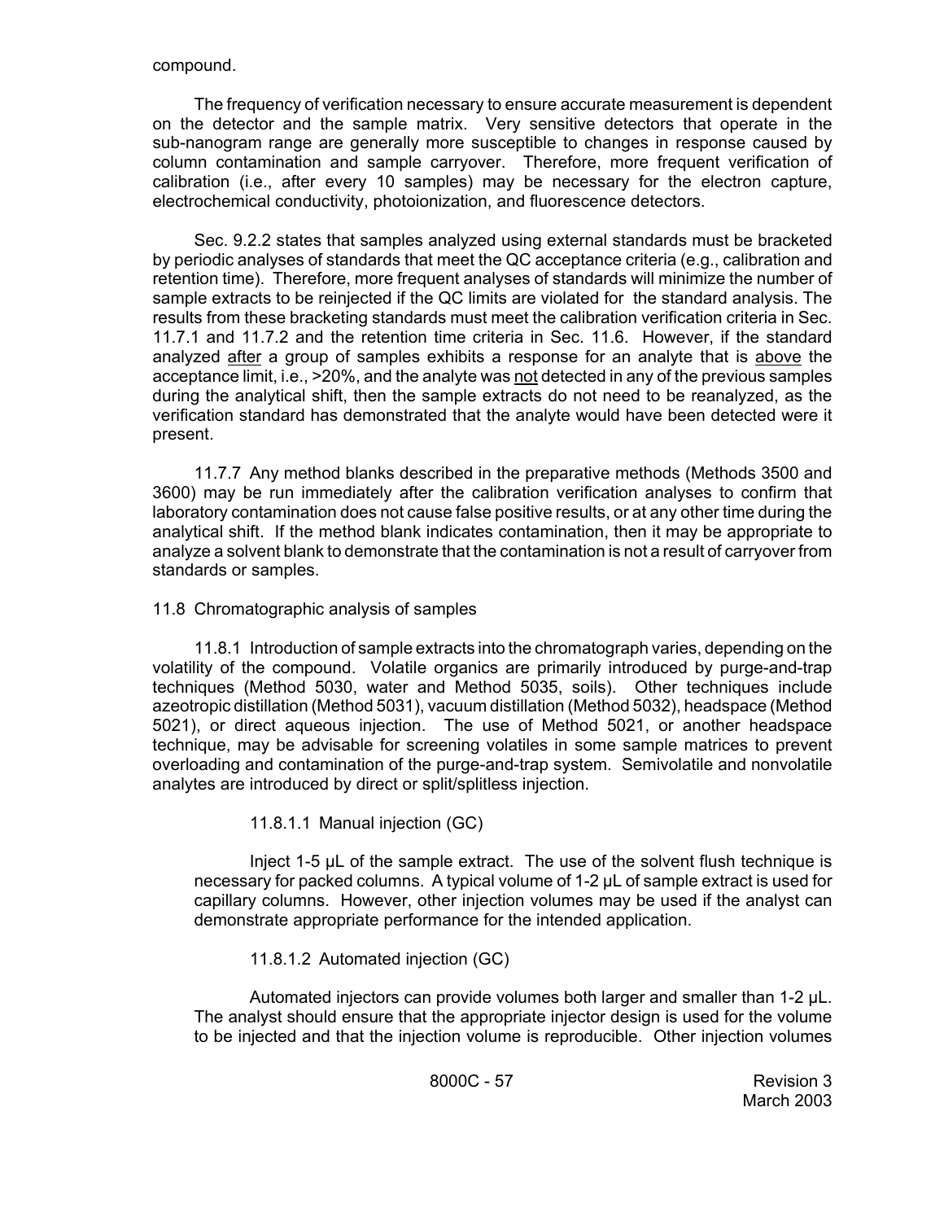compound.

The frequency of verification necessary to ensure accurate measurement is dependent on the detector and the sample matrix. Very sensitive detectors that operate in the sub-nanogram range are generally more susceptible to changes in response caused by column contamination and sample carryover. Therefore, more frequent verification of calibration (i.e., after every 10 samples) may be necessary for the electron capture, electrochemical conductivity, photoionization, and fluorescence detectors.

Sec. 9.2.2 states that samples analyzed using external standards must be bracketed by periodic analyses of standards that meet the QC acceptance criteria (e.g., calibration and retention time). Therefore, more frequent analyses of standards will minimize the number of sample extracts to be reinjected if the QC limits are violated for the standard analysis. The results from these bracketing standards must meet the calibration verification criteria in Sec. 11.7.1 and 11.7.2 and the retention time criteria in Sec. 11.6. However, if the standard analyzed <u>after</u> a group of samples exhibits a response for an analyte that is <u>above</u> the acceptance limit, i.e., >20%, and the analyte was <u>not</u> detected in any of the previous samples during the analytical shift, then the sample extracts do not need to be reanalyzed, as the verification standard has demonstrated that the analyte would have been detected were it present.

11.7.7 Any method blanks described in the preparative methods (Methods 3500 and 3600) may be run immediately after the calibration verification analyses to confirm that laboratory contamination does not cause false positive results, or at any other time during the analytical shift. If the method blank indicates contamination, then it may be appropriate to analyze a solvent blank to demonstrate that the contamination is not a result of carryover from standards or samples.

11.8 Chromatographic analysis of samples

11.8.1 Introduction of sample extracts into the chromatograph varies, depending on the volatility of the compound. Volatile organics are primarily introduced by purge-and-trap techniques (Method 5030, water and Method 5035, soils). Other techniques include azeotropic distillation (Method 5031), vacuum distillation (Method 5032), headspace (Method 5021), or direct aqueous injection. The use of Method 5021, or another headspace technique, may be advisable for screening volatiles in some sample matrices to prevent overloading and contamination of the purge-and-trap system. Semivolatile and nonvolatile analytes are introduced by direct or split/splitless injection.

11.8.1.1 Manual injection (GC)

Inject 1-5 µL of the sample extract. The use of the solvent flush technique is necessary for packed columns. A typical volume of 1-2 µL of sample extract is used for capillary columns. However, other injection volumes may be used if the analyst can demonstrate appropriate performance for the intended application.

11.8.1.2 Automated injection (GC)

Automated injectors can provide volumes both larger and smaller than 1-2 µL. The analyst should ensure that the appropriate injector design is used for the volume to be injected and that the injection volume is reproducible. Other injection volumes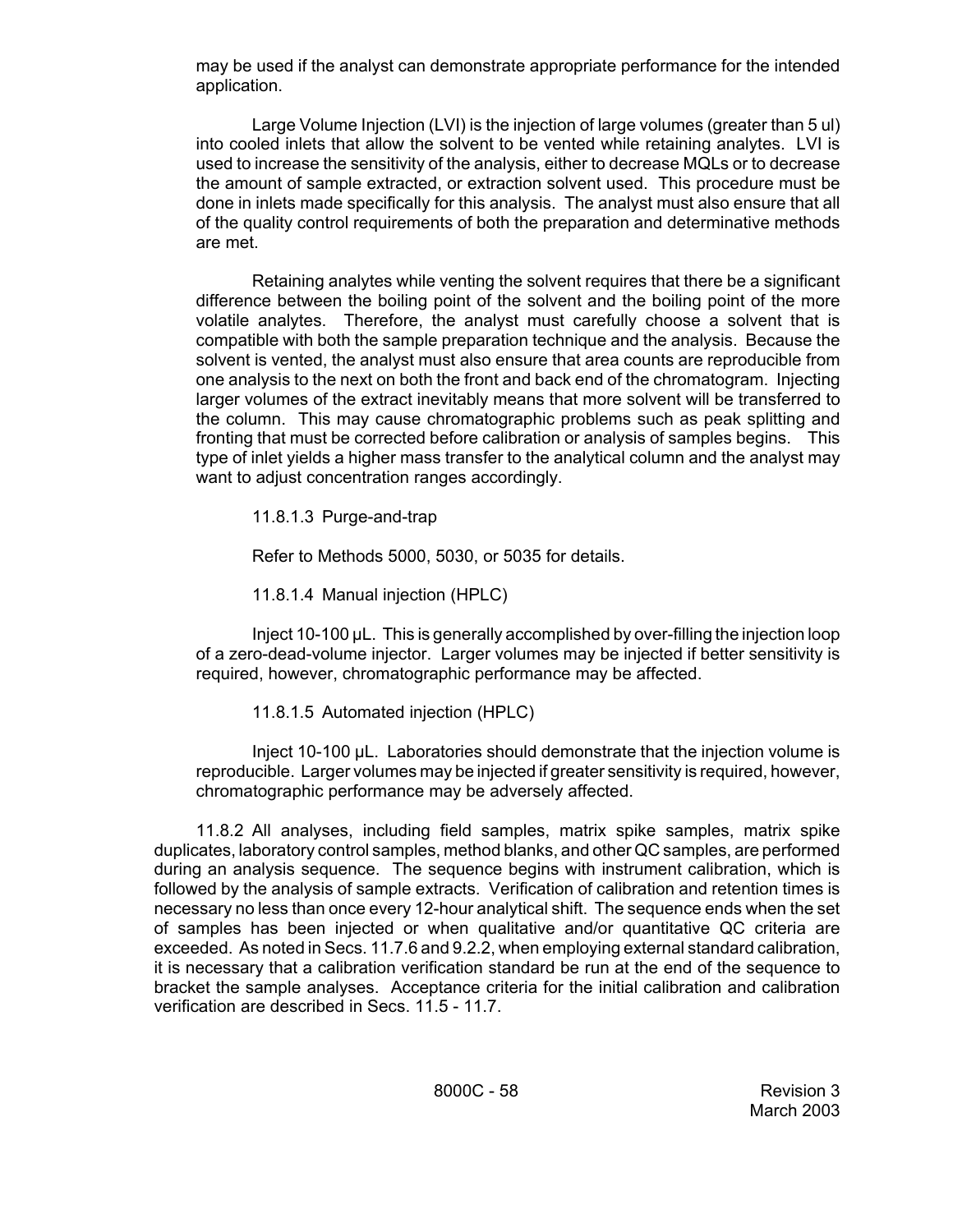may be used if the analyst can demonstrate appropriate performance for the intended application.

Large Volume Injection (LVI) is the injection of large volumes (greater than 5 ul) into cooled inlets that allow the solvent to be vented while retaining analytes. LVI is used to increase the sensitivity of the analysis, either to decrease MQLs or to decrease the amount of sample extracted, or extraction solvent used. This procedure must be done in inlets made specifically for this analysis. The analyst must also ensure that all of the quality control requirements of both the preparation and determinative methods are met.

Retaining analytes while venting the solvent requires that there be a significant difference between the boiling point of the solvent and the boiling point of the more volatile analytes. Therefore, the analyst must carefully choose a solvent that is compatible with both the sample preparation technique and the analysis. Because the solvent is vented, the analyst must also ensure that area counts are reproducible from one analysis to the next on both the front and back end of the chromatogram. Injecting larger volumes of the extract inevitably means that more solvent will be transferred to the column. This may cause chromatographic problems such as peak splitting and fronting that must be corrected before calibration or analysis of samples begins. This type of inlet yields a higher mass transfer to the analytical column and the analyst may want to adjust concentration ranges accordingly.

11.8.1.3 Purge-and-trap

Refer to Methods 5000, 5030, or 5035 for details.

11.8.1.4 Manual injection (HPLC)

Inject 10-100 µL. This is generally accomplished by over-filling the injection loop of a zero-dead-volume injector. Larger volumes may be injected if better sensitivity is required, however, chromatographic performance may be affected.

11.8.1.5 Automated injection (HPLC)

Inject 10-100 µL. Laboratories should demonstrate that the injection volume is reproducible. Larger volumes may be injected if greater sensitivity is required, however, chromatographic performance may be adversely affected.

11.8.2 All analyses, including field samples, matrix spike samples, matrix spike duplicates, laboratory control samples, method blanks, and other QC samples, are performed during an analysis sequence. The sequence begins with instrument calibration, which is followed by the analysis of sample extracts. Verification of calibration and retention times is necessary no less than once every 12-hour analytical shift. The sequence ends when the set of samples has been injected or when qualitative and/or quantitative QC criteria are exceeded. As noted in Secs. 11.7.6 and 9.2.2, when employing external standard calibration, it is necessary that a calibration verification standard be run at the end of the sequence to bracket the sample analyses. Acceptance criteria for the initial calibration and calibration verification are described in Secs. 11.5 - 11.7.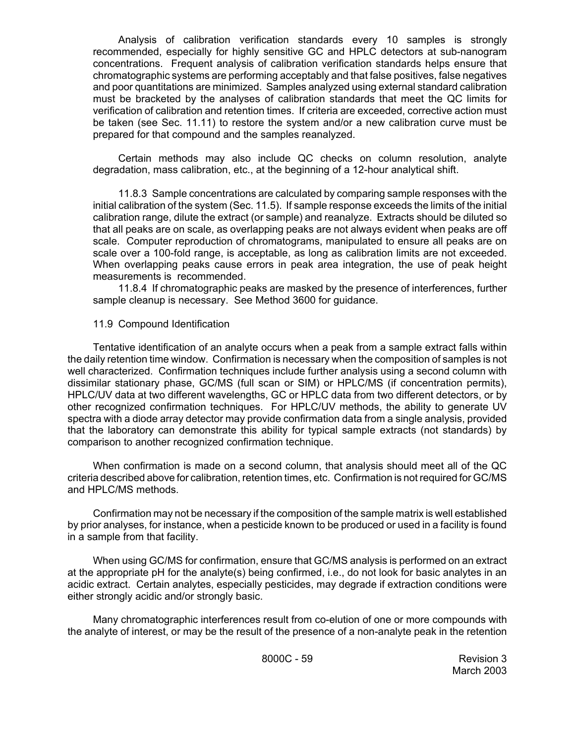Analysis of calibration verification standards every 10 samples is strongly recommended, especially for highly sensitive GC and HPLC detectors at sub-nanogram concentrations. Frequent analysis of calibration verification standards helps ensure that chromatographic systems are performing acceptably and that false positives, false negatives and poor quantitations are minimized. Samples analyzed using external standard calibration must be bracketed by the analyses of calibration standards that meet the QC limits for verification of calibration and retention times. If criteria are exceeded, corrective action must be taken (see Sec. 11.11) to restore the system and/or a new calibration curve must be prepared for that compound and the samples reanalyzed.

Certain methods may also include QC checks on column resolution, analyte degradation, mass calibration, etc., at the beginning of a 12-hour analytical shift.

11.8.3 Sample concentrations are calculated by comparing sample responses with the initial calibration of the system (Sec. 11.5). If sample response exceeds the limits of the initial calibration range, dilute the extract (or sample) and reanalyze. Extracts should be diluted so that all peaks are on scale, as overlapping peaks are not always evident when peaks are off scale. Computer reproduction of chromatograms, manipulated to ensure all peaks are on scale over a 100-fold range, is acceptable, as long as calibration limits are not exceeded. When overlapping peaks cause errors in peak area integration, the use of peak height measurements is recommended.

11.8.4 If chromatographic peaks are masked by the presence of interferences, further sample cleanup is necessary. See Method 3600 for guidance.

11.9 Compound Identification

Tentative identification of an analyte occurs when a peak from a sample extract falls within the daily retention time window. Confirmation is necessary when the composition of samples is not well characterized. Confirmation techniques include further analysis using a second column with dissimilar stationary phase, GC/MS (full scan or SIM) or HPLC/MS (if concentration permits), HPLC/UV data at two different wavelengths, GC or HPLC data from two different detectors, or by other recognized confirmation techniques. For HPLC/UV methods, the ability to generate UV spectra with a diode array detector may provide confirmation data from a single analysis, provided that the laboratory can demonstrate this ability for typical sample extracts (not standards) by comparison to another recognized confirmation technique.

When confirmation is made on a second column, that analysis should meet all of the QC criteria described above for calibration, retention times, etc. Confirmation is not required for GC/MS and HPLC/MS methods.

Confirmation may not be necessary if the composition of the sample matrix is well established by prior analyses, for instance, when a pesticide known to be produced or used in a facility is found in a sample from that facility.

When using GC/MS for confirmation, ensure that GC/MS analysis is performed on an extract at the appropriate pH for the analyte(s) being confirmed, i.e., do not look for basic analytes in an acidic extract. Certain analytes, especially pesticides, may degrade if extraction conditions were either strongly acidic and/or strongly basic.

Many chromatographic interferences result from co-elution of one or more compounds with the analyte of interest, or may be the result of the presence of a non-analyte peak in the retention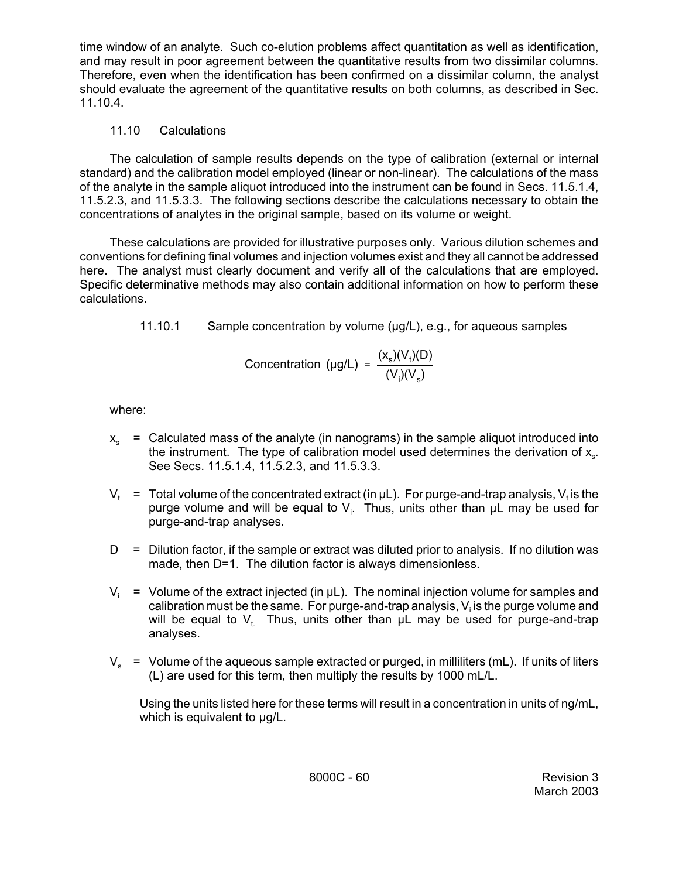time window of an analyte. Such co-elution problems affect quantitation as well as identification, and may result in poor agreement between the quantitative results from two dissimilar columns. Therefore, even when the identification has been confirmed on a dissimilar column, the analyst should evaluate the agreement of the quantitative results on both columns, as described in Sec. 11.10.4.

## 11.10 Calculations

The calculation of sample results depends on the type of calibration (external or internal standard) and the calibration model employed (linear or non-linear). The calculations of the mass of the analyte in the sample aliquot introduced into the instrument can be found in Secs. 11.5.1.4, 11.5.2.3, and 11.5.3.3. The following sections describe the calculations necessary to obtain the concentrations of analytes in the original sample, based on its volume or weight.

These calculations are provided for illustrative purposes only. Various dilution schemes and conventions for defining final volumes and injection volumes exist and they all cannot be addressed here. The analyst must clearly document and verify all of the calculations that are employed. Specific determinative methods may also contain additional information on how to perform these calculations.

### 11.10.1 Sample concentration by volume (µg/L), e.g., for aqueous samples

$$\text{Concentration } (\mu g/L) = \frac{(x_s)(V_t)(D)}{(V_i)(V_s)}$$

where:

$x_s$ = Calculated mass of the analyte (in nanograms) in the sample aliquot introduced into the instrument. The type of calibration model used determines the derivation of $x_s$. See Secs. 11.5.1.4, 11.5.2.3, and 11.5.3.3.

$V_t$ = Total volume of the concentrated extract (in µL). For purge-and-trap analysis, $V_t$ is the purge volume and will be equal to $V_i$. Thus, units other than µL may be used for purge-and-trap analyses.

$D$ = Dilution factor, if the sample or extract was diluted prior to analysis. If no dilution was made, then D=1. The dilution factor is always dimensionless.

$V_i$ = Volume of the extract injected (in µL). The nominal injection volume for samples and calibration must be the same. For purge-and-trap analysis, $V_i$ is the purge volume and will be equal to $V_t$. Thus, units other than µL may be used for purge-and-trap analyses.

$V_s$ = Volume of the aqueous sample extracted or purged, in milliliters (mL). If units of liters (L) are used for this term, then multiply the results by 1000 mL/L.

Using the units listed here for these terms will result in a concentration in units of ng/mL, which is equivalent to µg/L.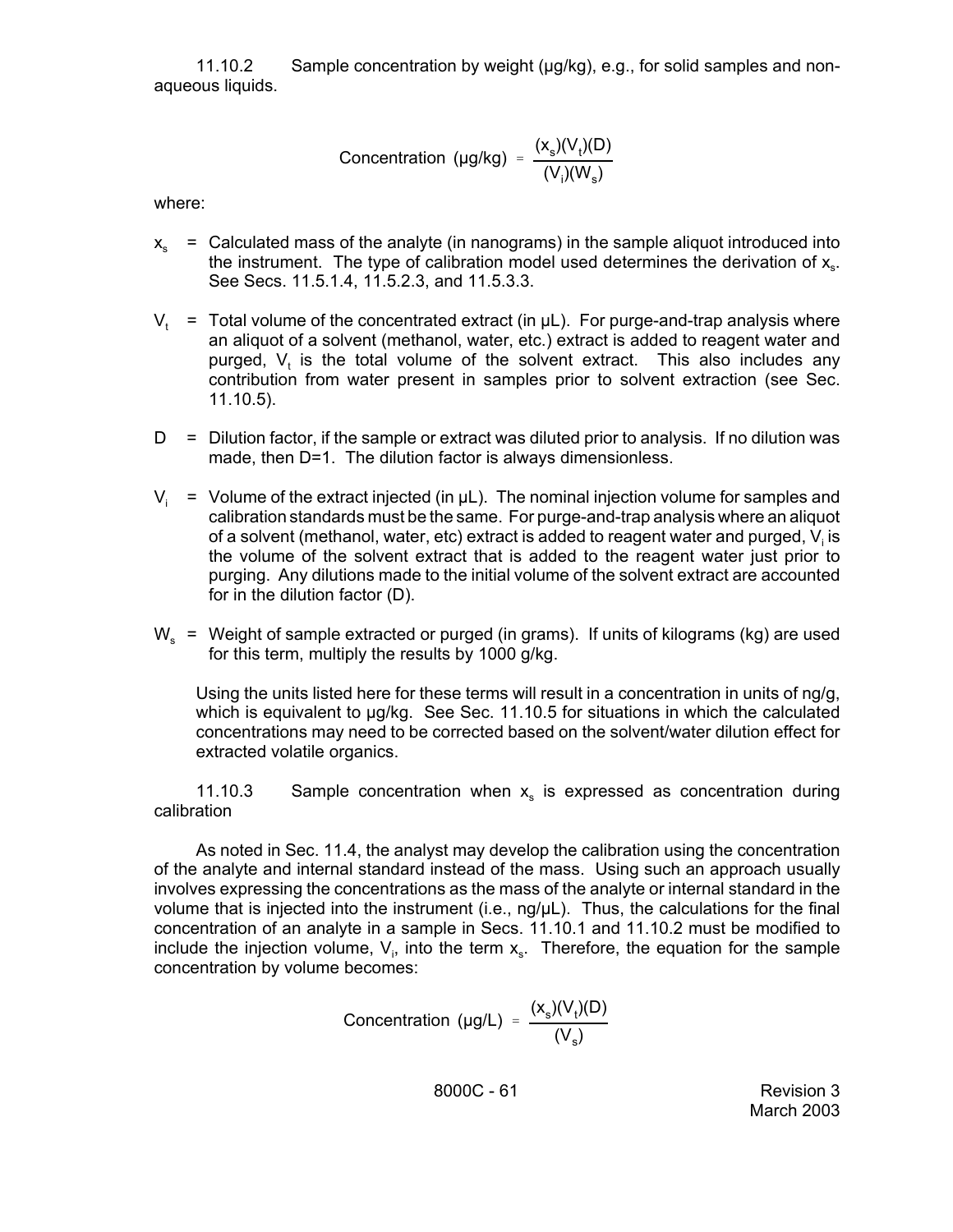11.10.2 Sample concentration by weight (µg/kg), e.g., for solid samples and non-aqueous liquids.

$$\text{Concentration (µg/kg)} = \frac{(x_s)(V_t)(D)}{(V_i)(W_s)}$$

where:

$x_s$ = Calculated mass of the analyte (in nanograms) in the sample aliquot introduced into the instrument. The type of calibration model used determines the derivation of $x_s$. See Secs. 11.5.1.4, 11.5.2.3, and 11.5.3.3.

$V_t$ = Total volume of the concentrated extract (in µL). For purge-and-trap analysis where an aliquot of a solvent (methanol, water, etc.) extract is added to reagent water and purged, $V_t$ is the total volume of the solvent extract. This also includes any contribution from water present in samples prior to solvent extraction (see Sec. 11.10.5).

D = Dilution factor, if the sample or extract was diluted prior to analysis. If no dilution was made, then D=1. The dilution factor is always dimensionless.

$V_i$ = Volume of the extract injected (in µL). The nominal injection volume for samples and calibration standards must be the same. For purge-and-trap analysis where an aliquot of a solvent (methanol, water, etc) extract is added to reagent water and purged, $V_i$ is the volume of the solvent extract that is added to the reagent water just prior to purging. Any dilutions made to the initial volume of the solvent extract are accounted for in the dilution factor (D).

$W_s$ = Weight of sample extracted or purged (in grams). If units of kilograms (kg) are used for this term, multiply the results by 1000 g/kg.

Using the units listed here for these terms will result in a concentration in units of ng/g, which is equivalent to µg/kg. See Sec. 11.10.5 for situations in which the calculated concentrations may need to be corrected based on the solvent/water dilution effect for extracted volatile organics.

11.10.3 Sample concentration when $x_s$ is expressed as concentration during calibration

As noted in Sec. 11.4, the analyst may develop the calibration using the concentration of the analyte and internal standard instead of the mass. Using such an approach usually involves expressing the concentrations as the mass of the analyte or internal standard in the volume that is injected into the instrument (i.e., ng/µL). Thus, the calculations for the final concentration of an analyte in a sample in Secs. 11.10.1 and 11.10.2 must be modified to include the injection volume, $V_i$, into the term $x_s$. Therefore, the equation for the sample concentration by volume becomes:

$$\text{Concentration (µg/L)} = \frac{(x_s)(V_t)(D)}{(V_s)}$$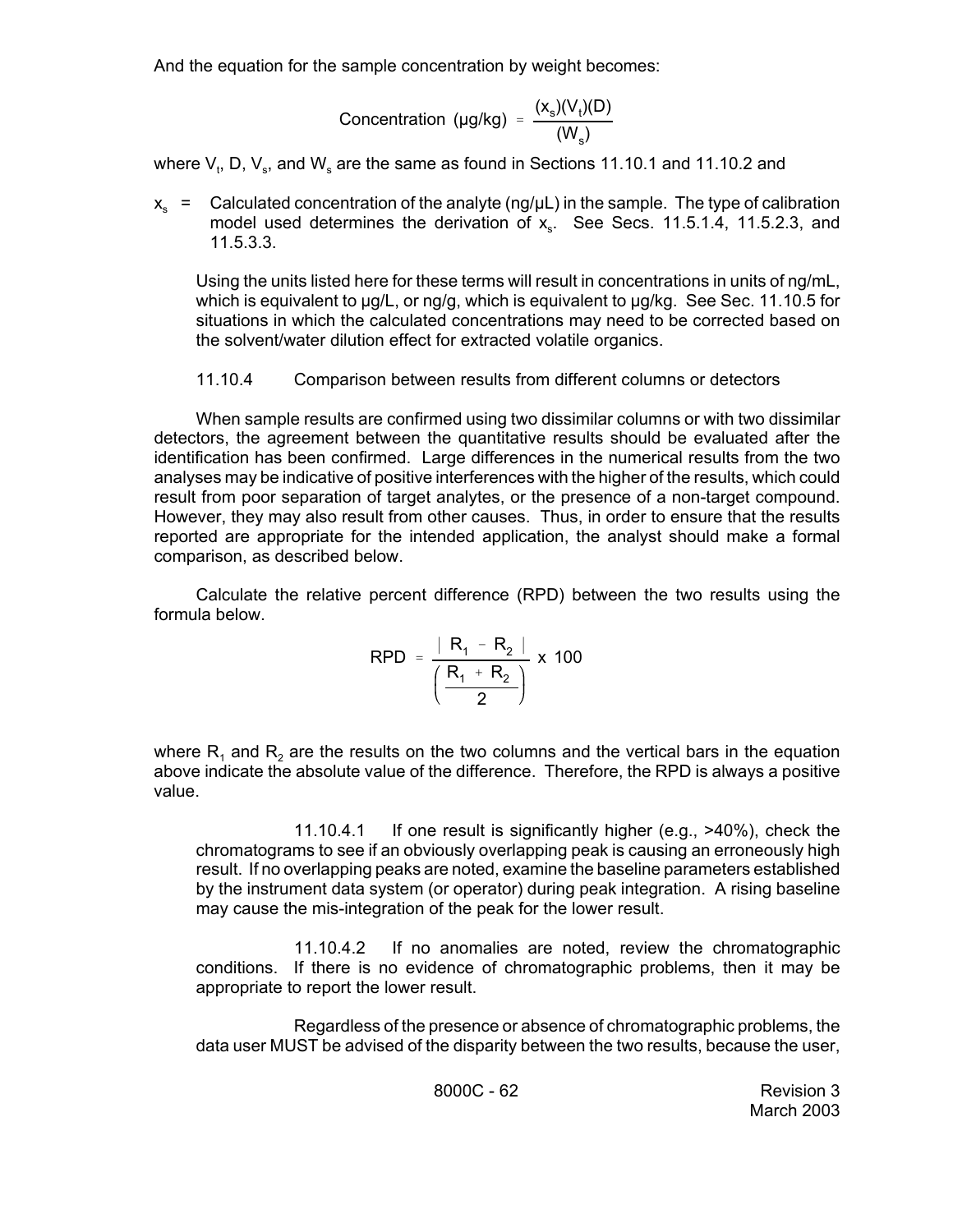And the equation for the sample concentration by weight becomes:

$$\text{Concentration } (\mu g/kg) = \frac{(x_s)(V_t)(D)}{(W_s)}$$

where $V_t$, D, $V_s$, and $W_s$ are the same as found in Sections 11.10.1 and 11.10.2 and

$x_s$ = Calculated concentration of the analyte (ng/µL) in the sample. The type of calibration model used determines the derivation of $x_s$. See Secs. 11.5.1.4, 11.5.2.3, and 11.5.3.3.

Using the units listed here for these terms will result in concentrations in units of ng/mL, which is equivalent to µg/L, or ng/g, which is equivalent to µg/kg. See Sec. 11.10.5 for situations in which the calculated concentrations may need to be corrected based on the solvent/water dilution effect for extracted volatile organics.

#### 11.10.4 Comparison between results from different columns or detectors

When sample results are confirmed using two dissimilar columns or with two dissimilar detectors, the agreement between the quantitative results should be evaluated after the identification has been confirmed. Large differences in the numerical results from the two analyses may be indicative of positive interferences with the higher of the results, which could result from poor separation of target analytes, or the presence of a non-target compound. However, they may also result from other causes. Thus, in order to ensure that the results reported are appropriate for the intended application, the analyst should make a formal comparison, as described below.

Calculate the relative percent difference (RPD) between the two results using the formula below.

$$RPD = \frac{|R_1 - R_2|}{\left(\frac{R_1 + R_2}{2}\right)} \times 100$$

where $R_1$ and $R_2$ are the results on the two columns and the vertical bars in the equation above indicate the absolute value of the difference. Therefore, the RPD is always a positive value.

11.10.4.1 If one result is significantly higher (e.g., >40%), check the chromatograms to see if an obviously overlapping peak is causing an erroneously high result. If no overlapping peaks are noted, examine the baseline parameters established by the instrument data system (or operator) during peak integration. A rising baseline may cause the mis-integration of the peak for the lower result.

11.10.4.2 If no anomalies are noted, review the chromatographic conditions. If there is no evidence of chromatographic problems, then it may be appropriate to report the lower result.

Regardless of the presence or absence of chromatographic problems, the data user MUST be advised of the disparity between the two results, because the user,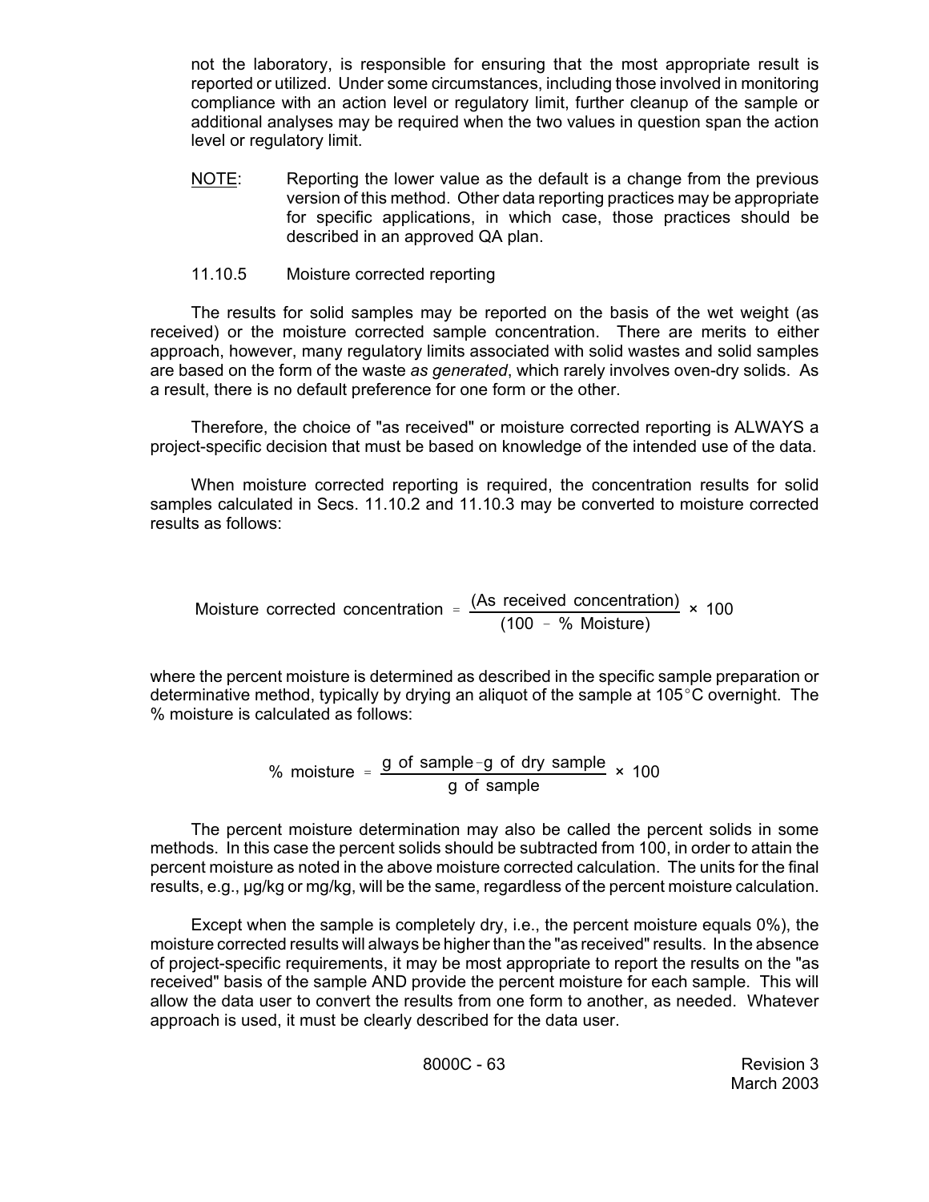not the laboratory, is responsible for ensuring that the most appropriate result is reported or utilized. Under some circumstances, including those involved in monitoring compliance with an action level or regulatory limit, further cleanup of the sample or additional analyses may be required when the two values in question span the action level or regulatory limit.

NOTE: Reporting the lower value as the default is a change from the previous version of this method. Other data reporting practices may be appropriate for specific applications, in which case, those practices should be described in an approved QA plan.

11.10.5 Moisture corrected reporting

The results for solid samples may be reported on the basis of the wet weight (as received) or the moisture corrected sample concentration. There are merits to either approach, however, many regulatory limits associated with solid wastes and solid samples are based on the form of the waste *as generated*, which rarely involves oven-dry solids. As a result, there is no default preference for one form or the other.

Therefore, the choice of "as received" or moisture corrected reporting is ALWAYS a project-specific decision that must be based on knowledge of the intended use of the data.

When moisture corrected reporting is required, the concentration results for solid samples calculated in Secs. 11.10.2 and 11.10.3 may be converted to moisture corrected results as follows:

$$\text{Moisture corrected concentration} = \frac{(\text{As received concentration})}{(100 - \%\ \text{Moisture})} \times 100$$

where the percent moisture is determined as described in the specific sample preparation or determinative method, typically by drying an aliquot of the sample at 105°C overnight. The % moisture is calculated as follows:

$$\%\ \text{moisture} = \frac{\text{g of sample} - \text{g of dry sample}}{\text{g of sample}} \times 100$$

The percent moisture determination may also be called the percent solids in some methods. In this case the percent solids should be subtracted from 100, in order to attain the percent moisture as noted in the above moisture corrected calculation. The units for the final results, e.g., µg/kg or mg/kg, will be the same, regardless of the percent moisture calculation.

Except when the sample is completely dry, i.e., the percent moisture equals 0%), the moisture corrected results will always be higher than the "as received" results. In the absence of project-specific requirements, it may be most appropriate to report the results on the "as received" basis of the sample AND provide the percent moisture for each sample. This will allow the data user to convert the results from one form to another, as needed. Whatever approach is used, it must be clearly described for the data user.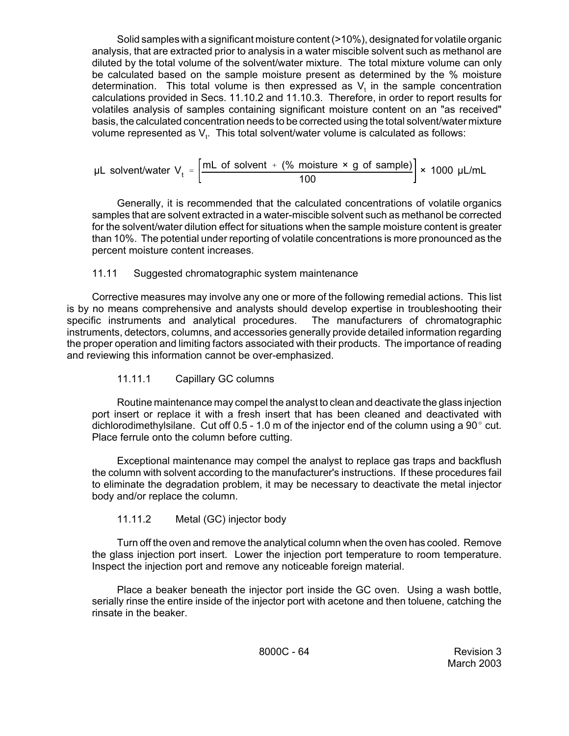Solid samples with a significant moisture content (>10%), designated for volatile organic analysis, that are extracted prior to analysis in a water miscible solvent such as methanol are diluted by the total volume of the solvent/water mixture. The total mixture volume can only be calculated based on the sample moisture present as determined by the % moisture determination. This total volume is then expressed as $V_t$ in the sample concentration calculations provided in Secs. 11.10.2 and 11.10.3. Therefore, in order to report results for volatiles analysis of samples containing significant moisture content on an "as received" basis, the calculated concentration needs to be corrected using the total solvent/water mixture volume represented as $V_t$. This total solvent/water volume is calculated as follows:

$$\mu\text{L solvent/water } V_t = \left[\frac{\text{mL of solvent} + (\%\text{ moisture} \times \text{g of sample})}{100}\right] \times 1000\ \mu\text{L/mL}$$

Generally, it is recommended that the calculated concentrations of volatile organics samples that are solvent extracted in a water-miscible solvent such as methanol be corrected for the solvent/water dilution effect for situations when the sample moisture content is greater than 10%. The potential under reporting of volatile concentrations is more pronounced as the percent moisture content increases.

## 11.11 Suggested chromatographic system maintenance

Corrective measures may involve any one or more of the following remedial actions. This list is by no means comprehensive and analysts should develop expertise in troubleshooting their specific instruments and analytical procedures. The manufacturers of chromatographic instruments, detectors, columns, and accessories generally provide detailed information regarding the proper operation and limiting factors associated with their products. The importance of reading and reviewing this information cannot be over-emphasized.

### 11.11.1 Capillary GC columns

Routine maintenance may compel the analyst to clean and deactivate the glass injection port insert or replace it with a fresh insert that has been cleaned and deactivated with dichlorodimethylsilane. Cut off 0.5 - 1.0 m of the injector end of the column using a 90° cut. Place ferrule onto the column before cutting.

Exceptional maintenance may compel the analyst to replace gas traps and backflush the column with solvent according to the manufacturer's instructions. If these procedures fail to eliminate the degradation problem, it may be necessary to deactivate the metal injector body and/or replace the column.

### 11.11.2 Metal (GC) injector body

Turn off the oven and remove the analytical column when the oven has cooled. Remove the glass injection port insert. Lower the injection port temperature to room temperature. Inspect the injection port and remove any noticeable foreign material.

Place a beaker beneath the injector port inside the GC oven. Using a wash bottle, serially rinse the entire inside of the injector port with acetone and then toluene, catching the rinsate in the beaker.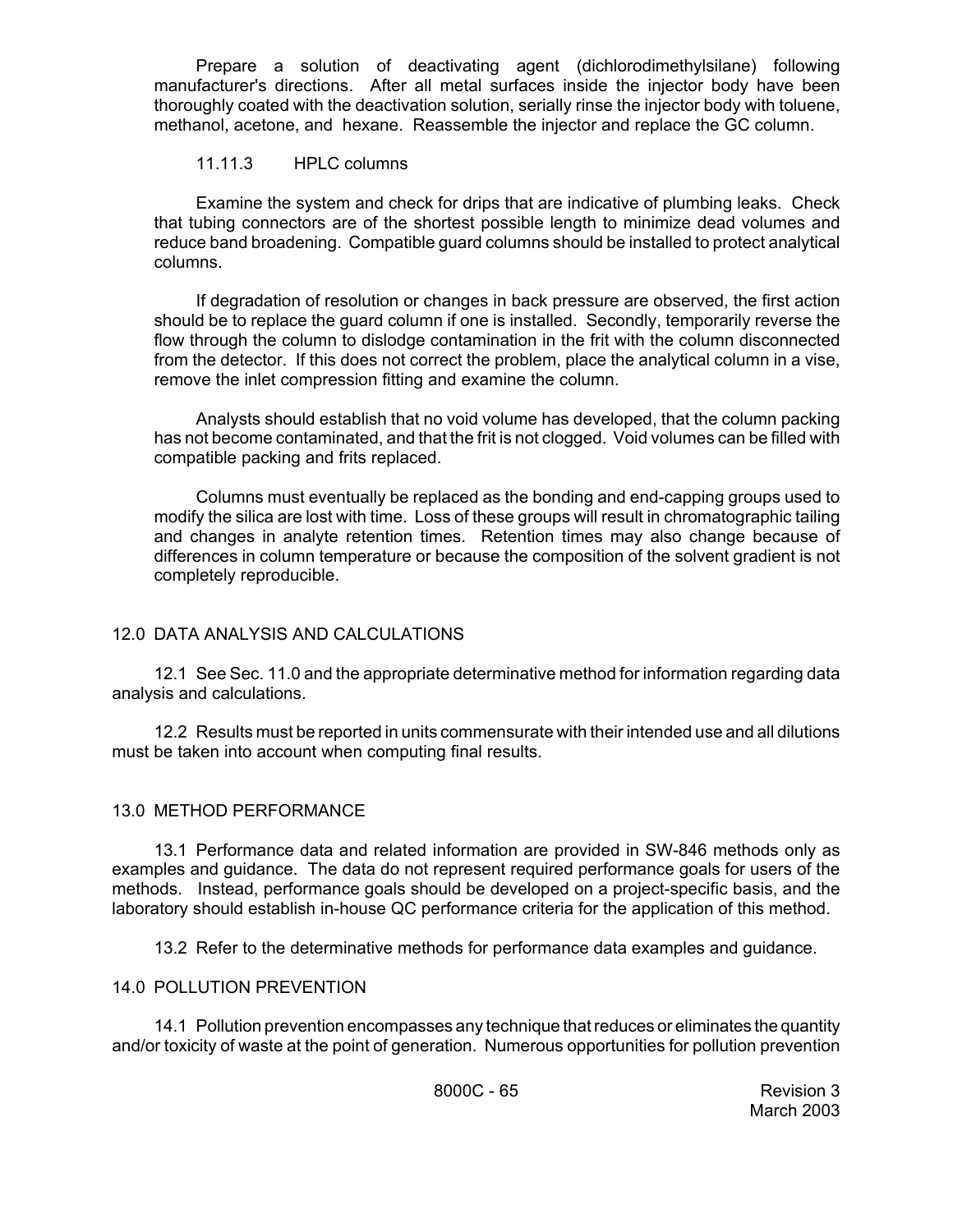Prepare a solution of deactivating agent (dichlorodimethylsilane) following manufacturer's directions. After all metal surfaces inside the injector body have been thoroughly coated with the deactivation solution, serially rinse the injector body with toluene, methanol, acetone, and hexane. Reassemble the injector and replace the GC column.

#### 11.11.3 HPLC columns

Examine the system and check for drips that are indicative of plumbing leaks. Check that tubing connectors are of the shortest possible length to minimize dead volumes and reduce band broadening. Compatible guard columns should be installed to protect analytical columns.

If degradation of resolution or changes in back pressure are observed, the first action should be to replace the guard column if one is installed. Secondly, temporarily reverse the flow through the column to dislodge contamination in the frit with the column disconnected from the detector. If this does not correct the problem, place the analytical column in a vise, remove the inlet compression fitting and examine the column.

Analysts should establish that no void volume has developed, that the column packing has not become contaminated, and that the frit is not clogged. Void volumes can be filled with compatible packing and frits replaced.

Columns must eventually be replaced as the bonding and end-capping groups used to modify the silica are lost with time. Loss of these groups will result in chromatographic tailing and changes in analyte retention times. Retention times may also change because of differences in column temperature or because the composition of the solvent gradient is not completely reproducible.

## 12.0 DATA ANALYSIS AND CALCULATIONS

12.1 See Sec. 11.0 and the appropriate determinative method for information regarding data analysis and calculations.

12.2 Results must be reported in units commensurate with their intended use and all dilutions must be taken into account when computing final results.

## 13.0 METHOD PERFORMANCE

13.1 Performance data and related information are provided in SW-846 methods only as examples and guidance. The data do not represent required performance goals for users of the methods. Instead, performance goals should be developed on a project-specific basis, and the laboratory should establish in-house QC performance criteria for the application of this method.

13.2 Refer to the determinative methods for performance data examples and guidance.

## 14.0 POLLUTION PREVENTION

14.1 Pollution prevention encompasses any technique that reduces or eliminates the quantity and/or toxicity of waste at the point of generation. Numerous opportunities for pollution prevention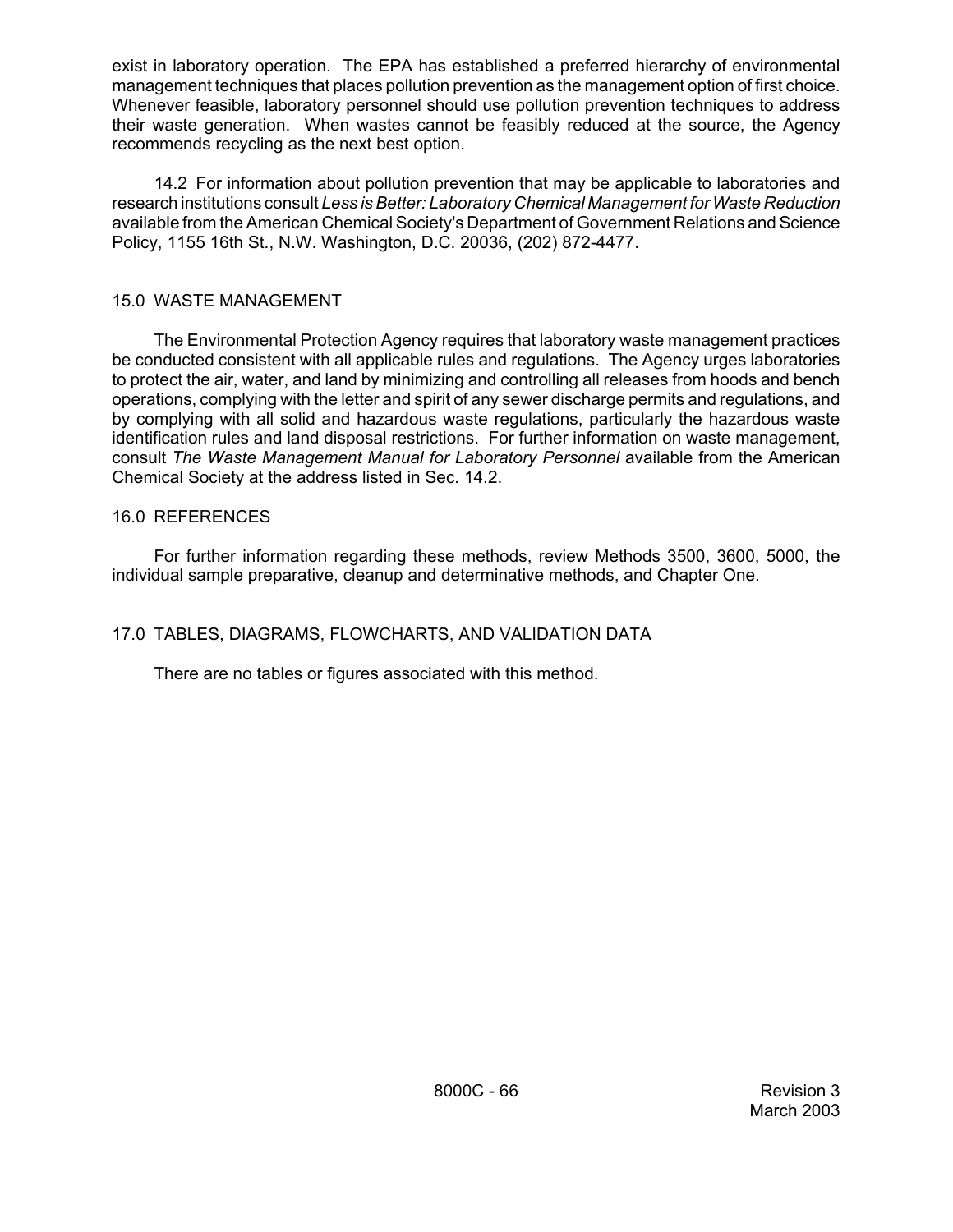exist in laboratory operation. The EPA has established a preferred hierarchy of environmental management techniques that places pollution prevention as the management option of first choice. Whenever feasible, laboratory personnel should use pollution prevention techniques to address their waste generation. When wastes cannot be feasibly reduced at the source, the Agency recommends recycling as the next best option.

14.2 For information about pollution prevention that may be applicable to laboratories and research institutions consult *Less is Better: Laboratory Chemical Management for Waste Reduction* available from the American Chemical Society's Department of Government Relations and Science Policy, 1155 16th St., N.W. Washington, D.C. 20036, (202) 872-4477.

## 15.0 WASTE MANAGEMENT

The Environmental Protection Agency requires that laboratory waste management practices be conducted consistent with all applicable rules and regulations. The Agency urges laboratories to protect the air, water, and land by minimizing and controlling all releases from hoods and bench operations, complying with the letter and spirit of any sewer discharge permits and regulations, and by complying with all solid and hazardous waste regulations, particularly the hazardous waste identification rules and land disposal restrictions. For further information on waste management, consult *The Waste Management Manual for Laboratory Personnel* available from the American Chemical Society at the address listed in Sec. 14.2.

## 16.0 REFERENCES

For further information regarding these methods, review Methods 3500, 3600, 5000, the individual sample preparative, cleanup and determinative methods, and Chapter One.

## 17.0 TABLES, DIAGRAMS, FLOWCHARTS, AND VALIDATION DATA

There are no tables or figures associated with this method.